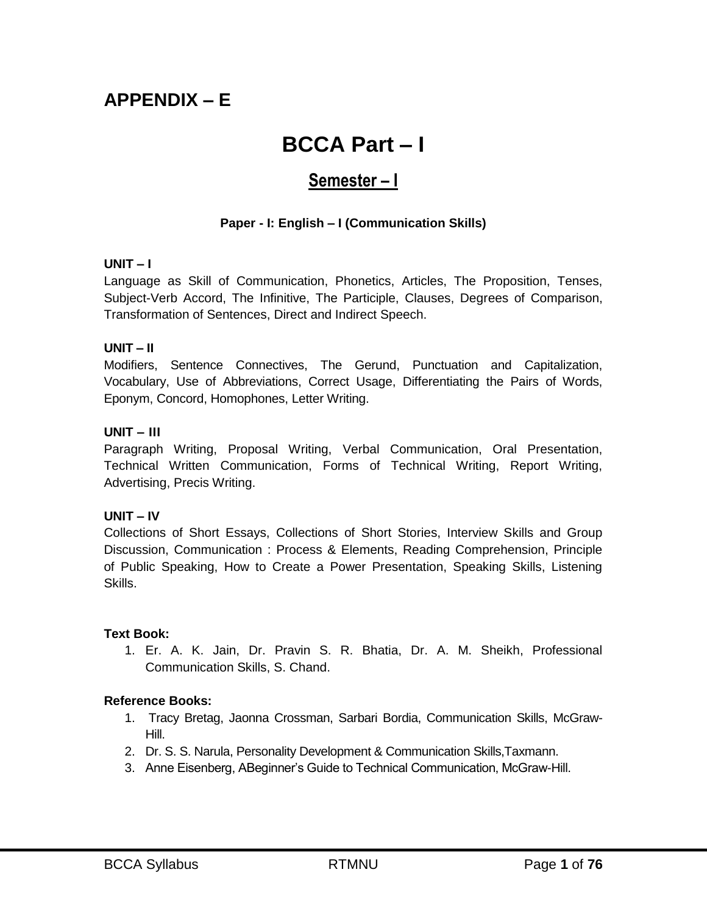# APPENDIX – E

# BCCA Part – I

## Semester – I

### Paper - I: English – I (Communication Skills)

**UNIT – I**

Language as Skill of Communication, Phonetics, Articles, The Proposition, Tenses, Subject-Verb Accord, The Infinitive, The Participle, Clauses, Degrees of Comparison, Transformation of Sentences, Direct and Indirect Speech.

**UNIT – II**

Modifiers, Sentence Connectives, The Gerund, Punctuation and Capitalization, Vocabulary, Use of Abbreviations, Correct Usage, Differentiating the Pairs of Words, Eponym, Concord, Homophones, Letter Writing.

**UNIT – III**

Paragraph Writing, Proposal Writing, Verbal Communication, Oral Presentation, Technical Written Communication, Forms of Technical Writing, Report Writing, Advertising, Precis Writing.

**UNIT – IV**

Collections of Short Essays, Collections of Short Stories, Interview Skills and Group Discussion, Communication : Process & Elements, Reading Comprehension, Principle of Public Speaking, How to Create a Power Presentation, Speaking Skills, Listening Skills.

**Text Book:**

1. Er. A. K. Jain, Dr. Pravin S. R. Bhatia, Dr. A. M. Sheikh, Professional Communication Skills, S. Chand.

**Reference Books:**

1. Tracy Bretag, Jaonna Crossman, Sarbari Bordia, Communication Skills, McGraw-Hill.
2. Dr. S. S. Narula, Personality Development & Communication Skills,Taxmann.
3. Anne Eisenberg, ABeginner's Guide to Technical Communication, McGraw-Hill.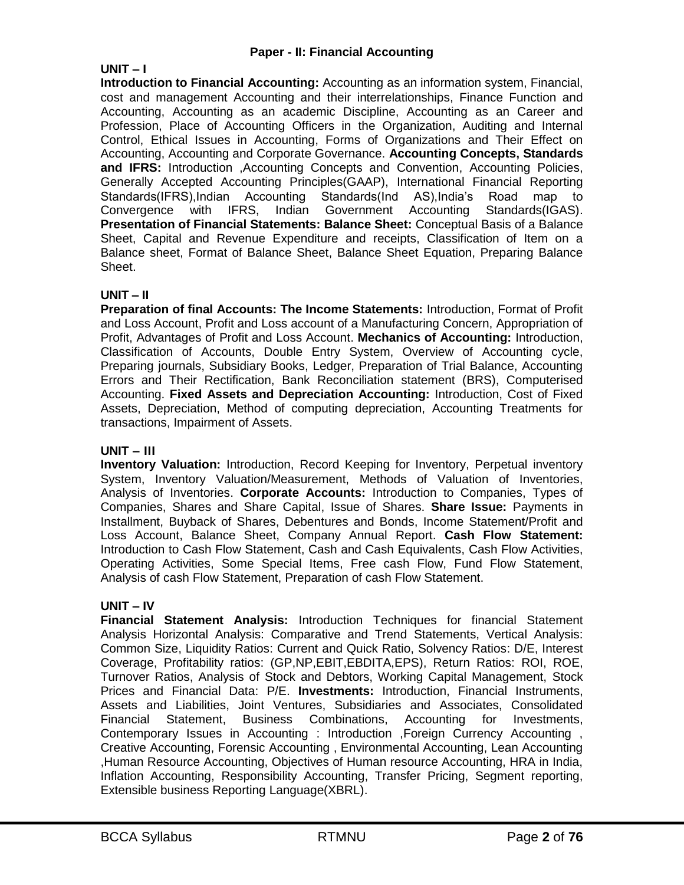## Paper - II: Financial Accounting

### UNIT – I

**Introduction to Financial Accounting:** Accounting as an information system, Financial, cost and management Accounting and their interrelationships, Finance Function and Accounting, Accounting as an academic Discipline, Accounting as an Career and Profession, Place of Accounting Officers in the Organization, Auditing and Internal Control, Ethical Issues in Accounting, Forms of Organizations and Their Effect on Accounting, Accounting and Corporate Governance. **Accounting Concepts, Standards and IFRS:** Introduction ,Accounting Concepts and Convention, Accounting Policies, Generally Accepted Accounting Principles(GAAP), International Financial Reporting Standards(IFRS),Indian Accounting Standards(Ind AS),India's Road map to Convergence with IFRS, Indian Government Accounting Standards(IGAS). **Presentation of Financial Statements: Balance Sheet:** Conceptual Basis of a Balance Sheet, Capital and Revenue Expenditure and receipts, Classification of Item on a Balance sheet, Format of Balance Sheet, Balance Sheet Equation, Preparing Balance Sheet.

### UNIT – II

**Preparation of final Accounts: The Income Statements:** Introduction, Format of Profit and Loss Account, Profit and Loss account of a Manufacturing Concern, Appropriation of Profit, Advantages of Profit and Loss Account. **Mechanics of Accounting:** Introduction, Classification of Accounts, Double Entry System, Overview of Accounting cycle, Preparing journals, Subsidiary Books, Ledger, Preparation of Trial Balance, Accounting Errors and Their Rectification, Bank Reconciliation statement (BRS), Computerised Accounting. **Fixed Assets and Depreciation Accounting:** Introduction, Cost of Fixed Assets, Depreciation, Method of computing depreciation, Accounting Treatments for transactions, Impairment of Assets.

### UNIT – III

**Inventory Valuation:** Introduction, Record Keeping for Inventory, Perpetual inventory System, Inventory Valuation/Measurement, Methods of Valuation of Inventories, Analysis of Inventories. **Corporate Accounts:** Introduction to Companies, Types of Companies, Shares and Share Capital, Issue of Shares. **Share Issue:** Payments in Installment, Buyback of Shares, Debentures and Bonds, Income Statement/Profit and Loss Account, Balance Sheet, Company Annual Report. **Cash Flow Statement:** Introduction to Cash Flow Statement, Cash and Cash Equivalents, Cash Flow Activities, Operating Activities, Some Special Items, Free cash Flow, Fund Flow Statement, Analysis of cash Flow Statement, Preparation of cash Flow Statement.

### UNIT – IV

**Financial Statement Analysis:** Introduction Techniques for financial Statement Analysis Horizontal Analysis: Comparative and Trend Statements, Vertical Analysis: Common Size, Liquidity Ratios: Current and Quick Ratio, Solvency Ratios: D/E, Interest Coverage, Profitability ratios: (GP,NP,EBIT,EBDITA,EPS), Return Ratios: ROI, ROE, Turnover Ratios, Analysis of Stock and Debtors, Working Capital Management, Stock Prices and Financial Data: P/E. **Investments:** Introduction, Financial Instruments, Assets and Liabilities, Joint Ventures, Subsidiaries and Associates, Consolidated Financial Statement, Business Combinations, Accounting for Investments, Contemporary Issues in Accounting : Introduction ,Foreign Currency Accounting , Creative Accounting, Forensic Accounting , Environmental Accounting, Lean Accounting ,Human Resource Accounting, Objectives of Human resource Accounting, HRA in India, Inflation Accounting, Responsibility Accounting, Transfer Pricing, Segment reporting, Extensible business Reporting Language(XBRL).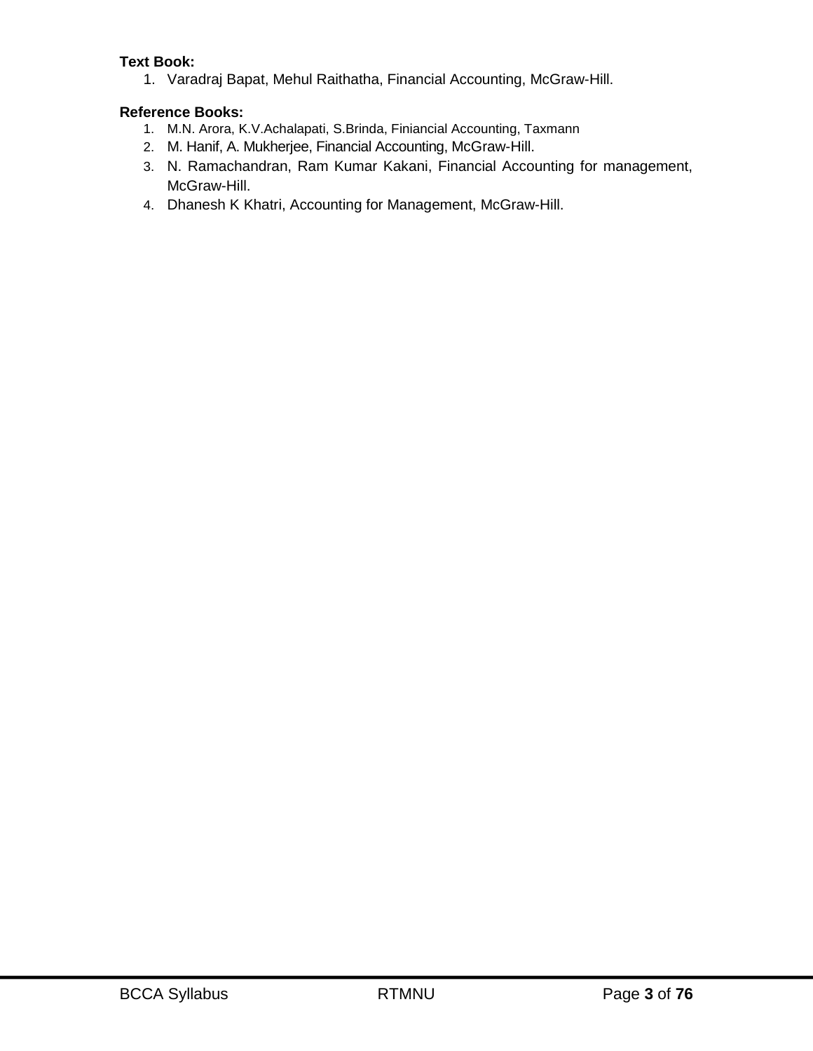**Text Book:**

1. Varadraj Bapat, Mehul Raithatha, Financial Accounting, McGraw-Hill.

**Reference Books:**

1. M.N. Arora, K.V.Achalapati, S.Brinda, Finiancial Accounting, Taxmann
2. M. Hanif, A. Mukherjee, Financial Accounting, McGraw-Hill.
3. N. Ramachandran, Ram Kumar Kakani, Financial Accounting for management, McGraw-Hill.
4. Dhanesh K Khatri, Accounting for Management, McGraw-Hill.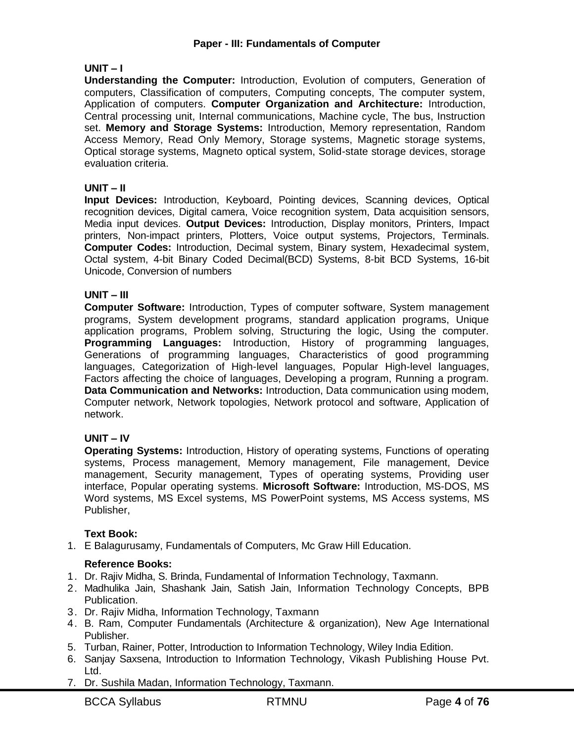## Paper - III: Fundamentals of Computer

### UNIT – I

**Understanding the Computer:** Introduction, Evolution of computers, Generation of computers, Classification of computers, Computing concepts, The computer system, Application of computers. **Computer Organization and Architecture:** Introduction, Central processing unit, Internal communications, Machine cycle, The bus, Instruction set. **Memory and Storage Systems:** Introduction, Memory representation, Random Access Memory, Read Only Memory, Storage systems, Magnetic storage systems, Optical storage systems, Magneto optical system, Solid-state storage devices, storage evaluation criteria.

### UNIT – II

**Input Devices:** Introduction, Keyboard, Pointing devices, Scanning devices, Optical recognition devices, Digital camera, Voice recognition system, Data acquisition sensors, Media input devices. **Output Devices:** Introduction, Display monitors, Printers, Impact printers, Non-impact printers, Plotters, Voice output systems, Projectors, Terminals. **Computer Codes:** Introduction, Decimal system, Binary system, Hexadecimal system, Octal system, 4-bit Binary Coded Decimal(BCD) Systems, 8-bit BCD Systems, 16-bit Unicode, Conversion of numbers

### UNIT – III

**Computer Software:** Introduction, Types of computer software, System management programs, System development programs, standard application programs, Unique application programs, Problem solving, Structuring the logic, Using the computer. **Programming Languages:** Introduction, History of programming languages, Generations of programming languages, Characteristics of good programming languages, Categorization of High-level languages, Popular High-level languages, Factors affecting the choice of languages, Developing a program, Running a program. **Data Communication and Networks:** Introduction, Data communication using modem, Computer network, Network topologies, Network protocol and software, Application of network.

### UNIT – IV

**Operating Systems:** Introduction, History of operating systems, Functions of operating systems, Process management, Memory management, File management, Device management, Security management, Types of operating systems, Providing user interface, Popular operating systems. **Microsoft Software:** Introduction, MS-DOS, MS Word systems, MS Excel systems, MS PowerPoint systems, MS Access systems, MS Publisher,

**Text Book:**

1. E Balagurusamy, Fundamentals of Computers, Mc Graw Hill Education.

**Reference Books:**

1. Dr. Rajiv Midha, S. Brinda, Fundamental of Information Technology, Taxmann.
2. Madhulika Jain, Shashank Jain, Satish Jain, Information Technology Concepts, BPB Publication.
3. Dr. Rajiv Midha, Information Technology, Taxmann
4. B. Ram, Computer Fundamentals (Architecture & organization), New Age International Publisher.
5. Turban, Rainer, Potter, Introduction to Information Technology, Wiley India Edition.
6. Sanjay Saxsena, Introduction to Information Technology, Vikash Publishing House Pvt. Ltd.
7. Dr. Sushila Madan, Information Technology, Taxmann.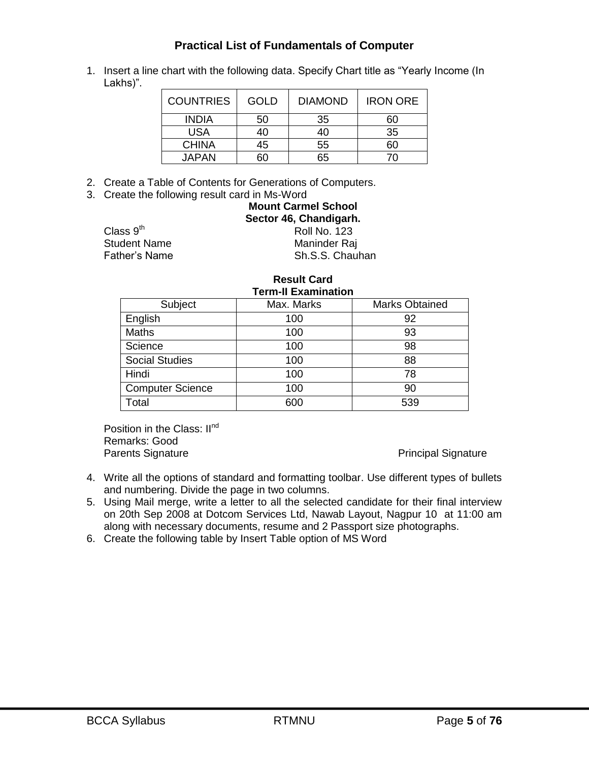## Practical List of Fundamentals of Computer

1. Insert a line chart with the following data. Specify Chart title as “Yearly Income (In Lakhs)”.

| COUNTRIES | GOLD | DIAMOND | IRON ORE |
|---|---|---|---|
| INDIA | 50 | 35 | 60 |
| USA | 40 | 40 | 35 |
| CHINA | 45 | 55 | 60 |
| JAPAN | 60 | 65 | 70 |

2. Create a Table of Contents for Generations of Computers.
3. Create the following result card in Ms-Word

**Mount Carmel School**
**Sector 46, Chandigarh.**

Class 9th Roll No. 123
Student Name Maninder Raj
Father’s Name Sh.S.S. Chauhan

**Result Card**
**Term-II Examination**

| Subject | Max. Marks | Marks Obtained |
|---|---|---|
| English | 100 | 92 |
| Maths | 100 | 93 |
| Science | 100 | 98 |
| Social Studies | 100 | 88 |
| Hindi | 100 | 78 |
| Computer Science | 100 | 90 |
| Total | 600 | 539 |

Position in the Class: IInd
Remarks: Good
Parents Signature Principal Signature

4. Write all the options of standard and formatting toolbar. Use different types of bullets and numbering. Divide the page in two columns.
5. Using Mail merge, write a letter to all the selected candidate for their final interview on 20th Sep 2008 at Dotcom Services Ltd, Nawab Layout, Nagpur 10 at 11:00 am along with necessary documents, resume and 2 Passport size photographs.
6. Create the following table by Insert Table option of MS Word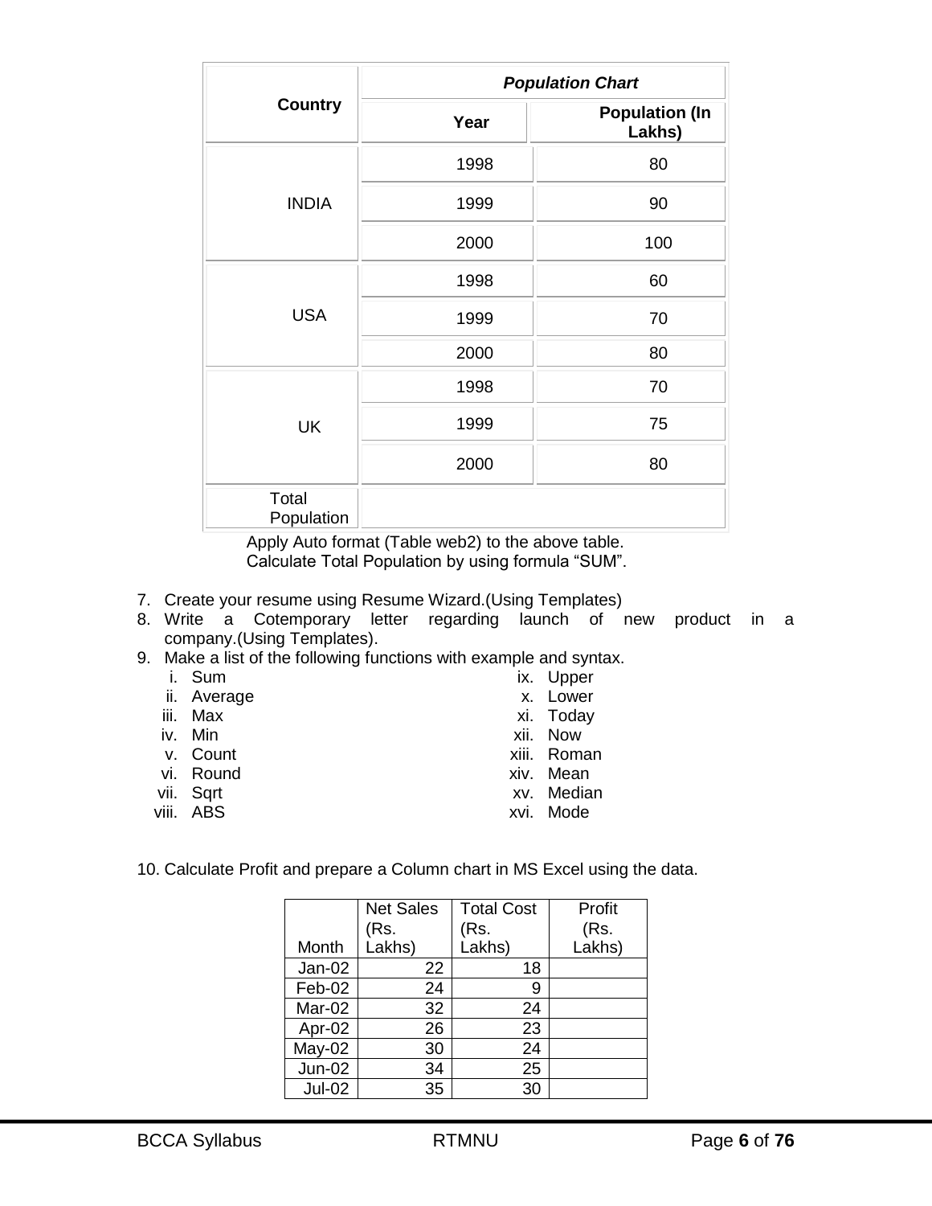| Country | *Population Chart* | |
|---|---|---|
| | **Year** | **Population (In Lakhs)** |
| INDIA | 1998 | 80 |
| | 1999 | 90 |
| | 2000 | 100 |
| USA | 1998 | 60 |
| | 1999 | 70 |
| | 2000 | 80 |
| UK | 1998 | 70 |
| | 1999 | 75 |
| | 2000 | 80 |
| Total Population | | |

Apply Auto format (Table web2) to the above table.
Calculate Total Population by using formula "SUM".

7. Create your resume using Resume Wizard.(Using Templates)
8. Write a Cotemporary letter regarding launch of new product in a company.(Using Templates).
9. Make a list of the following functions with example and syntax.
   - i. Sum
   - ii. Average
   - iii. Max
   - iv. Min
   - v. Count
   - vi. Round
   - vii. Sqrt
   - viii. ABS
   - ix. Upper
   - x. Lower
   - xi. Today
   - xii. Now
   - xiii. Roman
   - xiv. Mean
   - xv. Median
   - xvi. Mode

10. Calculate Profit and prepare a Column chart in MS Excel using the data.

| Month | Net Sales (Rs. Lakhs) | Total Cost (Rs. Lakhs) | Profit (Rs. Lakhs) |
|---|---|---|---|
| Jan-02 | 22 | 18 | |
| Feb-02 | 24 | 9 | |
| Mar-02 | 32 | 24 | |
| Apr-02 | 26 | 23 | |
| May-02 | 30 | 24 | |
| Jun-02 | 34 | 25 | |
| Jul-02 | 35 | 30 | |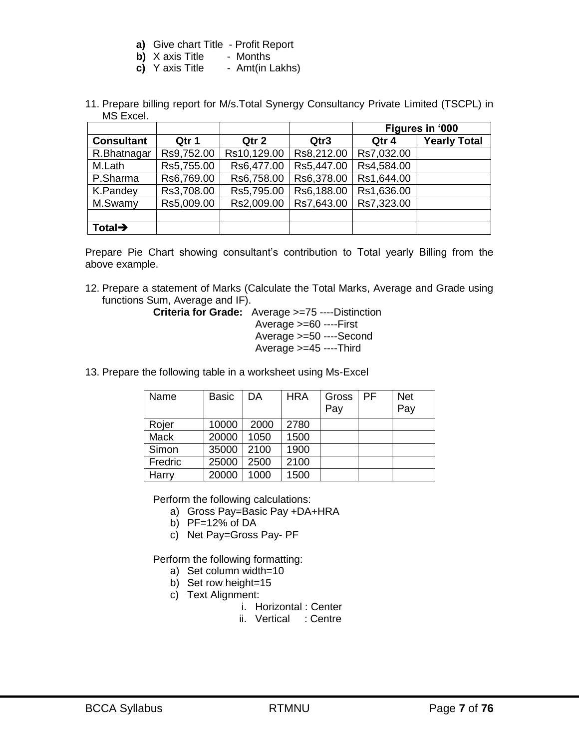a) Give chart Title - Profit Report
b) X axis Title - Months
c) Y axis Title - Amt(in Lakhs)

11. Prepare billing report for M/s.Total Synergy Consultancy Private Limited (TSCPL) in MS Excel.

| | | | | **Figures in '000** | |
|---|---|---|---|---|---|
| **Consultant** | **Qtr 1** | **Qtr 2** | **Qtr3** | **Qtr 4** | **Yearly Total** |
| R.Bhatnagar | Rs9,752.00 | Rs10,129.00 | Rs8,212.00 | Rs7,032.00 | |
| M.Lath | Rs5,755.00 | Rs6,477.00 | Rs5,447.00 | Rs4,584.00 | |
| P.Sharma | Rs6,769.00 | Rs6,758.00 | Rs6,378.00 | Rs1,644.00 | |
| K.Pandey | Rs3,708.00 | Rs5,795.00 | Rs6,188.00 | Rs1,636.00 | |
| M.Swamy | Rs5,009.00 | Rs2,009.00 | Rs7,643.00 | Rs7,323.00 | |
| | | | | | |
| **Total➔** | | | | | |

Prepare Pie Chart showing consultant's contribution to Total yearly Billing from the above example.

12. Prepare a statement of Marks (Calculate the Total Marks, Average and Grade using functions Sum, Average and IF).

**Criteria for Grade:** Average >=75 ----Distinction
Average >=60 ----First
Average >=50 ----Second
Average >=45 ----Third

13. Prepare the following table in a worksheet using Ms-Excel

| Name | Basic | DA | HRA | Gross Pay | PF | Net Pay |
|---|---|---|---|---|---|---|
| Rojer | 10000 | 2000 | 2780 | | | |
| Mack | 20000 | 1050 | 1500 | | | |
| Simon | 35000 | 2100 | 1900 | | | |
| Fredric | 25000 | 2500 | 2100 | | | |
| Harry | 20000 | 1000 | 1500 | | | |

Perform the following calculations:

a) Gross Pay=Basic Pay +DA+HRA
b) PF=12% of DA
c) Net Pay=Gross Pay- PF

Perform the following formatting:

a) Set column width=10
b) Set row height=15
c) Text Alignment:
   i. Horizontal : Center
   ii. Vertical : Centre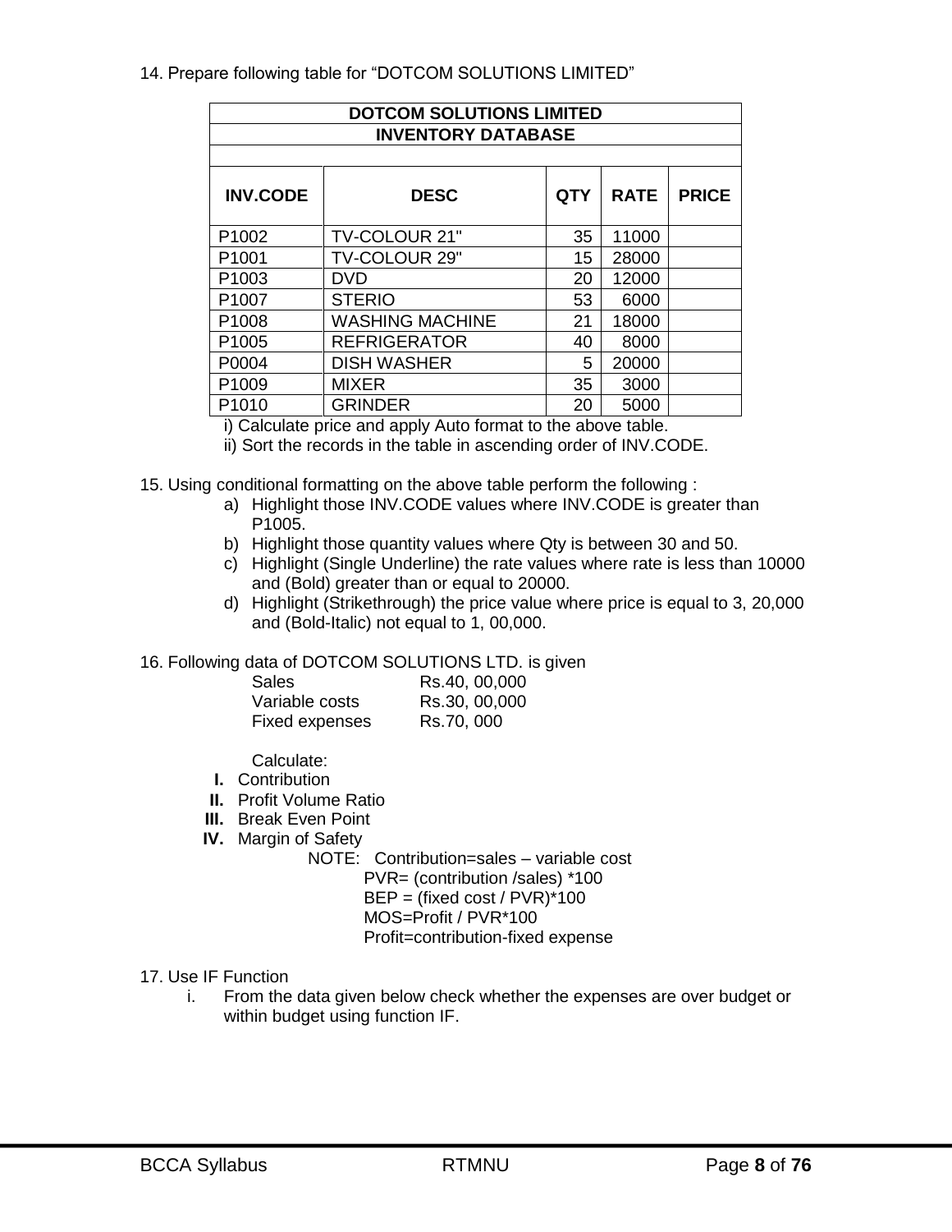14. Prepare following table for “DOTCOM SOLUTIONS LIMITED”

| DOTCOM SOLUTIONS LIMITED | | | | |
|---|---|---|---|---|
| **INVENTORY DATABASE** | | | | |
| | | | | |
| **INV.CODE** | **DESC** | **QTY** | **RATE** | **PRICE** |
| P1002 | TV-COLOUR 21" | 35 | 11000 | |
| P1001 | TV-COLOUR 29" | 15 | 28000 | |
| P1003 | DVD | 20 | 12000 | |
| P1007 | STERIO | 53 | 6000 | |
| P1008 | WASHING MACHINE | 21 | 18000 | |
| P1005 | REFRIGERATOR | 40 | 8000 | |
| P0004 | DISH WASHER | 5 | 20000 | |
| P1009 | MIXER | 35 | 3000 | |
| P1010 | GRINDER | 20 | 5000 | |

i) Calculate price and apply Auto format to the above table.
ii) Sort the records in the table in ascending order of INV.CODE.

15. Using conditional formatting on the above table perform the following :

a) Highlight those INV.CODE values where INV.CODE is greater than P1005.
b) Highlight those quantity values where Qty is between 30 and 50.
c) Highlight (Single Underline) the rate values where rate is less than 10000 and (Bold) greater than or equal to 20000.
d) Highlight (Strikethrough) the price value where price is equal to 3, 20,000 and (Bold-Italic) not equal to 1, 00,000.

16. Following data of DOTCOM SOLUTIONS LTD. is given

| | |
|---|---|
| Sales | Rs.40, 00,000 |
| Variable costs | Rs.30, 00,000 |
| Fixed expenses | Rs.70, 000 |

Calculate:

I. Contribution
II. Profit Volume Ratio
III. Break Even Point
IV. Margin of Safety

NOTE: Contribution=sales – variable cost
PVR= (contribution /sales) *100
BEP = (fixed cost / PVR)*100
MOS=Profit / PVR*100
Profit=contribution-fixed expense

17. Use IF Function

i. From the data given below check whether the expenses are over budget or within budget using function IF.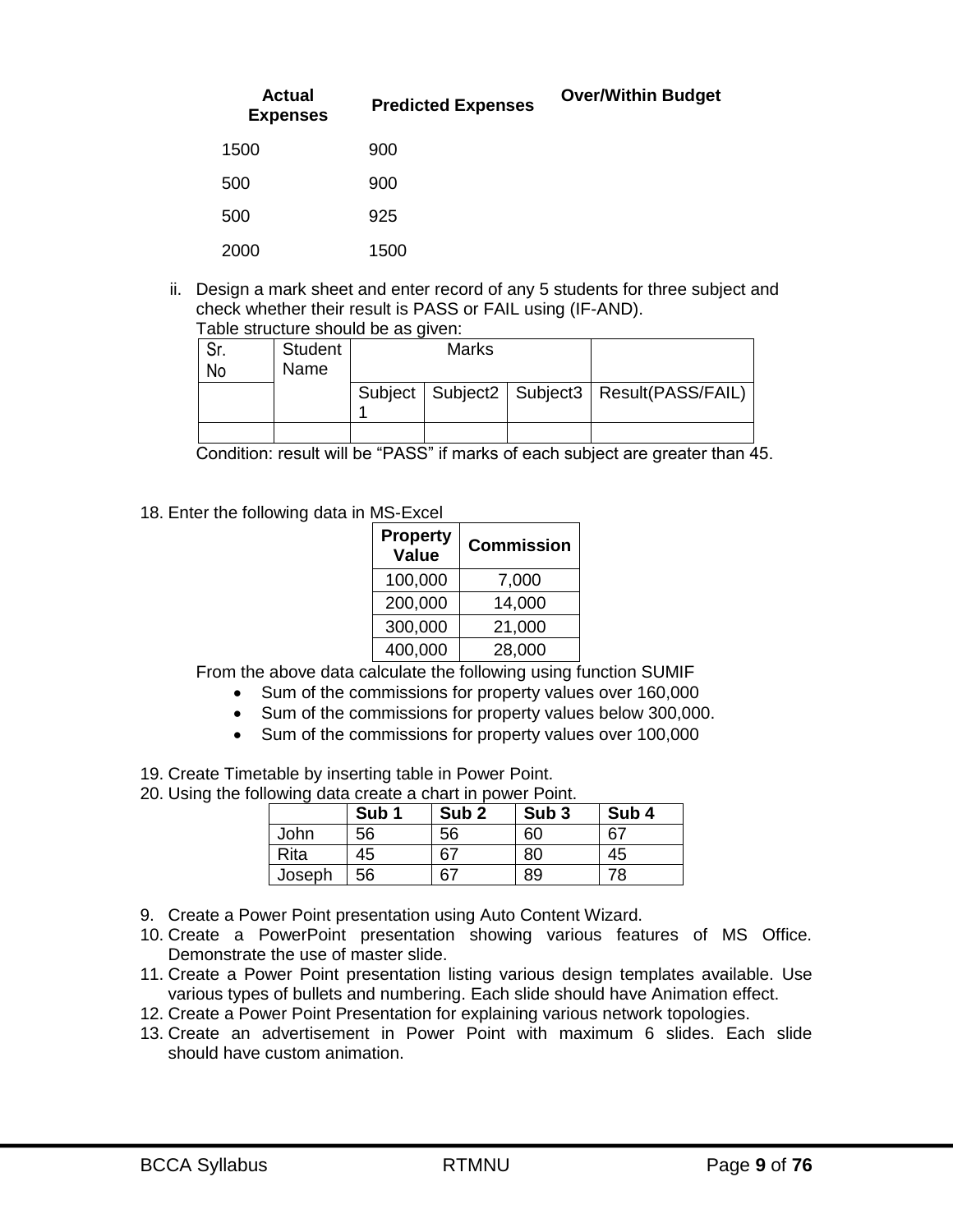| Actual Expenses | Predicted Expenses | Over/Within Budget |
|---|---|---|
| 1500 | 900 | |
| 500 | 900 | |
| 500 | 925 | |
| 2000 | 1500 | |

ii. Design a mark sheet and enter record of any 5 students for three subject and check whether their result is PASS or FAIL using (IF-AND).
Table structure should be as given:

| Sr. No | Student Name | Marks | | | |
|---|---|---|---|---|---|
| | | Subject 1 | Subject2 | Subject3 | Result(PASS/FAIL) |
| | | | | | |

Condition: result will be “PASS” if marks of each subject are greater than 45.

18. Enter the following data in MS-Excel

| Property Value | Commission |
|---|---|
| 100,000 | 7,000 |
| 200,000 | 14,000 |
| 300,000 | 21,000 |
| 400,000 | 28,000 |

From the above data calculate the following using function SUMIF

- Sum of the commissions for property values over 160,000
- Sum of the commissions for property values below 300,000.
- Sum of the commissions for property values over 100,000

19. Create Timetable by inserting table in Power Point.
20. Using the following data create a chart in power Point.

| | Sub 1 | Sub 2 | Sub 3 | Sub 4 |
|---|---|---|---|---|
| John | 56 | 56 | 60 | 67 |
| Rita | 45 | 67 | 80 | 45 |
| Joseph | 56 | 67 | 89 | 78 |

9. Create a Power Point presentation using Auto Content Wizard.
10. Create a PowerPoint presentation showing various features of MS Office. Demonstrate the use of master slide.
11. Create a Power Point presentation listing various design templates available. Use various types of bullets and numbering. Each slide should have Animation effect.
12. Create a Power Point Presentation for explaining various network topologies.
13. Create an advertisement in Power Point with maximum 6 slides. Each slide should have custom animation.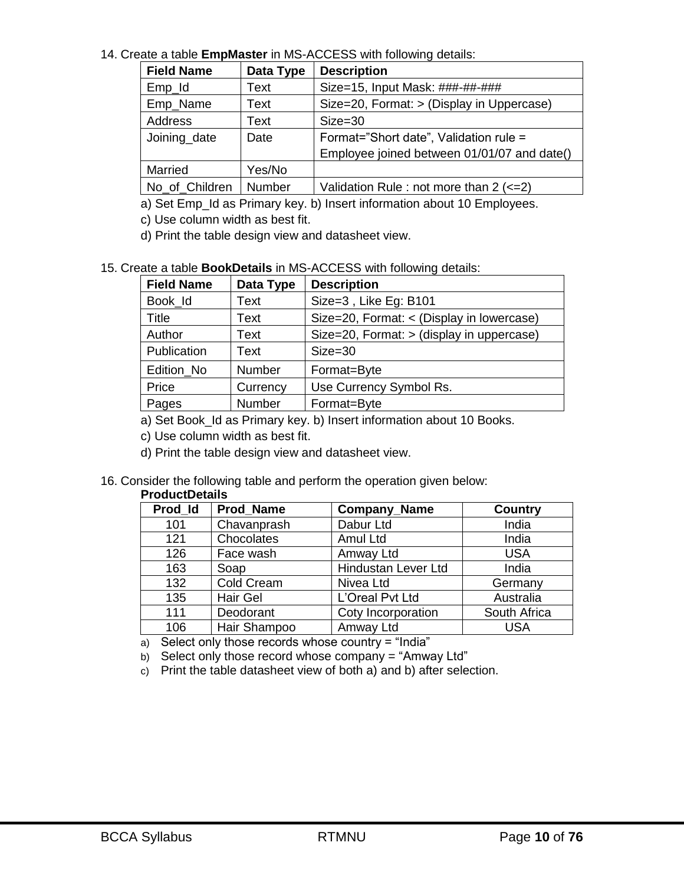14. Create a table **EmpMaster** in MS-ACCESS with following details:

| Field Name | Data Type | Description |
|---|---|---|
| Emp_Id | Text | Size=15, Input Mask: ###-##-### |
| Emp_Name | Text | Size=20, Format: > (Display in Uppercase) |
| Address | Text | Size=30 |
| Joining_date | Date | Format="Short date", Validation rule = Employee joined between 01/01/07 and date() |
| Married | Yes/No | |
| No_of_Children | Number | Validation Rule : not more than 2 (<=2) |

a) Set Emp_Id as Primary key. b) Insert information about 10 Employees.

c) Use column width as best fit.

d) Print the table design view and datasheet view.

15. Create a table **BookDetails** in MS-ACCESS with following details:

| Field Name | Data Type | Description |
|---|---|---|
| Book_Id | Text | Size=3 , Like Eg: B101 |
| Title | Text | Size=20, Format: < (Display in lowercase) |
| Author | Text | Size=20, Format: > (display in uppercase) |
| Publication | Text | Size=30 |
| Edition_No | Number | Format=Byte |
| Price | Currency | Use Currency Symbol Rs. |
| Pages | Number | Format=Byte |

a) Set Book_Id as Primary key. b) Insert information about 10 Books.

c) Use column width as best fit.

d) Print the table design view and datasheet view.

16. Consider the following table and perform the operation given below:

**ProductDetails**

| Prod_Id | Prod_Name | Company_Name | Country |
|---|---|---|---|
| 101 | Chavanprash | Dabur Ltd | India |
| 121 | Chocolates | Amul Ltd | India |
| 126 | Face wash | Amway Ltd | USA |
| 163 | Soap | Hindustan Lever Ltd | India |
| 132 | Cold Cream | Nivea Ltd | Germany |
| 135 | Hair Gel | L'Oreal Pvt Ltd | Australia |
| 111 | Deodorant | Coty Incorporation | South Africa |
| 106 | Hair Shampoo | Amway Ltd | USA |

a) Select only those records whose country = "India"

b) Select only those record whose company = "Amway Ltd"

c) Print the table datasheet view of both a) and b) after selection.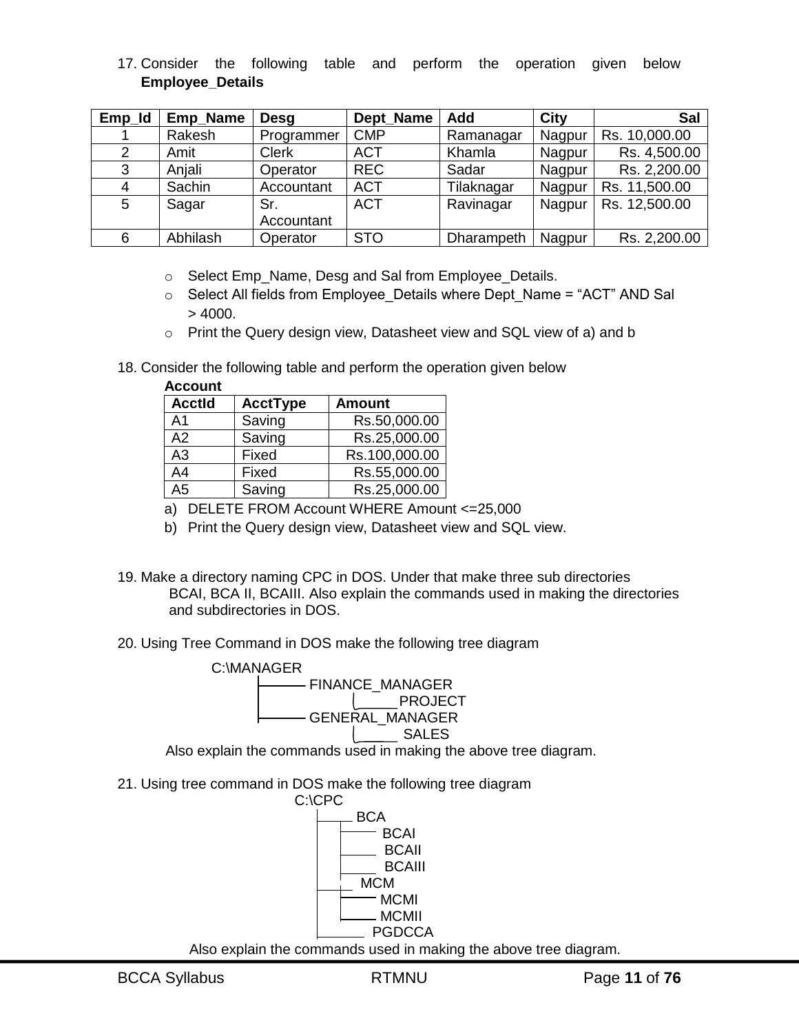17. Consider the following table and perform the operation given below **Employee_Details**

| Emp_Id | Emp_Name | Desg | Dept_Name | Add | City | Sal |
|---|---|---|---|---|---|---|
| 1 | Rakesh | Programmer | CMP | Ramanagar | Nagpur | Rs. 10,000.00 |
| 2 | Amit | Clerk | ACT | Khamla | Nagpur | Rs. 4,500.00 |
| 3 | Anjali | Operator | REC | Sadar | Nagpur | Rs. 2,200.00 |
| 4 | Sachin | Accountant | ACT | Tilaknagar | Nagpur | Rs. 11,500.00 |
| 5 | Sagar | Sr. Accountant | ACT | Ravinagar | Nagpur | Rs. 12,500.00 |
| 6 | Abhilash | Operator | STO | Dharampeth | Nagpur | Rs. 2,200.00 |

- Select Emp_Name, Desg and Sal from Employee_Details.
- Select All fields from Employee_Details where Dept_Name = "ACT" AND Sal > 4000.
- Print the Query design view, Datasheet view and SQL view of a) and b

18. Consider the following table and perform the operation given below

**Account**

| AcctId | AcctType | Amount |
|---|---|---|
| A1 | Saving | Rs.50,000.00 |
| A2 | Saving | Rs.25,000.00 |
| A3 | Fixed | Rs.100,000.00 |
| A4 | Fixed | Rs.55,000.00 |
| A5 | Saving | Rs.25,000.00 |

a) DELETE FROM Account WHERE Amount <=25,000

b) Print the Query design view, Datasheet view and SQL view.

19. Make a directory naming CPC in DOS. Under that make three sub directories BCAI, BCA II, BCAIII. Also explain the commands used in making the directories and subdirectories in DOS.

20. Using Tree Command in DOS make the following tree diagram

```
C:\MANAGER
    ├──── FINANCE_MANAGER
    │         └──── PROJECT
    ├──── GENERAL_MANAGER
              └──── SALES
```

Also explain the commands used in making the above tree diagram.

21. Using tree command in DOS make the following tree diagram

```
C:\CPC
  ├── BCA
  │     ├── BCAI
  │     ├── BCAII
  │     └── BCAIII
  ├── MCM
  │     ├── MCMI
  │     └── MCMII
  └── PGDCCA
```

Also explain the commands used in making the above tree diagram.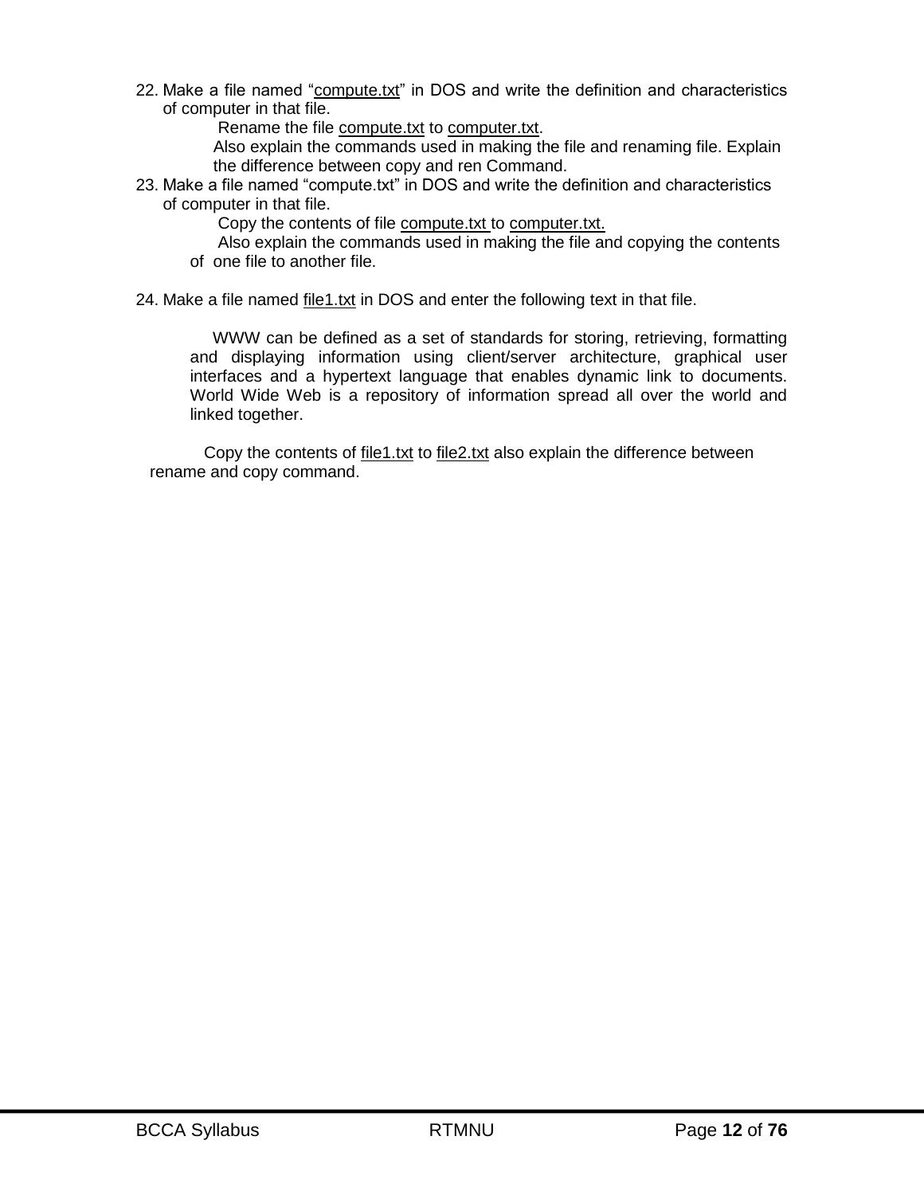22. Make a file named "compute.txt" in DOS and write the definition and characteristics of computer in that file.

    Rename the file compute.txt to computer.txt.

    Also explain the commands used in making the file and renaming file. Explain the difference between copy and ren Command.

23. Make a file named "compute.txt" in DOS and write the definition and characteristics of computer in that file.

    Copy the contents of file compute.txt to computer.txt.

    Also explain the commands used in making the file and copying the contents of one file to another file.

24. Make a file named file1.txt in DOS and enter the following text in that file.

    WWW can be defined as a set of standards for storing, retrieving, formatting and displaying information using client/server architecture, graphical user interfaces and a hypertext language that enables dynamic link to documents. World Wide Web is a repository of information spread all over the world and linked together.

    Copy the contents of file1.txt to file2.txt also explain the difference between rename and copy command.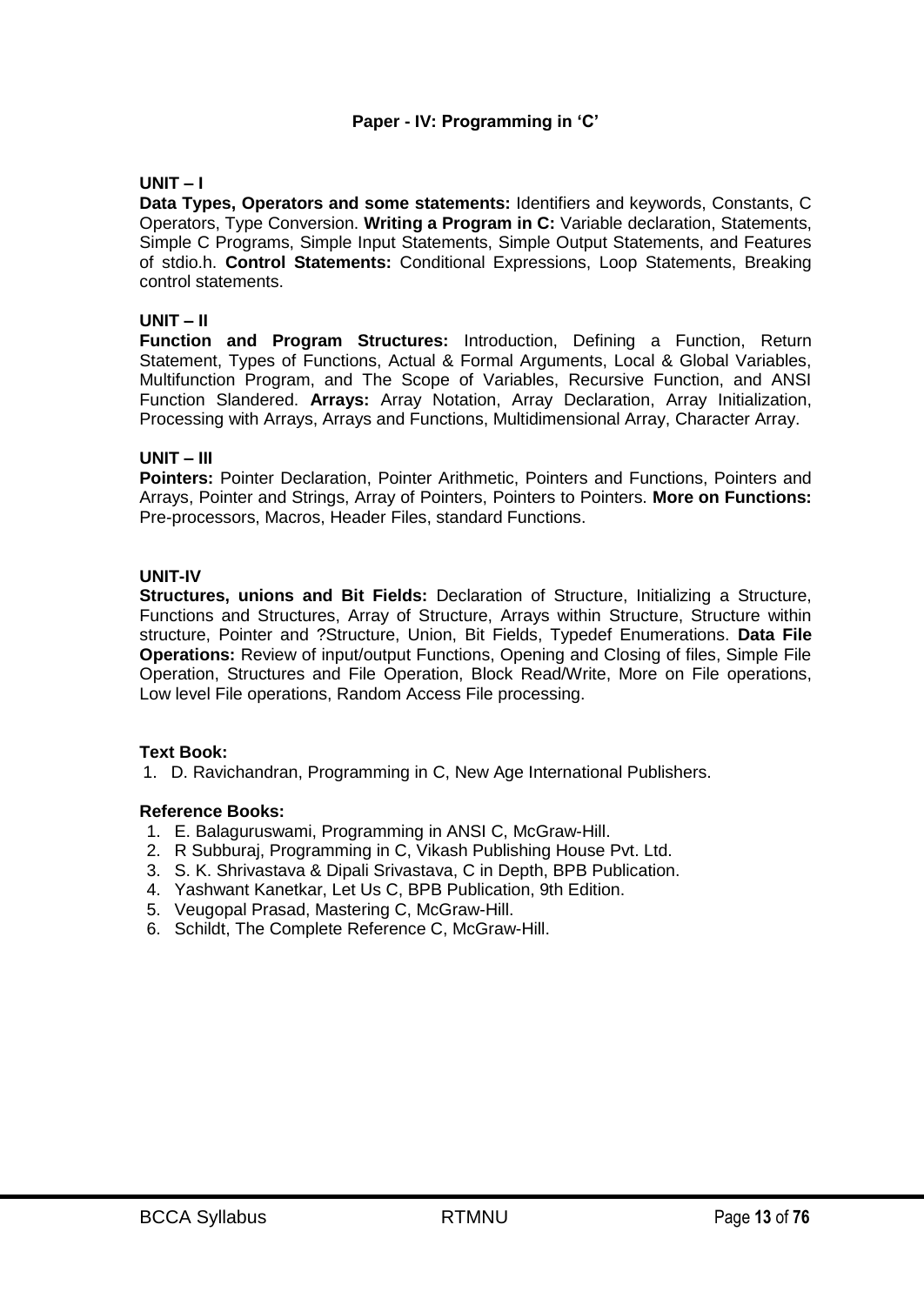# Paper - IV: Programming in 'C'

**UNIT – I**

**Data Types, Operators and some statements:** Identifiers and keywords, Constants, C Operators, Type Conversion. **Writing a Program in C:** Variable declaration, Statements, Simple C Programs, Simple Input Statements, Simple Output Statements, and Features of stdio.h. **Control Statements:** Conditional Expressions, Loop Statements, Breaking control statements.

**UNIT – II**

**Function and Program Structures:** Introduction, Defining a Function, Return Statement, Types of Functions, Actual & Formal Arguments, Local & Global Variables, Multifunction Program, and The Scope of Variables, Recursive Function, and ANSI Function Slandered. **Arrays:** Array Notation, Array Declaration, Array Initialization, Processing with Arrays, Arrays and Functions, Multidimensional Array, Character Array.

**UNIT – III**

**Pointers:** Pointer Declaration, Pointer Arithmetic, Pointers and Functions, Pointers and Arrays, Pointer and Strings, Array of Pointers, Pointers to Pointers. **More on Functions:** Pre-processors, Macros, Header Files, standard Functions.

**UNIT-IV**

**Structures, unions and Bit Fields:** Declaration of Structure, Initializing a Structure, Functions and Structures, Array of Structure, Arrays within Structure, Structure within structure, Pointer and ?Structure, Union, Bit Fields, Typedef Enumerations. **Data File Operations:** Review of input/output Functions, Opening and Closing of files, Simple File Operation, Structures and File Operation, Block Read/Write, More on File operations, Low level File operations, Random Access File processing.

**Text Book:**

1. D. Ravichandran, Programming in C, New Age International Publishers.

**Reference Books:**

1. E. Balaguruswami, Programming in ANSI C, McGraw-Hill.
2. R Subburaj, Programming in C, Vikash Publishing House Pvt. Ltd.
3. S. K. Shrivastava & Dipali Srivastava, C in Depth, BPB Publication.
4. Yashwant Kanetkar, Let Us C, BPB Publication, 9th Edition.
5. Veugopal Prasad, Mastering C, McGraw-Hill.
6. Schildt, The Complete Reference C, McGraw-Hill.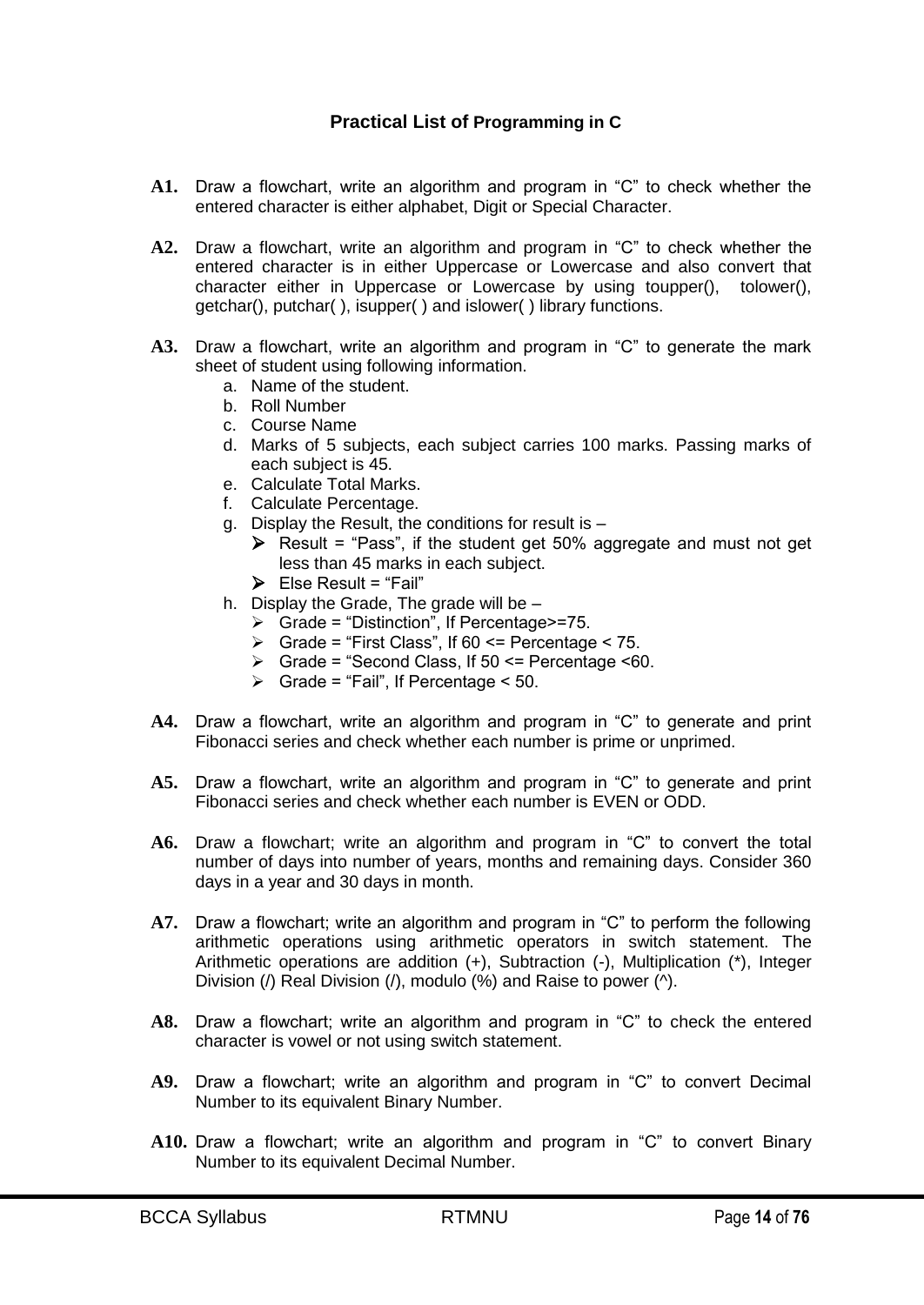## Practical List of Programming in C

**A1.** Draw a flowchart, write an algorithm and program in "C" to check whether the entered character is either alphabet, Digit or Special Character.

**A2.** Draw a flowchart, write an algorithm and program in "C" to check whether the entered character is in either Uppercase or Lowercase and also convert that character either in Uppercase or Lowercase by using toupper(), tolower(), getchar(), putchar( ), isupper( ) and islower( ) library functions.

**A3.** Draw a flowchart, write an algorithm and program in "C" to generate the mark sheet of student using following information.

a. Name of the student.
b. Roll Number
c. Course Name
d. Marks of 5 subjects, each subject carries 100 marks. Passing marks of each subject is 45.
e. Calculate Total Marks.
f. Calculate Percentage.
g. Display the Result, the conditions for result is –
   - Result = "Pass", if the student get 50% aggregate and must not get less than 45 marks in each subject.
   - Else Result = "Fail"
h. Display the Grade, The grade will be –
   - Grade = "Distinction", If Percentage>=75.
   - Grade = "First Class", If 60 <= Percentage < 75.
   - Grade = "Second Class, If 50 <= Percentage <60.
   - Grade = "Fail", If Percentage < 50.

**A4.** Draw a flowchart, write an algorithm and program in "C" to generate and print Fibonacci series and check whether each number is prime or unprimed.

**A5.** Draw a flowchart, write an algorithm and program in "C" to generate and print Fibonacci series and check whether each number is EVEN or ODD.

**A6.** Draw a flowchart; write an algorithm and program in "C" to convert the total number of days into number of years, months and remaining days. Consider 360 days in a year and 30 days in month.

**A7.** Draw a flowchart; write an algorithm and program in "C" to perform the following arithmetic operations using arithmetic operators in switch statement. The Arithmetic operations are addition (+), Subtraction (-), Multiplication (*), Integer Division (/) Real Division (/), modulo (%) and Raise to power (^).

**A8.** Draw a flowchart; write an algorithm and program in "C" to check the entered character is vowel or not using switch statement.

**A9.** Draw a flowchart; write an algorithm and program in "C" to convert Decimal Number to its equivalent Binary Number.

**A10.** Draw a flowchart; write an algorithm and program in "C" to convert Binary Number to its equivalent Decimal Number.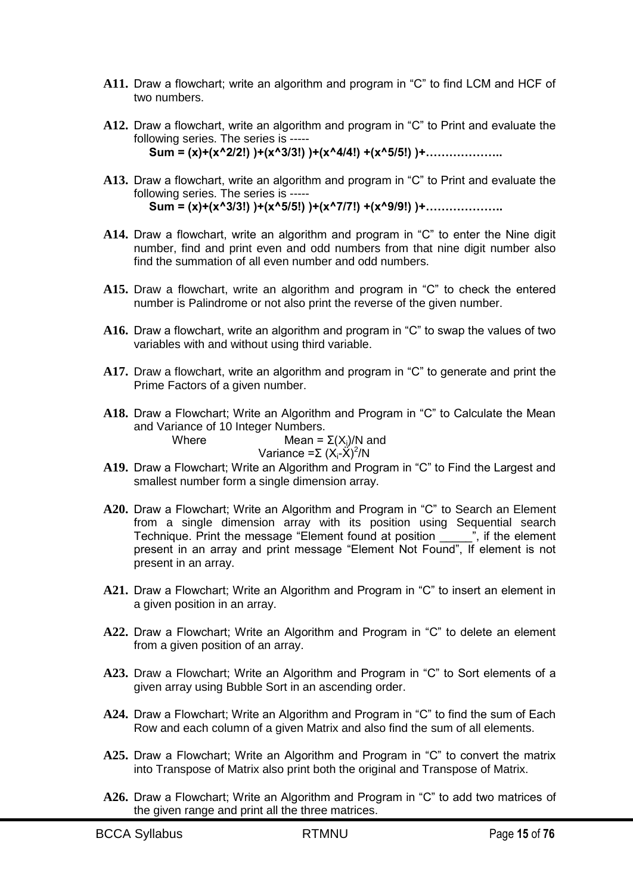**A11.** Draw a flowchart; write an algorithm and program in “C” to find LCM and HCF of two numbers.

**A12.** Draw a flowchart, write an algorithm and program in “C” to Print and evaluate the following series. The series is -----

**Sum = (x)+(x^2/2!) )+(x^3/3!) )+(x^4/4!) +(x^5/5!) )+………………..**

**A13.** Draw a flowchart, write an algorithm and program in “C” to Print and evaluate the following series. The series is -----

**Sum = (x)+(x^3/3!) )+(x^5/5!) )+(x^7/7!) +(x^9/9!) )+………………..**

**A14.** Draw a flowchart, write an algorithm and program in “C” to enter the Nine digit number, find and print even and odd numbers from that nine digit number also find the summation of all even number and odd numbers.

**A15.** Draw a flowchart, write an algorithm and program in “C” to check the entered number is Palindrome or not also print the reverse of the given number.

**A16.** Draw a flowchart, write an algorithm and program in “C” to swap the values of two variables with and without using third variable.

**A17.** Draw a flowchart, write an algorithm and program in “C” to generate and print the Prime Factors of a given number.

**A18.** Draw a Flowchart; Write an Algorithm and Program in “C” to Calculate the Mean and Variance of 10 Integer Numbers.

Where Mean = $\Sigma(X_i)/N$ and

Variance = $\Sigma (X_i-\bar{X})^2/N$

**A19.** Draw a Flowchart; Write an Algorithm and Program in “C” to Find the Largest and smallest number form a single dimension array.

**A20.** Draw a Flowchart; Write an Algorithm and Program in “C” to Search an Element from a single dimension array with its position using Sequential search Technique. Print the message “Element found at position _____”, if the element present in an array and print message “Element Not Found”, If element is not present in an array.

**A21.** Draw a Flowchart; Write an Algorithm and Program in “C” to insert an element in a given position in an array.

**A22.** Draw a Flowchart; Write an Algorithm and Program in “C” to delete an element from a given position of an array.

**A23.** Draw a Flowchart; Write an Algorithm and Program in “C” to Sort elements of a given array using Bubble Sort in an ascending order.

**A24.** Draw a Flowchart; Write an Algorithm and Program in “C” to find the sum of Each Row and each column of a given Matrix and also find the sum of all elements.

**A25.** Draw a Flowchart; Write an Algorithm and Program in “C” to convert the matrix into Transpose of Matrix also print both the original and Transpose of Matrix.

**A26.** Draw a Flowchart; Write an Algorithm and Program in “C” to add two matrices of the given range and print all the three matrices.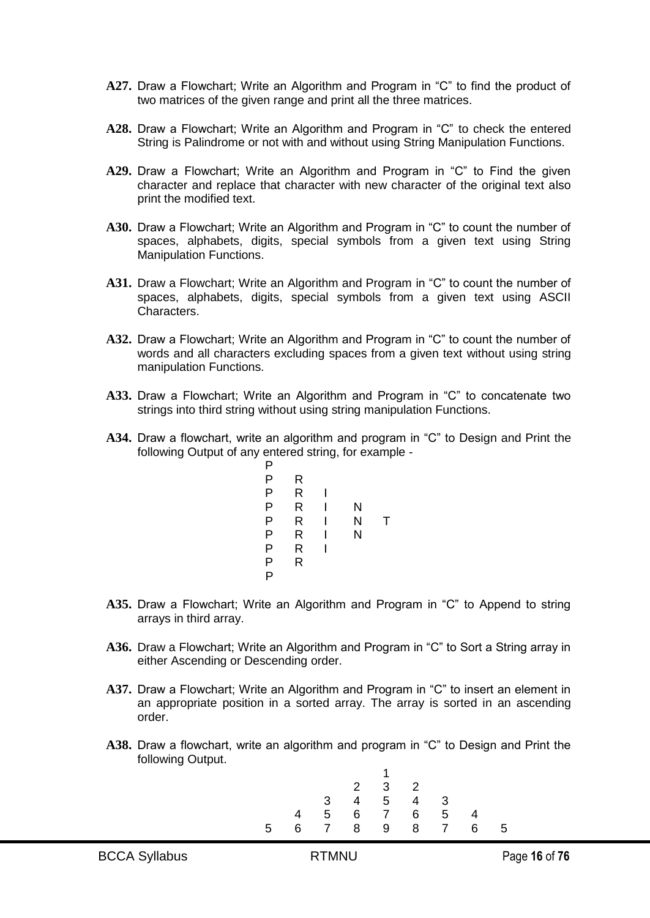**A27.** Draw a Flowchart; Write an Algorithm and Program in "C" to find the product of two matrices of the given range and print all the three matrices.

**A28.** Draw a Flowchart; Write an Algorithm and Program in "C" to check the entered String is Palindrome or not with and without using String Manipulation Functions.

**A29.** Draw a Flowchart; Write an Algorithm and Program in "C" to Find the given character and replace that character with new character of the original text also print the modified text.

**A30.** Draw a Flowchart; Write an Algorithm and Program in "C" to count the number of spaces, alphabets, digits, special symbols from a given text using String Manipulation Functions.

**A31.** Draw a Flowchart; Write an Algorithm and Program in "C" to count the number of spaces, alphabets, digits, special symbols from a given text using ASCII Characters.

**A32.** Draw a Flowchart; Write an Algorithm and Program in "C" to count the number of words and all characters excluding spaces from a given text without using string manipulation Functions.

**A33.** Draw a Flowchart; Write an Algorithm and Program in "C" to concatenate two strings into third string without using string manipulation Functions.

**A34.** Draw a flowchart, write an algorithm and program in "C" to Design and Print the following Output of any entered string, for example -

```
P
P   R
P   R   I
P   R   I   N
P   R   I   N   T
P   R   I   N
P   R   I
P   R
P
```

**A35.** Draw a Flowchart; Write an Algorithm and Program in "C" to Append to string arrays in third array.

**A36.** Draw a Flowchart; Write an Algorithm and Program in "C" to Sort a String array in either Ascending or Descending order.

**A37.** Draw a Flowchart; Write an Algorithm and Program in "C" to insert an element in an appropriate position in a sorted array. The array is sorted in an ascending order.

**A38.** Draw a flowchart, write an algorithm and program in "C" to Design and Print the following Output.

```
                1
            2   3   2
        3   4   5   4   3
    4   5   6   7   6   5   4
5   6   7   8   9   8   7   6   5
```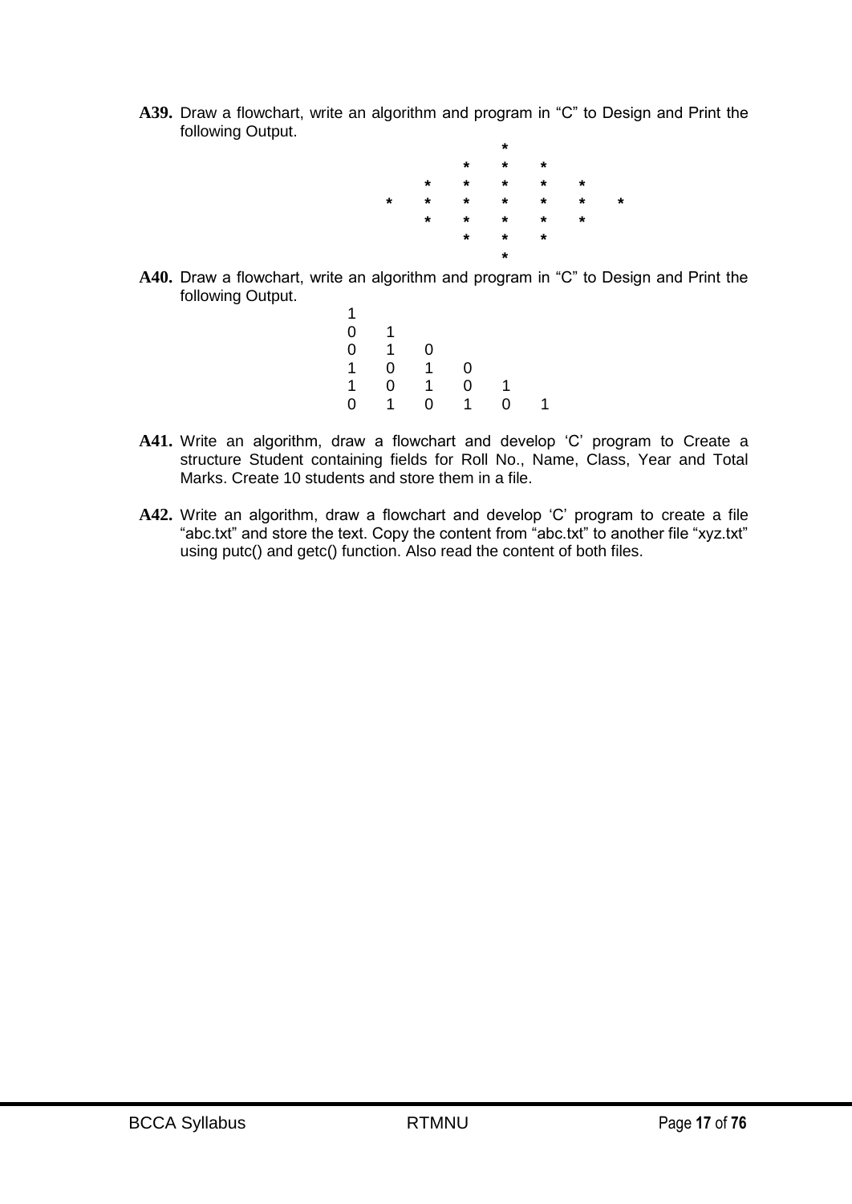**A39.** Draw a flowchart, write an algorithm and program in "C" to Design and Print the following Output.

```
            *
         *  *  *
      *  *  *  *  *
   *  *  *  *  *  *  *
      *  *  *  *  *
         *  *  *
            *
```

**A40.** Draw a flowchart, write an algorithm and program in "C" to Design and Print the following Output.

```
1
0   1
0   1   0
1   0   1   0
1   0   1   0   1
0   1   0   1   0   1
```

**A41.** Write an algorithm, draw a flowchart and develop 'C' program to Create a structure Student containing fields for Roll No., Name, Class, Year and Total Marks. Create 10 students and store them in a file.

**A42.** Write an algorithm, draw a flowchart and develop 'C' program to create a file "abc.txt" and store the text. Copy the content from "abc.txt" to another file "xyz.txt" using putc() and getc() function. Also read the content of both files.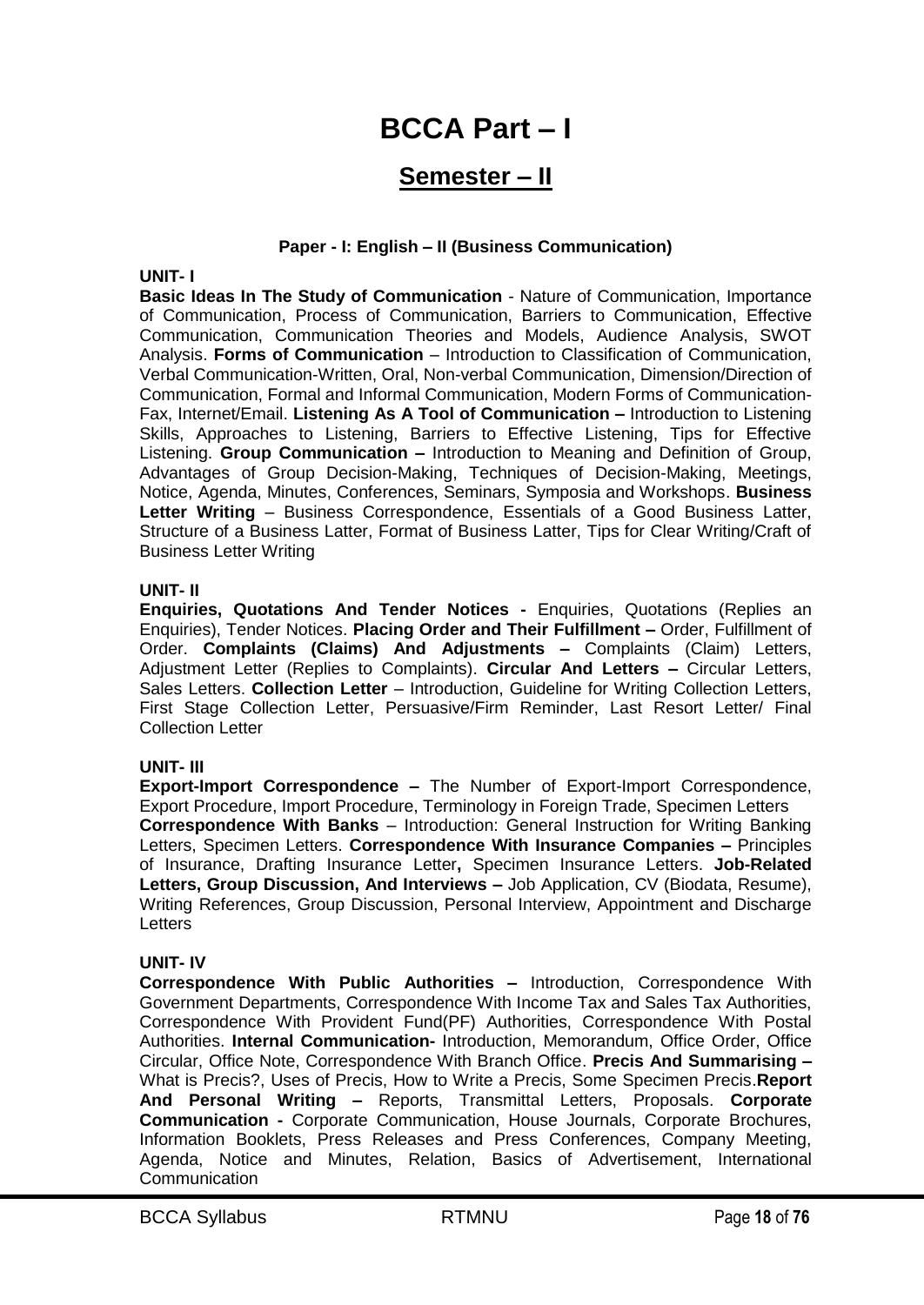# BCCA Part – I

## Semester – II

**Paper - I: English – II (Business Communication)**

**UNIT- I**

**Basic Ideas In The Study of Communication** - Nature of Communication, Importance of Communication, Process of Communication, Barriers to Communication, Effective Communication, Communication Theories and Models, Audience Analysis, SWOT Analysis. **Forms of Communication** – Introduction to Classification of Communication, Verbal Communication-Written, Oral, Non-verbal Communication, Dimension/Direction of Communication, Formal and Informal Communication, Modern Forms of Communication-Fax, Internet/Email. **Listening As A Tool of Communication –** Introduction to Listening Skills, Approaches to Listening, Barriers to Effective Listening, Tips for Effective Listening. **Group Communication –** Introduction to Meaning and Definition of Group, Advantages of Group Decision-Making, Techniques of Decision-Making, Meetings, Notice, Agenda, Minutes, Conferences, Seminars, Symposia and Workshops. **Business Letter Writing** – Business Correspondence, Essentials of a Good Business Latter, Structure of a Business Latter, Format of Business Latter, Tips for Clear Writing/Craft of Business Letter Writing

**UNIT- II**

**Enquiries, Quotations And Tender Notices -** Enquiries, Quotations (Replies an Enquiries), Tender Notices. **Placing Order and Their Fulfillment –** Order, Fulfillment of Order. **Complaints (Claims) And Adjustments –** Complaints (Claim) Letters, Adjustment Letter (Replies to Complaints). **Circular And Letters –** Circular Letters, Sales Letters. **Collection Letter** – Introduction, Guideline for Writing Collection Letters, First Stage Collection Letter, Persuasive/Firm Reminder, Last Resort Letter/ Final Collection Letter

**UNIT- III**

**Export-Import Correspondence –** The Number of Export-Import Correspondence, Export Procedure, Import Procedure, Terminology in Foreign Trade, Specimen Letters

**Correspondence With Banks** – Introduction: General Instruction for Writing Banking Letters, Specimen Letters. **Correspondence With Insurance Companies –** Principles of Insurance, Drafting Insurance Letter**,** Specimen Insurance Letters. **Job-Related Letters, Group Discussion, And Interviews –** Job Application, CV (Biodata, Resume), Writing References, Group Discussion, Personal Interview, Appointment and Discharge Letters

**UNIT- IV**

**Correspondence With Public Authorities –** Introduction, Correspondence With Government Departments, Correspondence With Income Tax and Sales Tax Authorities, Correspondence With Provident Fund(PF) Authorities, Correspondence With Postal Authorities. **Internal Communication-** Introduction, Memorandum, Office Order, Office Circular, Office Note, Correspondence With Branch Office. **Precis And Summarising –** What is Precis?, Uses of Precis, How to Write a Precis, Some Specimen Precis.**Report And Personal Writing –** Reports, Transmittal Letters, Proposals. **Corporate Communication -** Corporate Communication, House Journals, Corporate Brochures, Information Booklets, Press Releases and Press Conferences, Company Meeting, Agenda, Notice and Minutes, Relation, Basics of Advertisement, International Communication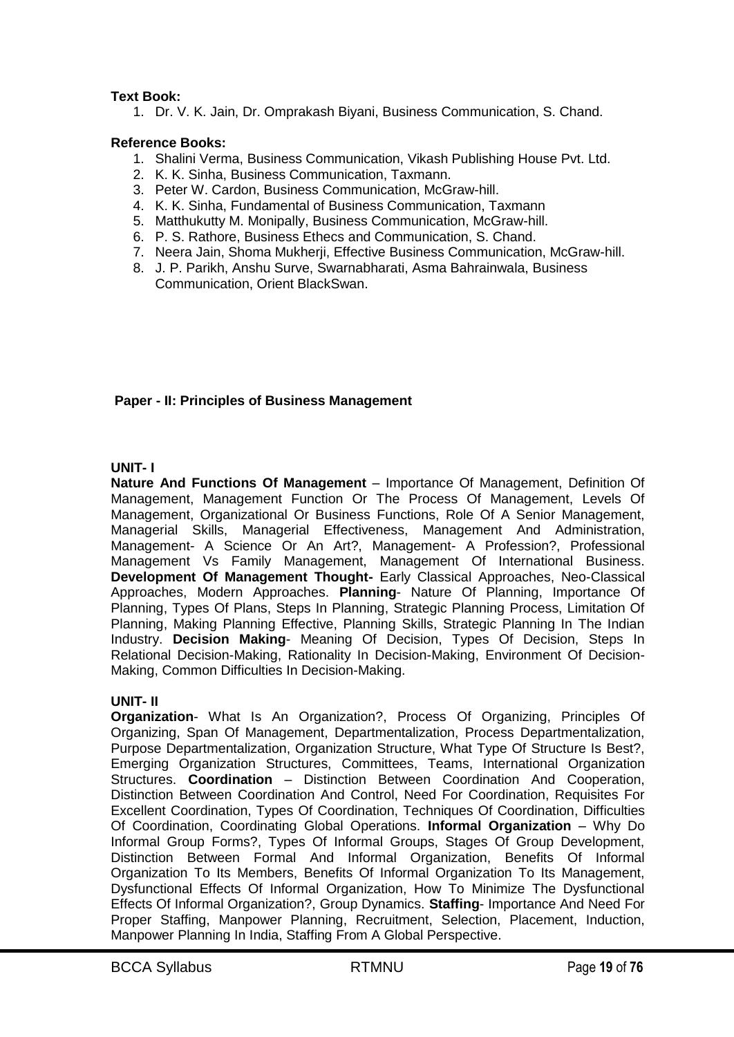**Text Book:**

1. Dr. V. K. Jain, Dr. Omprakash Biyani, Business Communication, S. Chand.

**Reference Books:**

1. Shalini Verma, Business Communication, Vikash Publishing House Pvt. Ltd.
2. K. K. Sinha, Business Communication, Taxmann.
3. Peter W. Cardon, Business Communication, McGraw-hill.
4. K. K. Sinha, Fundamental of Business Communication, Taxmann
5. Matthukutty M. Monipally, Business Communication, McGraw-hill.
6. P. S. Rathore, Business Ethecs and Communication, S. Chand.
7. Neera Jain, Shoma Mukherji, Effective Business Communication, McGraw-hill.
8. J. P. Parikh, Anshu Surve, Swarnabharati, Asma Bahrainwala, Business Communication, Orient BlackSwan.

## Paper - II: Principles of Business Management

**UNIT- I**

**Nature And Functions Of Management** – Importance Of Management, Definition Of Management, Management Function Or The Process Of Management, Levels Of Management, Organizational Or Business Functions, Role Of A Senior Management, Managerial Skills, Managerial Effectiveness, Management And Administration, Management- A Science Or An Art?, Management- A Profession?, Professional Management Vs Family Management, Management Of International Business. **Development Of Management Thought-** Early Classical Approaches, Neo-Classical Approaches, Modern Approaches. **Planning**- Nature Of Planning, Importance Of Planning, Types Of Plans, Steps In Planning, Strategic Planning Process, Limitation Of Planning, Making Planning Effective, Planning Skills, Strategic Planning In The Indian Industry. **Decision Making**- Meaning Of Decision, Types Of Decision, Steps In Relational Decision-Making, Rationality In Decision-Making, Environment Of Decision-Making, Common Difficulties In Decision-Making.

**UNIT- II**

**Organization**- What Is An Organization?, Process Of Organizing, Principles Of Organizing, Span Of Management, Departmentalization, Process Departmentalization, Purpose Departmentalization, Organization Structure, What Type Of Structure Is Best?, Emerging Organization Structures, Committees, Teams, International Organization Structures. **Coordination** – Distinction Between Coordination And Cooperation, Distinction Between Coordination And Control, Need For Coordination, Requisites For Excellent Coordination, Types Of Coordination, Techniques Of Coordination, Difficulties Of Coordination, Coordinating Global Operations. **Informal Organization** – Why Do Informal Group Forms?, Types Of Informal Groups, Stages Of Group Development, Distinction Between Formal And Informal Organization, Benefits Of Informal Organization To Its Members, Benefits Of Informal Organization To Its Management, Dysfunctional Effects Of Informal Organization, How To Minimize The Dysfunctional Effects Of Informal Organization?, Group Dynamics. **Staffing**- Importance And Need For Proper Staffing, Manpower Planning, Recruitment, Selection, Placement, Induction, Manpower Planning In India, Staffing From A Global Perspective.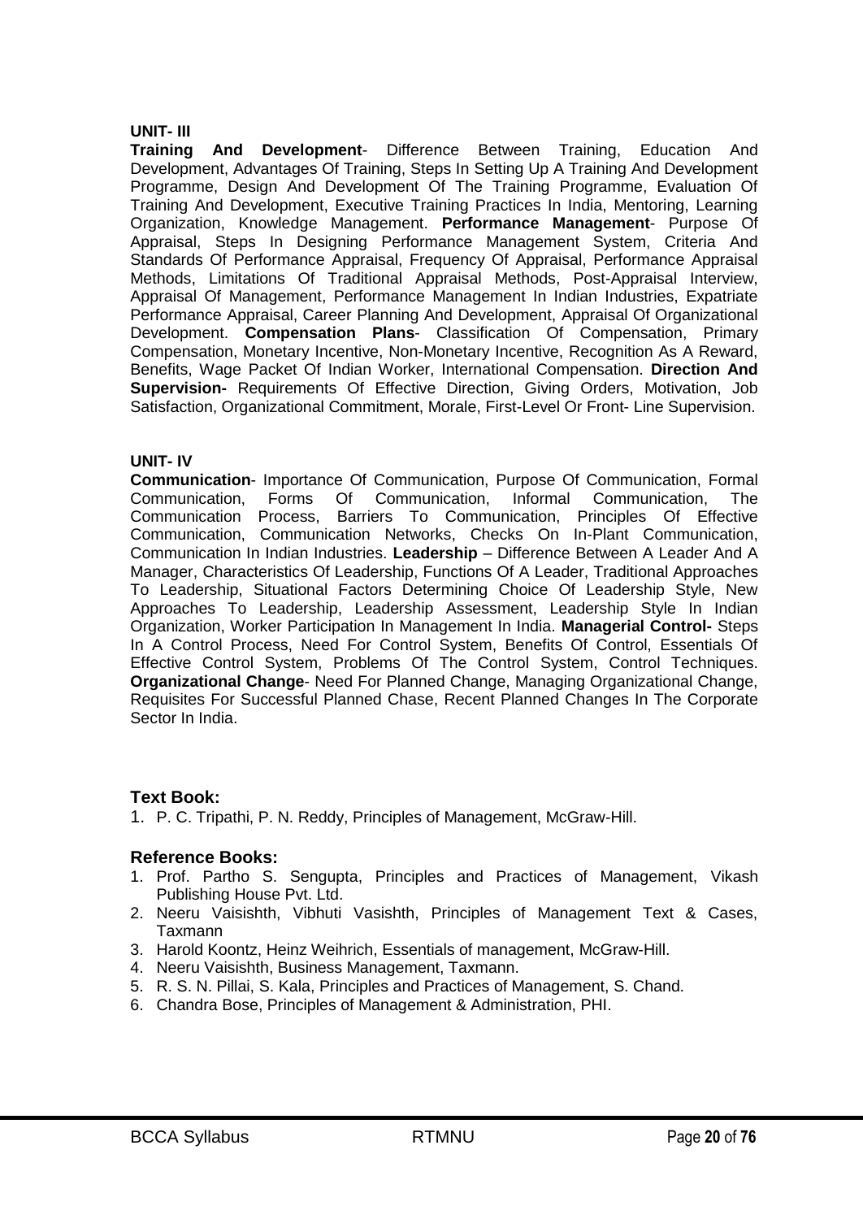**UNIT- III**

**Training And Development**- Difference Between Training, Education And Development, Advantages Of Training, Steps In Setting Up A Training And Development Programme, Design And Development Of The Training Programme, Evaluation Of Training And Development, Executive Training Practices In India, Mentoring, Learning Organization, Knowledge Management. **Performance Management**- Purpose Of Appraisal, Steps In Designing Performance Management System, Criteria And Standards Of Performance Appraisal, Frequency Of Appraisal, Performance Appraisal Methods, Limitations Of Traditional Appraisal Methods, Post-Appraisal Interview, Appraisal Of Management, Performance Management In Indian Industries, Expatriate Performance Appraisal, Career Planning And Development, Appraisal Of Organizational Development. **Compensation Plans**- Classification Of Compensation, Primary Compensation, Monetary Incentive, Non-Monetary Incentive, Recognition As A Reward, Benefits, Wage Packet Of Indian Worker, International Compensation. **Direction And Supervision-** Requirements Of Effective Direction, Giving Orders, Motivation, Job Satisfaction, Organizational Commitment, Morale, First-Level Or Front- Line Supervision.

**UNIT- IV**

**Communication**- Importance Of Communication, Purpose Of Communication, Formal Communication, Forms Of Communication, Informal Communication, The Communication Process, Barriers To Communication, Principles Of Effective Communication, Communication Networks, Checks On In-Plant Communication, Communication In Indian Industries. **Leadership** – Difference Between A Leader And A Manager, Characteristics Of Leadership, Functions Of A Leader, Traditional Approaches To Leadership, Situational Factors Determining Choice Of Leadership Style, New Approaches To Leadership, Leadership Assessment, Leadership Style In Indian Organization, Worker Participation In Management In India. **Managerial Control-** Steps In A Control Process, Need For Control System, Benefits Of Control, Essentials Of Effective Control System, Problems Of The Control System, Control Techniques. **Organizational Change**- Need For Planned Change, Managing Organizational Change, Requisites For Successful Planned Chase, Recent Planned Changes In The Corporate Sector In India.

### Text Book:

1. P. C. Tripathi, P. N. Reddy, Principles of Management, McGraw-Hill.

### Reference Books:

1. Prof. Partho S. Sengupta, Principles and Practices of Management, Vikash Publishing House Pvt. Ltd.
2. Neeru Vaisishth, Vibhuti Vasishth, Principles of Management Text & Cases, Taxmann
3. Harold Koontz, Heinz Weihrich, Essentials of management, McGraw-Hill.
4. Neeru Vaisishth, Business Management, Taxmann.
5. R. S. N. Pillai, S. Kala, Principles and Practices of Management, S. Chand.
6. Chandra Bose, Principles of Management & Administration, PHI.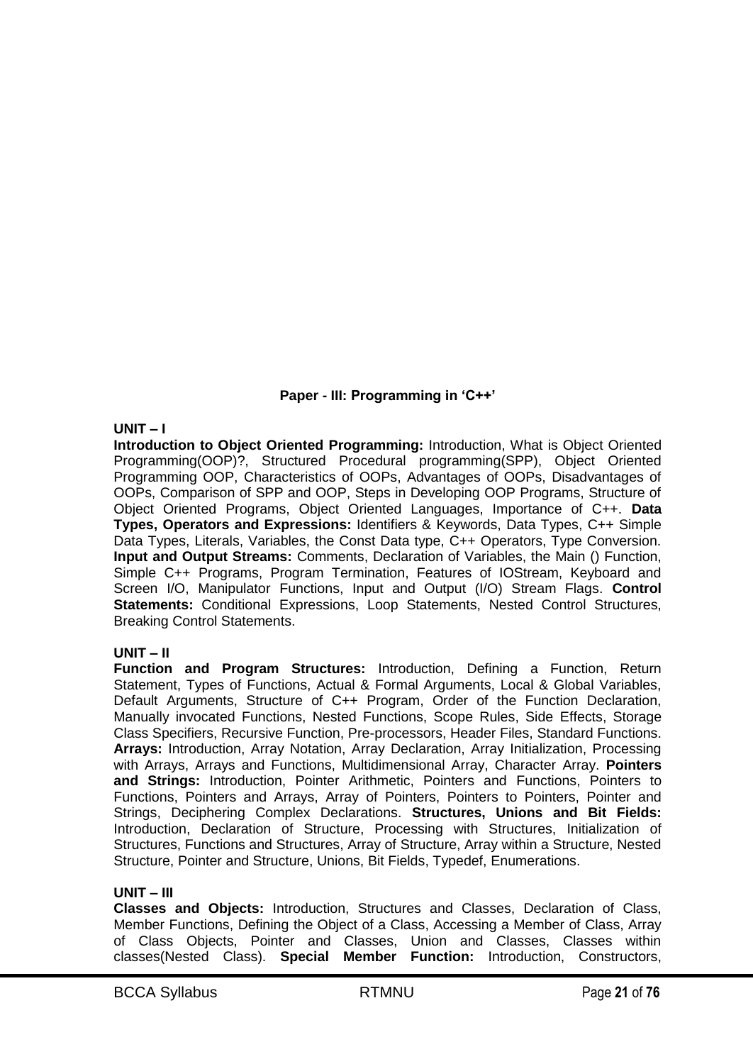## Paper - III: Programming in 'C++'

### UNIT – I

**Introduction to Object Oriented Programming:** Introduction, What is Object Oriented Programming(OOP)?, Structured Procedural programming(SPP), Object Oriented Programming OOP, Characteristics of OOPs, Advantages of OOPs, Disadvantages of OOPs, Comparison of SPP and OOP, Steps in Developing OOP Programs, Structure of Object Oriented Programs, Object Oriented Languages, Importance of C++. **Data Types, Operators and Expressions:** Identifiers & Keywords, Data Types, C++ Simple Data Types, Literals, Variables, the Const Data type, C++ Operators, Type Conversion. **Input and Output Streams:** Comments, Declaration of Variables, the Main () Function, Simple C++ Programs, Program Termination, Features of IOStream, Keyboard and Screen I/O, Manipulator Functions, Input and Output (I/O) Stream Flags. **Control Statements:** Conditional Expressions, Loop Statements, Nested Control Structures, Breaking Control Statements.

### UNIT – II

**Function and Program Structures:** Introduction, Defining a Function, Return Statement, Types of Functions, Actual & Formal Arguments, Local & Global Variables, Default Arguments, Structure of C++ Program, Order of the Function Declaration, Manually invocated Functions, Nested Functions, Scope Rules, Side Effects, Storage Class Specifiers, Recursive Function, Pre-processors, Header Files, Standard Functions. **Arrays:** Introduction, Array Notation, Array Declaration, Array Initialization, Processing with Arrays, Arrays and Functions, Multidimensional Array, Character Array. **Pointers and Strings:** Introduction, Pointer Arithmetic, Pointers and Functions, Pointers to Functions, Pointers and Arrays, Array of Pointers, Pointers to Pointers, Pointer and Strings, Deciphering Complex Declarations. **Structures, Unions and Bit Fields:** Introduction, Declaration of Structure, Processing with Structures, Initialization of Structures, Functions and Structures, Array of Structure, Array within a Structure, Nested Structure, Pointer and Structure, Unions, Bit Fields, Typedef, Enumerations.

### UNIT – III

**Classes and Objects:** Introduction, Structures and Classes, Declaration of Class, Member Functions, Defining the Object of a Class, Accessing a Member of Class, Array of Class Objects, Pointer and Classes, Union and Classes, Classes within classes(Nested Class). **Special Member Function:** Introduction, Constructors,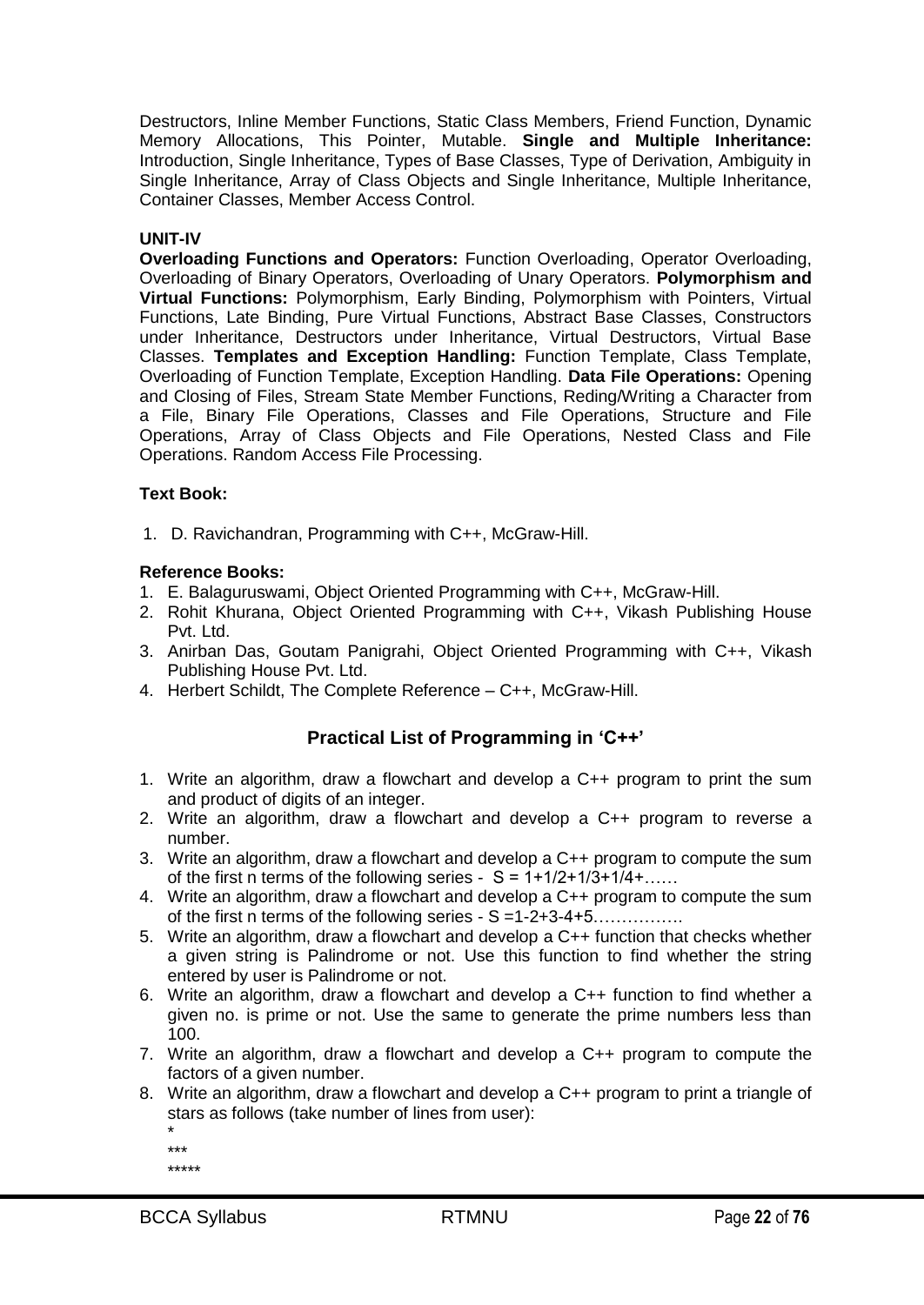Destructors, Inline Member Functions, Static Class Members, Friend Function, Dynamic Memory Allocations, This Pointer, Mutable. **Single and Multiple Inheritance:** Introduction, Single Inheritance, Types of Base Classes, Type of Derivation, Ambiguity in Single Inheritance, Array of Class Objects and Single Inheritance, Multiple Inheritance, Container Classes, Member Access Control.

**UNIT-IV**

**Overloading Functions and Operators:** Function Overloading, Operator Overloading, Overloading of Binary Operators, Overloading of Unary Operators. **Polymorphism and Virtual Functions:** Polymorphism, Early Binding, Polymorphism with Pointers, Virtual Functions, Late Binding, Pure Virtual Functions, Abstract Base Classes, Constructors under Inheritance, Destructors under Inheritance, Virtual Destructors, Virtual Base Classes. **Templates and Exception Handling:** Function Template, Class Template, Overloading of Function Template, Exception Handling. **Data File Operations:** Opening and Closing of Files, Stream State Member Functions, Reding/Writing a Character from a File, Binary File Operations, Classes and File Operations, Structure and File Operations, Array of Class Objects and File Operations, Nested Class and File Operations. Random Access File Processing.

**Text Book:**

1. D. Ravichandran, Programming with C++, McGraw-Hill.

**Reference Books:**

1. E. Balaguruswami, Object Oriented Programming with C++, McGraw-Hill.
2. Rohit Khurana, Object Oriented Programming with C++, Vikash Publishing House Pvt. Ltd.
3. Anirban Das, Goutam Panigrahi, Object Oriented Programming with C++, Vikash Publishing House Pvt. Ltd.
4. Herbert Schildt, The Complete Reference – C++, McGraw-Hill.

## Practical List of Programming in 'C++'

1. Write an algorithm, draw a flowchart and develop a C++ program to print the sum and product of digits of an integer.
2. Write an algorithm, draw a flowchart and develop a C++ program to reverse a number.
3. Write an algorithm, draw a flowchart and develop a C++ program to compute the sum of the first n terms of the following series - S = 1+1/2+1/3+1/4+……
4. Write an algorithm, draw a flowchart and develop a C++ program to compute the sum of the first n terms of the following series - S =1-2+3-4+5…………….
5. Write an algorithm, draw a flowchart and develop a C++ function that checks whether a given string is Palindrome or not. Use this function to find whether the string entered by user is Palindrome or not.
6. Write an algorithm, draw a flowchart and develop a C++ function to find whether a given no. is prime or not. Use the same to generate the prime numbers less than 100.
7. Write an algorithm, draw a flowchart and develop a C++ program to compute the factors of a given number.
8. Write an algorithm, draw a flowchart and develop a C++ program to print a triangle of stars as follows (take number of lines from user):

```
*
***
*****
```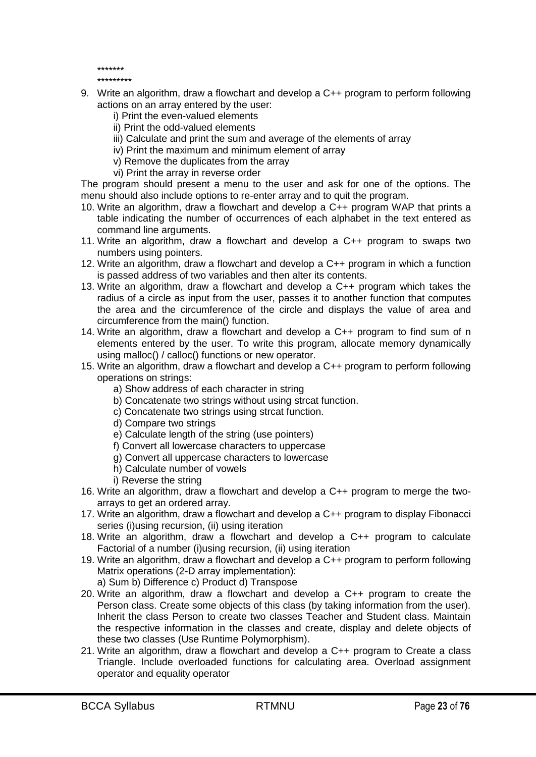*******
*********

9. Write an algorithm, draw a flowchart and develop a C++ program to perform following actions on an array entered by the user:
   i) Print the even-valued elements
   ii) Print the odd-valued elements
   iii) Calculate and print the sum and average of the elements of array
   iv) Print the maximum and minimum element of array
   v) Remove the duplicates from the array
   vi) Print the array in reverse order

The program should present a menu to the user and ask for one of the options. The menu should also include options to re-enter array and to quit the program.

10. Write an algorithm, draw a flowchart and develop a C++ program WAP that prints a table indicating the number of occurrences of each alphabet in the text entered as command line arguments.
11. Write an algorithm, draw a flowchart and develop a C++ program to swaps two numbers using pointers.
12. Write an algorithm, draw a flowchart and develop a C++ program in which a function is passed address of two variables and then alter its contents.
13. Write an algorithm, draw a flowchart and develop a C++ program which takes the radius of a circle as input from the user, passes it to another function that computes the area and the circumference of the circle and displays the value of area and circumference from the main() function.
14. Write an algorithm, draw a flowchart and develop a C++ program to find sum of n elements entered by the user. To write this program, allocate memory dynamically using malloc() / calloc() functions or new operator.
15. Write an algorithm, draw a flowchart and develop a C++ program to perform following operations on strings:
    a) Show address of each character in string
    b) Concatenate two strings without using strcat function.
    c) Concatenate two strings using strcat function.
    d) Compare two strings
    e) Calculate length of the string (use pointers)
    f) Convert all lowercase characters to uppercase
    g) Convert all uppercase characters to lowercase
    h) Calculate number of vowels
    i) Reverse the string
16. Write an algorithm, draw a flowchart and develop a C++ program to merge the two-arrays to get an ordered array.
17. Write an algorithm, draw a flowchart and develop a C++ program to display Fibonacci series (i)using recursion, (ii) using iteration
18. Write an algorithm, draw a flowchart and develop a C++ program to calculate Factorial of a number (i)using recursion, (ii) using iteration
19. Write an algorithm, draw a flowchart and develop a C++ program to perform following Matrix operations (2-D array implementation):
    a) Sum b) Difference c) Product d) Transpose
20. Write an algorithm, draw a flowchart and develop a C++ program to create the Person class. Create some objects of this class (by taking information from the user). Inherit the class Person to create two classes Teacher and Student class. Maintain the respective information in the classes and create, display and delete objects of these two classes (Use Runtime Polymorphism).
21. Write an algorithm, draw a flowchart and develop a C++ program to Create a class Triangle. Include overloaded functions for calculating area. Overload assignment operator and equality operator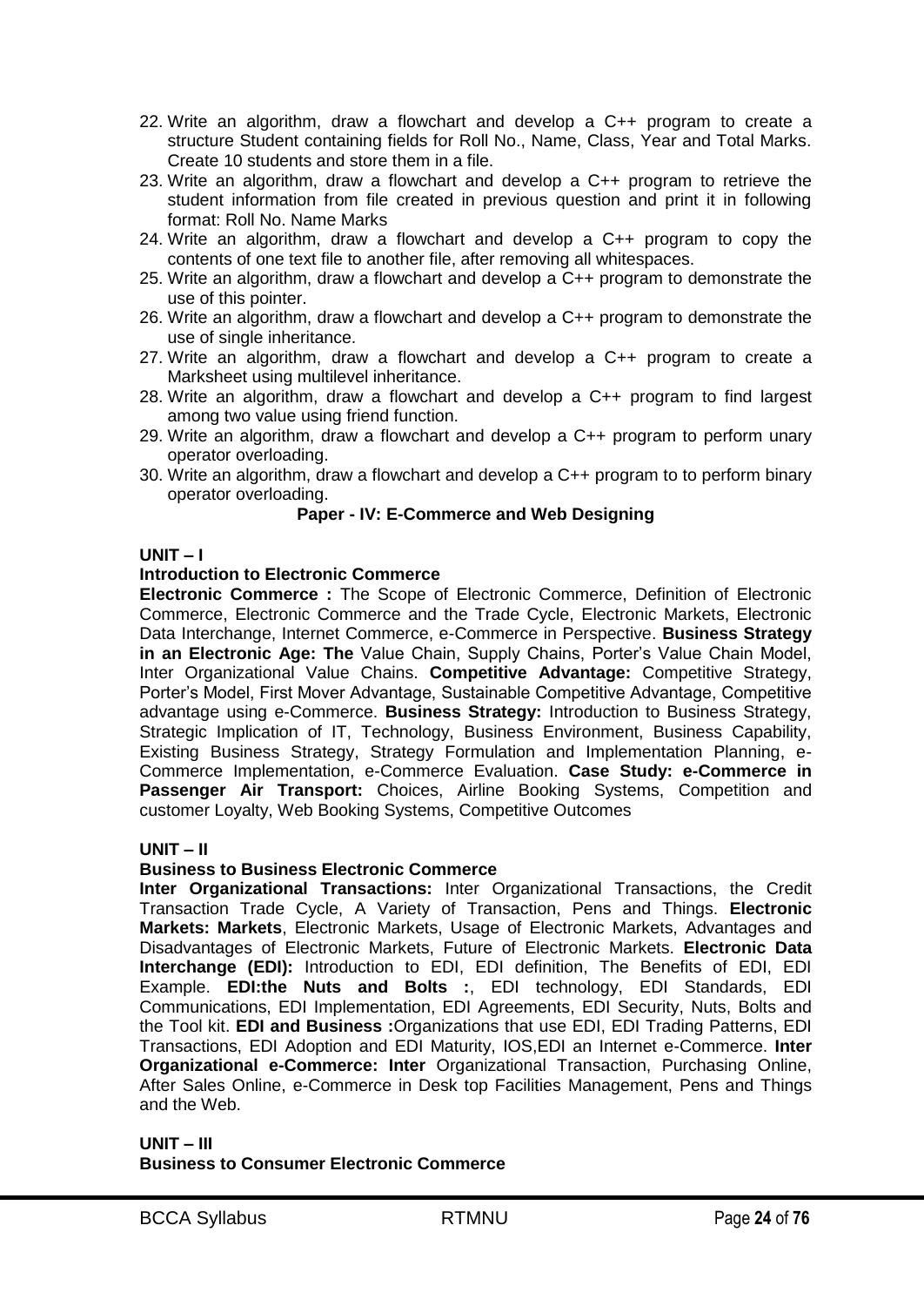22. Write an algorithm, draw a flowchart and develop a C++ program to create a structure Student containing fields for Roll No., Name, Class, Year and Total Marks. Create 10 students and store them in a file.
23. Write an algorithm, draw a flowchart and develop a C++ program to retrieve the student information from file created in previous question and print it in following format: Roll No. Name Marks
24. Write an algorithm, draw a flowchart and develop a C++ program to copy the contents of one text file to another file, after removing all whitespaces.
25. Write an algorithm, draw a flowchart and develop a C++ program to demonstrate the use of this pointer.
26. Write an algorithm, draw a flowchart and develop a C++ program to demonstrate the use of single inheritance.
27. Write an algorithm, draw a flowchart and develop a C++ program to create a Marksheet using multilevel inheritance.
28. Write an algorithm, draw a flowchart and develop a C++ program to find largest among two value using friend function.
29. Write an algorithm, draw a flowchart and develop a C++ program to perform unary operator overloading.
30. Write an algorithm, draw a flowchart and develop a C++ program to to perform binary operator overloading.

## Paper - IV: E-Commerce and Web Designing

**UNIT – I**

**Introduction to Electronic Commerce**

**Electronic Commerce :** The Scope of Electronic Commerce, Definition of Electronic Commerce, Electronic Commerce and the Trade Cycle, Electronic Markets, Electronic Data Interchange, Internet Commerce, e-Commerce in Perspective. **Business Strategy in an Electronic Age: The** Value Chain, Supply Chains, Porter's Value Chain Model, Inter Organizational Value Chains. **Competitive Advantage:** Competitive Strategy, Porter's Model, First Mover Advantage, Sustainable Competitive Advantage, Competitive advantage using e-Commerce. **Business Strategy:** Introduction to Business Strategy, Strategic Implication of IT, Technology, Business Environment, Business Capability, Existing Business Strategy, Strategy Formulation and Implementation Planning, e-Commerce Implementation, e-Commerce Evaluation. **Case Study: e-Commerce in Passenger Air Transport:** Choices, Airline Booking Systems, Competition and customer Loyalty, Web Booking Systems, Competitive Outcomes

**UNIT – II**

**Business to Business Electronic Commerce**

**Inter Organizational Transactions:** Inter Organizational Transactions, the Credit Transaction Trade Cycle, A Variety of Transaction, Pens and Things. **Electronic Markets: Markets**, Electronic Markets, Usage of Electronic Markets, Advantages and Disadvantages of Electronic Markets, Future of Electronic Markets. **Electronic Data Interchange (EDI):** Introduction to EDI, EDI definition, The Benefits of EDI, EDI Example. **EDI:the Nuts and Bolts :**, EDI technology, EDI Standards, EDI Communications, EDI Implementation, EDI Agreements, EDI Security, Nuts, Bolts and the Tool kit. **EDI and Business :**Organizations that use EDI, EDI Trading Patterns, EDI Transactions, EDI Adoption and EDI Maturity, IOS,EDI an Internet e-Commerce. **Inter Organizational e-Commerce: Inter** Organizational Transaction, Purchasing Online, After Sales Online, e-Commerce in Desk top Facilities Management, Pens and Things and the Web.

**UNIT – III**

**Business to Consumer Electronic Commerce**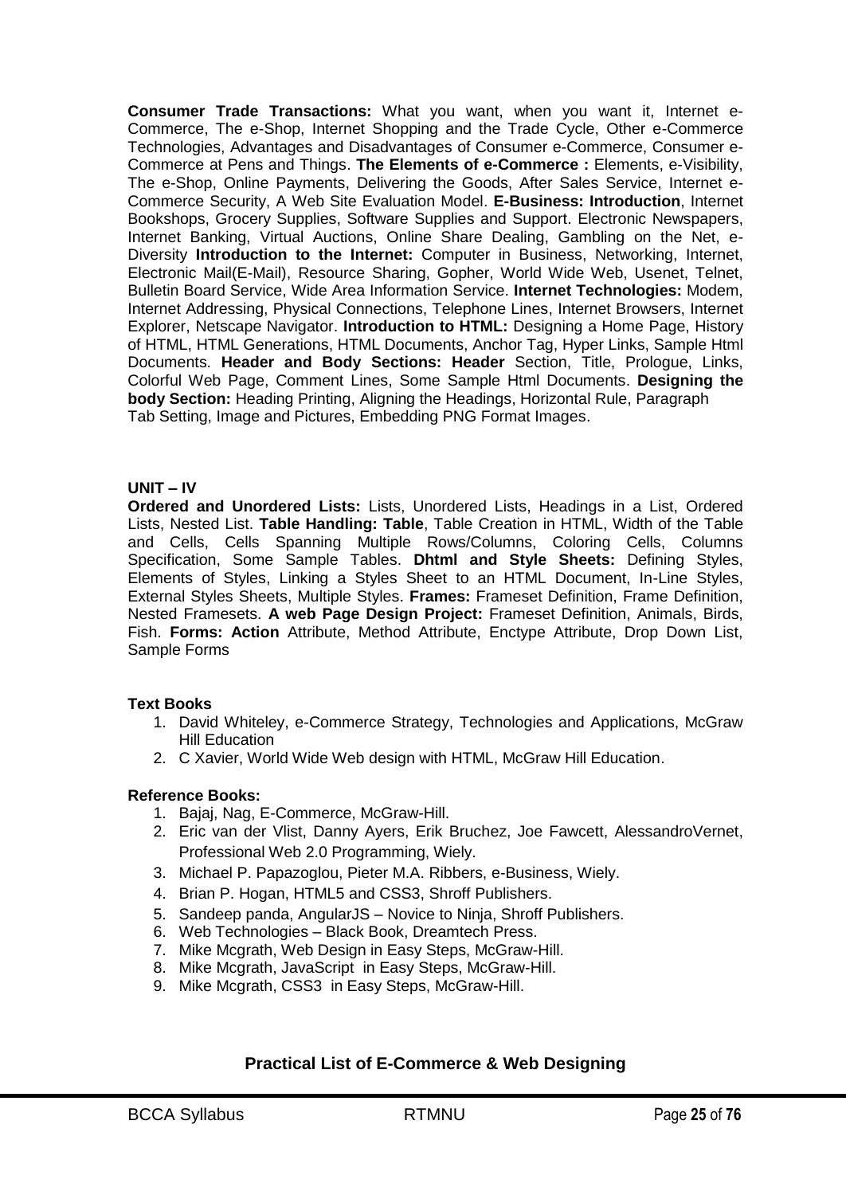**Consumer Trade Transactions:** What you want, when you want it, Internet e-Commerce, The e-Shop, Internet Shopping and the Trade Cycle, Other e-Commerce Technologies, Advantages and Disadvantages of Consumer e-Commerce, Consumer e-Commerce at Pens and Things. **The Elements of e-Commerce :** Elements, e-Visibility, The e-Shop, Online Payments, Delivering the Goods, After Sales Service, Internet e-Commerce Security, A Web Site Evaluation Model. **E-Business: Introduction**, Internet Bookshops, Grocery Supplies, Software Supplies and Support. Electronic Newspapers, Internet Banking, Virtual Auctions, Online Share Dealing, Gambling on the Net, e-Diversity **Introduction to the Internet:** Computer in Business, Networking, Internet, Electronic Mail(E-Mail), Resource Sharing, Gopher, World Wide Web, Usenet, Telnet, Bulletin Board Service, Wide Area Information Service. **Internet Technologies:** Modem, Internet Addressing, Physical Connections, Telephone Lines, Internet Browsers, Internet Explorer, Netscape Navigator. **Introduction to HTML:** Designing a Home Page, History of HTML, HTML Generations, HTML Documents, Anchor Tag, Hyper Links, Sample Html Documents. **Header and Body Sections: Header** Section, Title, Prologue, Links, Colorful Web Page, Comment Lines, Some Sample Html Documents. **Designing the body Section:** Heading Printing, Aligning the Headings, Horizontal Rule, Paragraph Tab Setting, Image and Pictures, Embedding PNG Format Images.

**UNIT – IV**

**Ordered and Unordered Lists:** Lists, Unordered Lists, Headings in a List, Ordered Lists, Nested List. **Table Handling: Table**, Table Creation in HTML, Width of the Table and Cells, Cells Spanning Multiple Rows/Columns, Coloring Cells, Columns Specification, Some Sample Tables. **Dhtml and Style Sheets:** Defining Styles, Elements of Styles, Linking a Styles Sheet to an HTML Document, In-Line Styles, External Styles Sheets, Multiple Styles. **Frames:** Frameset Definition, Frame Definition, Nested Framesets. **A web Page Design Project:** Frameset Definition, Animals, Birds, Fish. **Forms: Action** Attribute, Method Attribute, Enctype Attribute, Drop Down List, Sample Forms

**Text Books**

1. David Whiteley, e-Commerce Strategy, Technologies and Applications, McGraw Hill Education
2. C Xavier, World Wide Web design with HTML, McGraw Hill Education.

**Reference Books:**

1. Bajaj, Nag, E-Commerce, McGraw-Hill.
2. Eric van der Vlist, Danny Ayers, Erik Bruchez, Joe Fawcett, AlessandroVernet, Professional Web 2.0 Programming, Wiely.
3. Michael P. Papazoglou, Pieter M.A. Ribbers, e-Business, Wiely.
4. Brian P. Hogan, HTML5 and CSS3, Shroff Publishers.
5. Sandeep panda, AngularJS – Novice to Ninja, Shroff Publishers.
6. Web Technologies – Black Book, Dreamtech Press.
7. Mike Mcgrath, Web Design in Easy Steps, McGraw-Hill.
8. Mike Mcgrath, JavaScript in Easy Steps, McGraw-Hill.
9. Mike Mcgrath, CSS3 in Easy Steps, McGraw-Hill.

**Practical List of E-Commerce & Web Designing**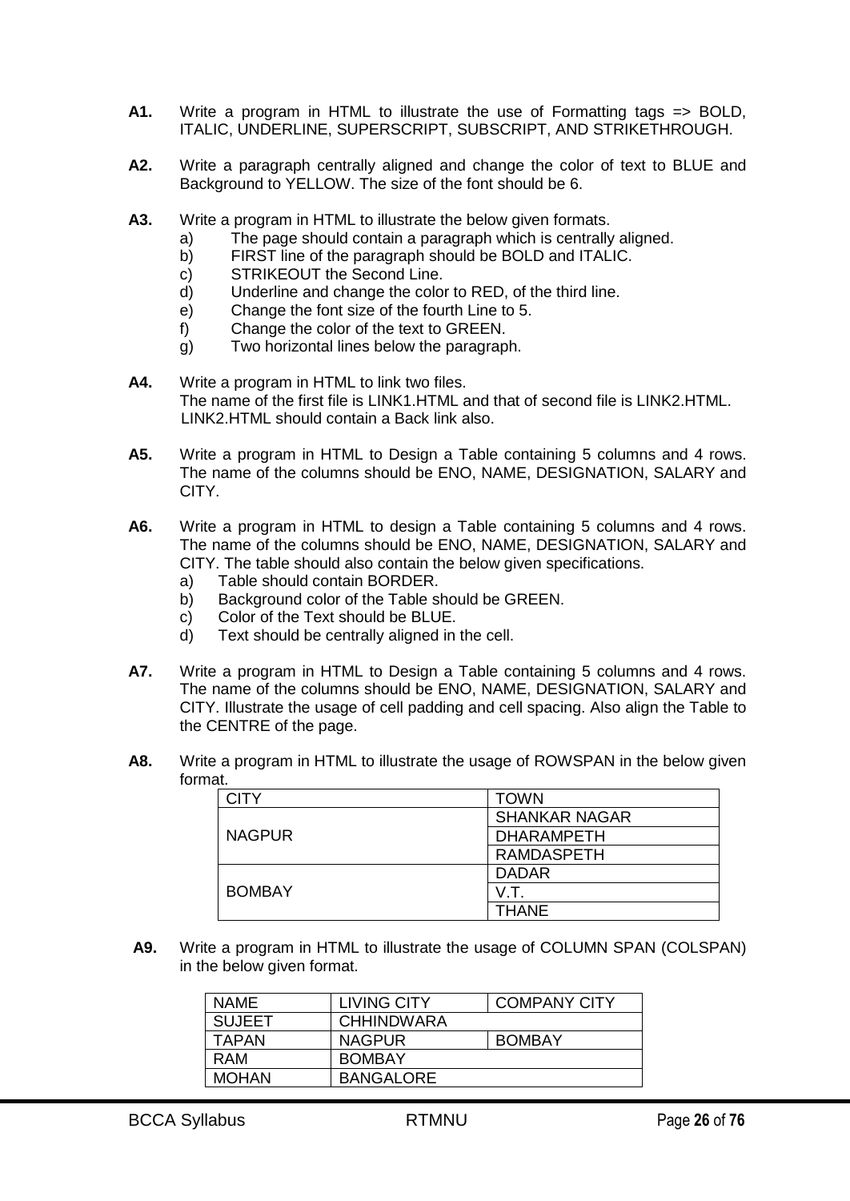**A1.** Write a program in HTML to illustrate the use of Formatting tags => BOLD, ITALIC, UNDERLINE, SUPERSCRIPT, SUBSCRIPT, AND STRIKETHROUGH.

**A2.** Write a paragraph centrally aligned and change the color of text to BLUE and Background to YELLOW. The size of the font should be 6.

**A3.** Write a program in HTML to illustrate the below given formats.

a) The page should contain a paragraph which is centrally aligned.
b) FIRST line of the paragraph should be BOLD and ITALIC.
c) STRIKEOUT the Second Line.
d) Underline and change the color to RED, of the third line.
e) Change the font size of the fourth Line to 5.
f) Change the color of the text to GREEN.
g) Two horizontal lines below the paragraph.

**A4.** Write a program in HTML to link two files.
The name of the first file is LINK1.HTML and that of second file is LINK2.HTML.
LINK2.HTML should contain a Back link also.

**A5.** Write a program in HTML to Design a Table containing 5 columns and 4 rows. The name of the columns should be ENO, NAME, DESIGNATION, SALARY and CITY.

**A6.** Write a program in HTML to design a Table containing 5 columns and 4 rows. The name of the columns should be ENO, NAME, DESIGNATION, SALARY and CITY. The table should also contain the below given specifications.

a) Table should contain BORDER.
b) Background color of the Table should be GREEN.
c) Color of the Text should be BLUE.
d) Text should be centrally aligned in the cell.

**A7.** Write a program in HTML to Design a Table containing 5 columns and 4 rows. The name of the columns should be ENO, NAME, DESIGNATION, SALARY and CITY. Illustrate the usage of cell padding and cell spacing. Also align the Table to the CENTRE of the page.

**A8.** Write a program in HTML to illustrate the usage of ROWSPAN in the below given format.

| CITY | TOWN |
| --- | --- |
| NAGPUR | SHANKAR NAGAR |
| | DHARAMPETH |
| | RAMDASPETH |
| BOMBAY | DADAR |
| | V.T. |
| | THANE |

**A9.** Write a program in HTML to illustrate the usage of COLUMN SPAN (COLSPAN) in the below given format.

| NAME | LIVING CITY | COMPANY CITY |
| --- | --- | --- |
| SUJEET | CHHINDWARA | |
| TAPAN | NAGPUR | BOMBAY |
| RAM | BOMBAY | |
| MOHAN | BANGALORE | |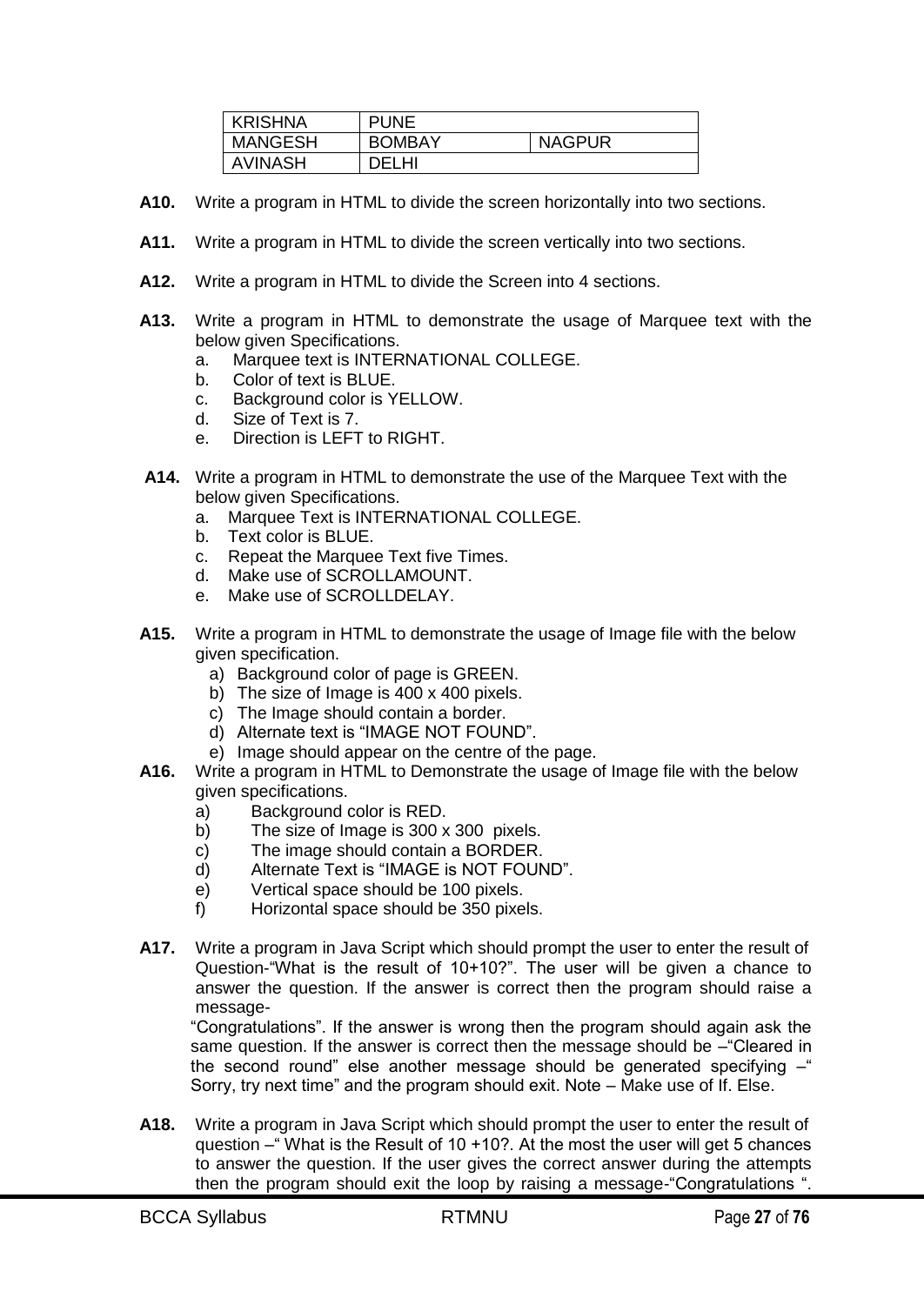| KRISHNA | PUNE | |
|---|---|---|
| MANGESH | BOMBAY | NAGPUR |
| AVINASH | DELHI | |

**A10.** Write a program in HTML to divide the screen horizontally into two sections.

**A11.** Write a program in HTML to divide the screen vertically into two sections.

**A12.** Write a program in HTML to divide the Screen into 4 sections.

**A13.** Write a program in HTML to demonstrate the usage of Marquee text with the below given Specifications.

a. Marquee text is INTERNATIONAL COLLEGE.
b. Color of text is BLUE.
c. Background color is YELLOW.
d. Size of Text is 7.
e. Direction is LEFT to RIGHT.

**A14.** Write a program in HTML to demonstrate the use of the Marquee Text with the below given Specifications.

a. Marquee Text is INTERNATIONAL COLLEGE.
b. Text color is BLUE.
c. Repeat the Marquee Text five Times.
d. Make use of SCROLLAMOUNT.
e. Make use of SCROLLDELAY.

**A15.** Write a program in HTML to demonstrate the usage of Image file with the below given specification.

a) Background color of page is GREEN.
b) The size of Image is 400 x 400 pixels.
c) The Image should contain a border.
d) Alternate text is "IMAGE NOT FOUND".
e) Image should appear on the centre of the page.

**A16.** Write a program in HTML to Demonstrate the usage of Image file with the below given specifications.

a) Background color is RED.
b) The size of Image is 300 x 300 pixels.
c) The image should contain a BORDER.
d) Alternate Text is "IMAGE is NOT FOUND".
e) Vertical space should be 100 pixels.
f) Horizontal space should be 350 pixels.

**A17.** Write a program in Java Script which should prompt the user to enter the result of Question-"What is the result of 10+10?". The user will be given a chance to answer the question. If the answer is correct then the program should raise a message-
"Congratulations". If the answer is wrong then the program should again ask the same question. If the answer is correct then the message should be –"Cleared in the second round" else another message should be generated specifying –" Sorry, try next time" and the program should exit. Note – Make use of If. Else.

**A18.** Write a program in Java Script which should prompt the user to enter the result of question –" What is the Result of 10 +10?. At the most the user will get 5 chances to answer the question. If the user gives the correct answer during the attempts then the program should exit the loop by raising a message-"Congratulations ".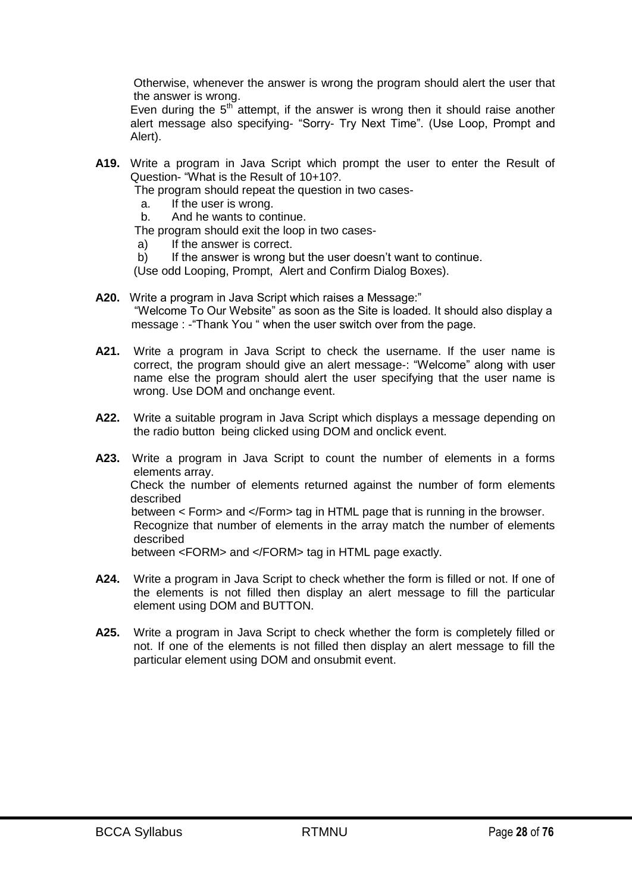Otherwise, whenever the answer is wrong the program should alert the user that the answer is wrong.
Even during the 5th attempt, if the answer is wrong then it should raise another alert message also specifying- “Sorry- Try Next Time”. (Use Loop, Prompt and Alert).

**A19.** Write a program in Java Script which prompt the user to enter the Result of Question- “What is the Result of 10+10?.
The program should repeat the question in two cases-
a. If the user is wrong.
b. And he wants to continue.
The program should exit the loop in two cases-
a) If the answer is correct.
b) If the answer is wrong but the user doesn’t want to continue.
(Use odd Looping, Prompt, Alert and Confirm Dialog Boxes).

**A20.** Write a program in Java Script which raises a Message:”
“Welcome To Our Website” as soon as the Site is loaded. It should also display a message : -“Thank You “ when the user switch over from the page.

**A21.** Write a program in Java Script to check the username. If the user name is correct, the program should give an alert message-: “Welcome” along with user name else the program should alert the user specifying that the user name is wrong. Use DOM and onchange event.

**A22.** Write a suitable program in Java Script which displays a message depending on the radio button being clicked using DOM and onclick event.

**A23.** Write a program in Java Script to count the number of elements in a forms elements array.
Check the number of elements returned against the number of form elements described
between < Form> and </Form> tag in HTML page that is running in the browser.
Recognize that number of elements in the array match the number of elements described
between <FORM> and </FORM> tag in HTML page exactly.

**A24.** Write a program in Java Script to check whether the form is filled or not. If one of the elements is not filled then display an alert message to fill the particular element using DOM and BUTTON.

**A25.** Write a program in Java Script to check whether the form is completely filled or not. If one of the elements is not filled then display an alert message to fill the particular element using DOM and onsubmit event.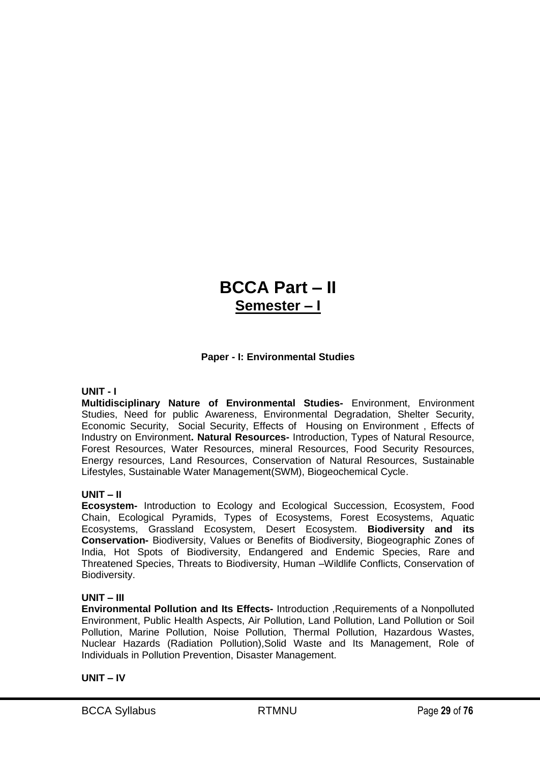# BCCA Part – II

## Semester – I

**Paper - I: Environmental Studies**

**UNIT - I**

**Multidisciplinary Nature of Environmental Studies-** Environment, Environment Studies, Need for public Awareness, Environmental Degradation, Shelter Security, Economic Security, Social Security, Effects of Housing on Environment , Effects of Industry on Environment**. Natural Resources-** Introduction, Types of Natural Resource, Forest Resources, Water Resources, mineral Resources, Food Security Resources, Energy resources, Land Resources, Conservation of Natural Resources, Sustainable Lifestyles, Sustainable Water Management(SWM), Biogeochemical Cycle.

**UNIT – II**

**Ecosystem-** Introduction to Ecology and Ecological Succession, Ecosystem, Food Chain, Ecological Pyramids, Types of Ecosystems, Forest Ecosystems, Aquatic Ecosystems, Grassland Ecosystem, Desert Ecosystem. **Biodiversity and its Conservation-** Biodiversity, Values or Benefits of Biodiversity, Biogeographic Zones of India, Hot Spots of Biodiversity, Endangered and Endemic Species, Rare and Threatened Species, Threats to Biodiversity, Human –Wildlife Conflicts, Conservation of Biodiversity.

**UNIT – III**

**Environmental Pollution and Its Effects-** Introduction ,Requirements of a Nonpolluted Environment, Public Health Aspects, Air Pollution, Land Pollution, Land Pollution or Soil Pollution, Marine Pollution, Noise Pollution, Thermal Pollution, Hazardous Wastes, Nuclear Hazards (Radiation Pollution),Solid Waste and Its Management, Role of Individuals in Pollution Prevention, Disaster Management.

**UNIT – IV**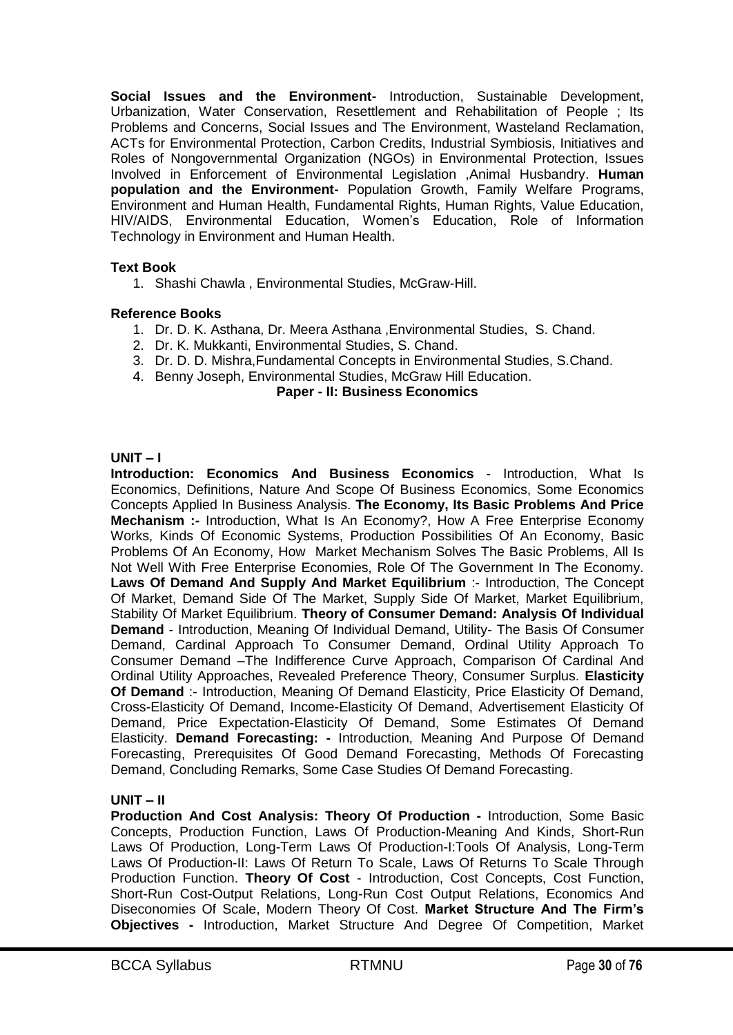**Social Issues and the Environment-** Introduction, Sustainable Development, Urbanization, Water Conservation, Resettlement and Rehabilitation of People ; Its Problems and Concerns, Social Issues and The Environment, Wasteland Reclamation, ACTs for Environmental Protection, Carbon Credits, Industrial Symbiosis, Initiatives and Roles of Nongovernmental Organization (NGOs) in Environmental Protection, Issues Involved in Enforcement of Environmental Legislation ,Animal Husbandry. **Human population and the Environment-** Population Growth, Family Welfare Programs, Environment and Human Health, Fundamental Rights, Human Rights, Value Education, HIV/AIDS, Environmental Education, Women's Education, Role of Information Technology in Environment and Human Health.

**Text Book**

1. Shashi Chawla , Environmental Studies, McGraw-Hill.

**Reference Books**

1. Dr. D. K. Asthana, Dr. Meera Asthana ,Environmental Studies, S. Chand.
2. Dr. K. Mukkanti, Environmental Studies, S. Chand.
3. Dr. D. D. Mishra,Fundamental Concepts in Environmental Studies, S.Chand.
4. Benny Joseph, Environmental Studies, McGraw Hill Education.

## Paper - II: Business Economics

**UNIT – I**

**Introduction: Economics And Business Economics** - Introduction, What Is Economics, Definitions, Nature And Scope Of Business Economics, Some Economics Concepts Applied In Business Analysis. **The Economy, Its Basic Problems And Price Mechanism :-** Introduction, What Is An Economy?, How A Free Enterprise Economy Works, Kinds Of Economic Systems, Production Possibilities Of An Economy, Basic Problems Of An Economy, How Market Mechanism Solves The Basic Problems, All Is Not Well With Free Enterprise Economies, Role Of The Government In The Economy. **Laws Of Demand And Supply And Market Equilibrium** :- Introduction, The Concept Of Market, Demand Side Of The Market, Supply Side Of Market, Market Equilibrium, Stability Of Market Equilibrium. **Theory of Consumer Demand: Analysis Of Individual Demand** - Introduction, Meaning Of Individual Demand, Utility- The Basis Of Consumer Demand, Cardinal Approach To Consumer Demand, Ordinal Utility Approach To Consumer Demand –The Indifference Curve Approach, Comparison Of Cardinal And Ordinal Utility Approaches, Revealed Preference Theory, Consumer Surplus. **Elasticity Of Demand** :- Introduction, Meaning Of Demand Elasticity, Price Elasticity Of Demand, Cross-Elasticity Of Demand, Income-Elasticity Of Demand, Advertisement Elasticity Of Demand, Price Expectation-Elasticity Of Demand, Some Estimates Of Demand Elasticity. **Demand Forecasting: -** Introduction, Meaning And Purpose Of Demand Forecasting, Prerequisites Of Good Demand Forecasting, Methods Of Forecasting Demand, Concluding Remarks, Some Case Studies Of Demand Forecasting.

**UNIT – II**

**Production And Cost Analysis: Theory Of Production -** Introduction, Some Basic Concepts, Production Function, Laws Of Production-Meaning And Kinds, Short-Run Laws Of Production, Long-Term Laws Of Production-I:Tools Of Analysis, Long-Term Laws Of Production-II: Laws Of Return To Scale, Laws Of Returns To Scale Through Production Function. **Theory Of Cost** - Introduction, Cost Concepts, Cost Function, Short-Run Cost-Output Relations, Long-Run Cost Output Relations, Economics And Diseconomies Of Scale, Modern Theory Of Cost. **Market Structure And The Firm's Objectives -** Introduction, Market Structure And Degree Of Competition, Market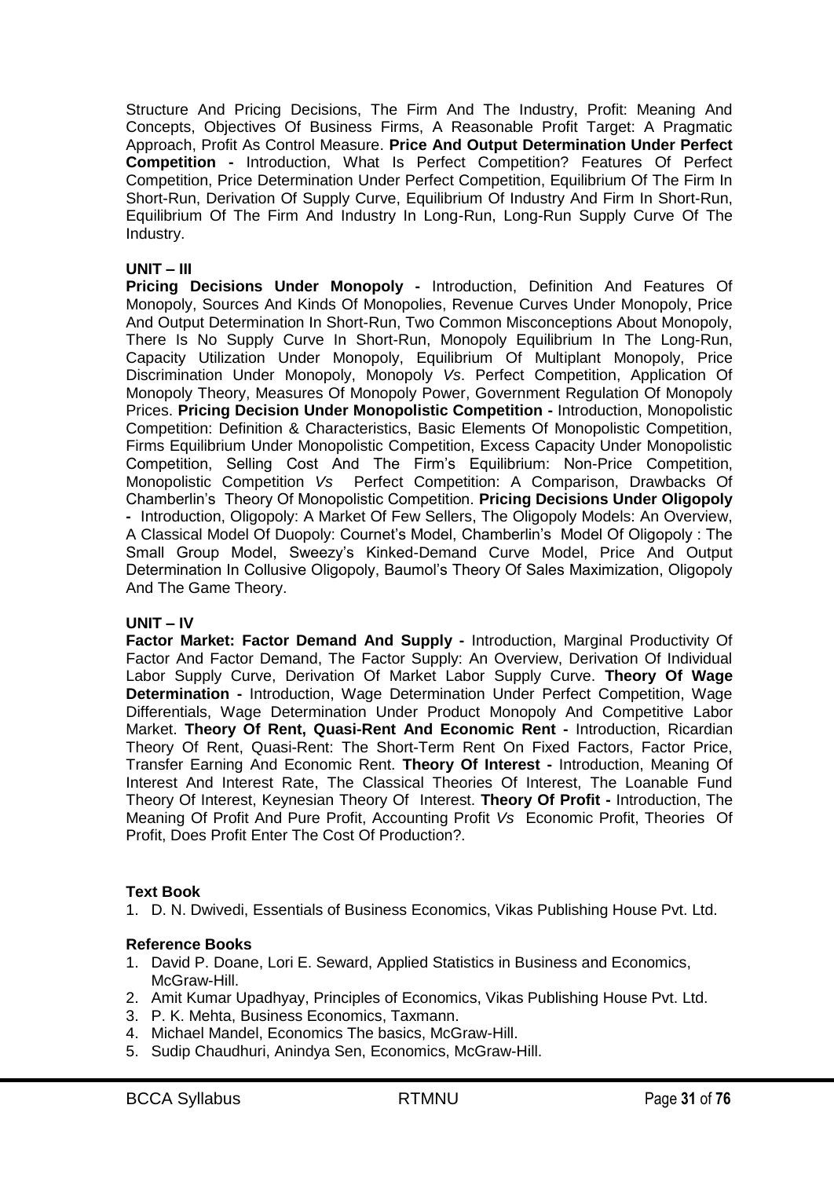Structure And Pricing Decisions, The Firm And The Industry, Profit: Meaning And Concepts, Objectives Of Business Firms, A Reasonable Profit Target: A Pragmatic Approach, Profit As Control Measure. **Price And Output Determination Under Perfect Competition -** Introduction, What Is Perfect Competition? Features Of Perfect Competition, Price Determination Under Perfect Competition, Equilibrium Of The Firm In Short-Run, Derivation Of Supply Curve, Equilibrium Of Industry And Firm In Short-Run, Equilibrium Of The Firm And Industry In Long-Run, Long-Run Supply Curve Of The Industry.

**UNIT – III**

**Pricing Decisions Under Monopoly -** Introduction, Definition And Features Of Monopoly, Sources And Kinds Of Monopolies, Revenue Curves Under Monopoly, Price And Output Determination In Short-Run, Two Common Misconceptions About Monopoly, There Is No Supply Curve In Short-Run, Monopoly Equilibrium In The Long-Run, Capacity Utilization Under Monopoly, Equilibrium Of Multiplant Monopoly, Price Discrimination Under Monopoly, Monopoly *Vs*. Perfect Competition, Application Of Monopoly Theory, Measures Of Monopoly Power, Government Regulation Of Monopoly Prices. **Pricing Decision Under Monopolistic Competition -** Introduction, Monopolistic Competition: Definition & Characteristics, Basic Elements Of Monopolistic Competition, Firms Equilibrium Under Monopolistic Competition, Excess Capacity Under Monopolistic Competition, Selling Cost And The Firm's Equilibrium: Non-Price Competition, Monopolistic Competition *Vs* Perfect Competition: A Comparison, Drawbacks Of Chamberlin's Theory Of Monopolistic Competition. **Pricing Decisions Under Oligopoly -** Introduction, Oligopoly: A Market Of Few Sellers, The Oligopoly Models: An Overview, A Classical Model Of Duopoly: Cournet's Model, Chamberlin's Model Of Oligopoly : The Small Group Model, Sweezy's Kinked-Demand Curve Model, Price And Output Determination In Collusive Oligopoly, Baumol's Theory Of Sales Maximization, Oligopoly And The Game Theory.

**UNIT – IV**

**Factor Market: Factor Demand And Supply -** Introduction, Marginal Productivity Of Factor And Factor Demand, The Factor Supply: An Overview, Derivation Of Individual Labor Supply Curve, Derivation Of Market Labor Supply Curve. **Theory Of Wage Determination -** Introduction, Wage Determination Under Perfect Competition, Wage Differentials, Wage Determination Under Product Monopoly And Competitive Labor Market. **Theory Of Rent, Quasi-Rent And Economic Rent -** Introduction, Ricardian Theory Of Rent, Quasi-Rent: The Short-Term Rent On Fixed Factors, Factor Price, Transfer Earning And Economic Rent. **Theory Of Interest -** Introduction, Meaning Of Interest And Interest Rate, The Classical Theories Of Interest, The Loanable Fund Theory Of Interest, Keynesian Theory Of Interest. **Theory Of Profit -** Introduction, The Meaning Of Profit And Pure Profit, Accounting Profit *Vs* Economic Profit, Theories Of Profit, Does Profit Enter The Cost Of Production?.

**Text Book**

1. D. N. Dwivedi, Essentials of Business Economics, Vikas Publishing House Pvt. Ltd.

**Reference Books**

1. David P. Doane, Lori E. Seward, Applied Statistics in Business and Economics, McGraw-Hill.
2. Amit Kumar Upadhyay, Principles of Economics, Vikas Publishing House Pvt. Ltd.
3. P. K. Mehta, Business Economics, Taxmann.
4. Michael Mandel, Economics The basics, McGraw-Hill.
5. Sudip Chaudhuri, Anindya Sen, Economics, McGraw-Hill.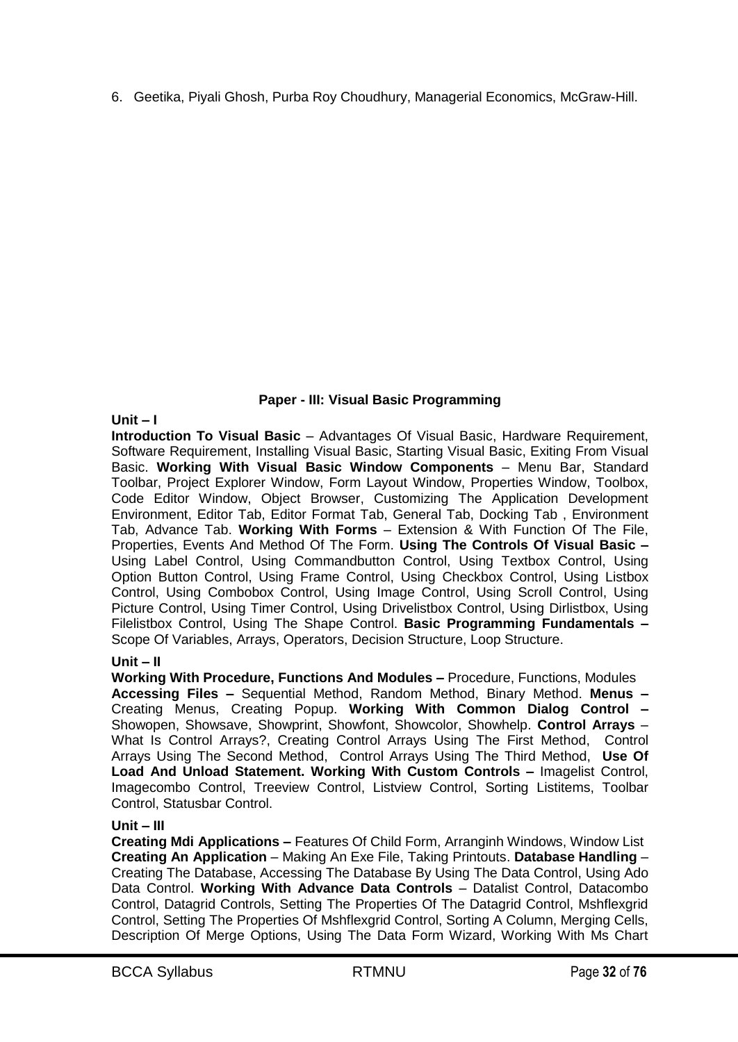6. Geetika, Piyali Ghosh, Purba Roy Choudhury, Managerial Economics, McGraw-Hill.

## Paper - III: Visual Basic Programming

**Unit – I**

**Introduction To Visual Basic** – Advantages Of Visual Basic, Hardware Requirement, Software Requirement, Installing Visual Basic, Starting Visual Basic, Exiting From Visual Basic. **Working With Visual Basic Window Components** – Menu Bar, Standard Toolbar, Project Explorer Window, Form Layout Window, Properties Window, Toolbox, Code Editor Window, Object Browser, Customizing The Application Development Environment, Editor Tab, Editor Format Tab, General Tab, Docking Tab , Environment Tab, Advance Tab. **Working With Forms** – Extension & With Function Of The File, Properties, Events And Method Of The Form. **Using The Controls Of Visual Basic –** Using Label Control, Using Commandbutton Control, Using Textbox Control, Using Option Button Control, Using Frame Control, Using Checkbox Control, Using Listbox Control, Using Combobox Control, Using Image Control, Using Scroll Control, Using Picture Control, Using Timer Control, Using Drivelistbox Control, Using Dirlistbox, Using Filelistbox Control, Using The Shape Control. **Basic Programming Fundamentals –** Scope Of Variables, Arrays, Operators, Decision Structure, Loop Structure.

**Unit – II**

**Working With Procedure, Functions And Modules –** Procedure, Functions, Modules
**Accessing Files –** Sequential Method, Random Method, Binary Method. **Menus –** Creating Menus, Creating Popup. **Working With Common Dialog Control –** Showopen, Showsave, Showprint, Showfont, Showcolor, Showhelp. **Control Arrays** – What Is Control Arrays?, Creating Control Arrays Using The First Method, Control Arrays Using The Second Method, Control Arrays Using The Third Method, **Use Of Load And Unload Statement. Working With Custom Controls –** Imagelist Control, Imagecombo Control, Treeview Control, Listview Control, Sorting Listitems, Toolbar Control, Statusbar Control.

**Unit – III**

**Creating Mdi Applications –** Features Of Child Form, Arranginh Windows, Window List
**Creating An Application** – Making An Exe File, Taking Printouts. **Database Handling** – Creating The Database, Accessing The Database By Using The Data Control, Using Ado Data Control. **Working With Advance Data Controls** – Datalist Control, Datacombo Control, Datagrid Controls, Setting The Properties Of The Datagrid Control, Mshflexgrid Control, Setting The Properties Of Mshflexgrid Control, Sorting A Column, Merging Cells, Description Of Merge Options, Using The Data Form Wizard, Working With Ms Chart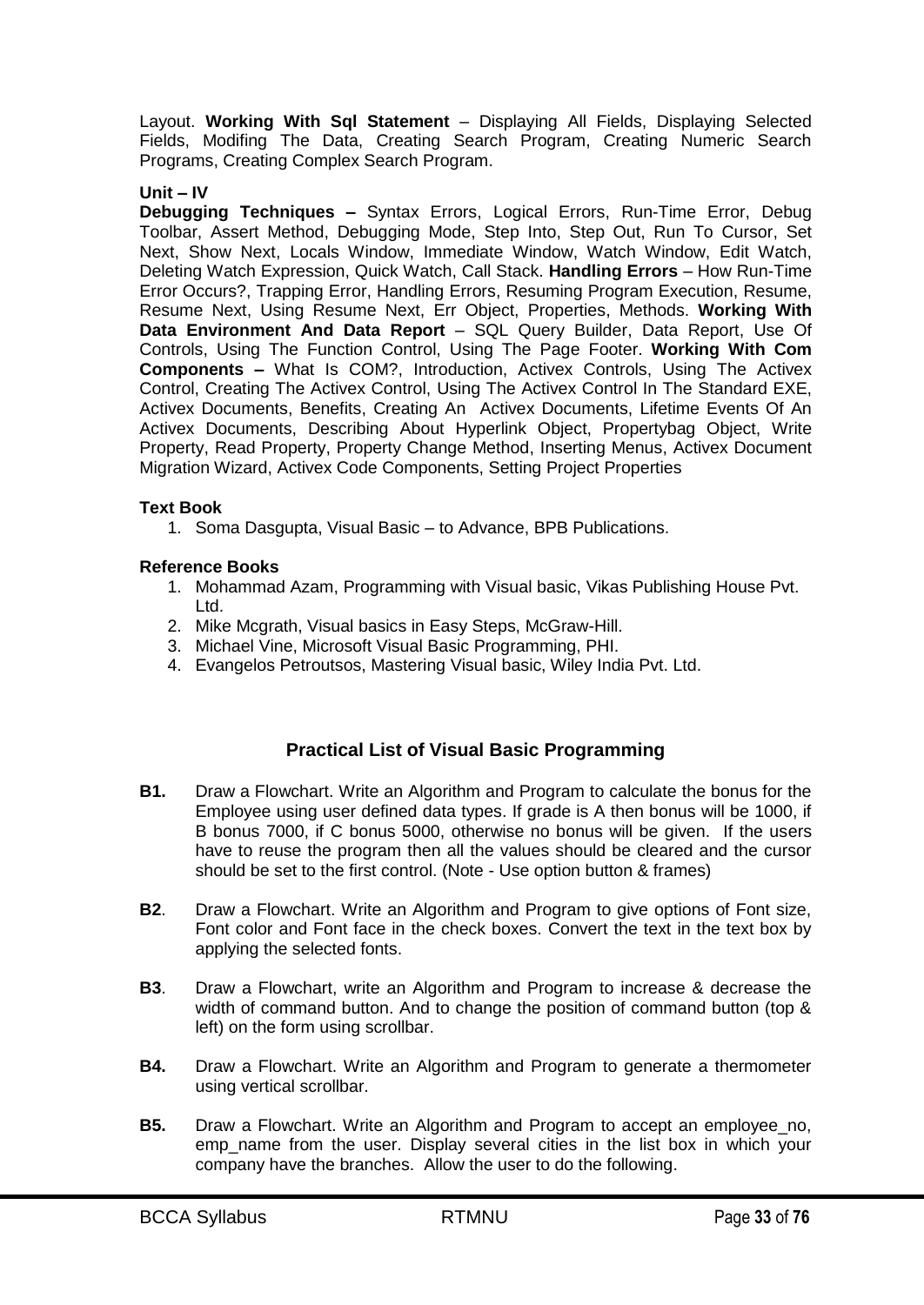Layout. **Working With Sql Statement** – Displaying All Fields, Displaying Selected Fields, Modifing The Data, Creating Search Program, Creating Numeric Search Programs, Creating Complex Search Program.

**Unit – IV**

**Debugging Techniques –** Syntax Errors, Logical Errors, Run-Time Error, Debug Toolbar, Assert Method, Debugging Mode, Step Into, Step Out, Run To Cursor, Set Next, Show Next, Locals Window, Immediate Window, Watch Window, Edit Watch, Deleting Watch Expression, Quick Watch, Call Stack. **Handling Errors** – How Run-Time Error Occurs?, Trapping Error, Handling Errors, Resuming Program Execution, Resume, Resume Next, Using Resume Next, Err Object, Properties, Methods. **Working With Data Environment And Data Report** – SQL Query Builder, Data Report, Use Of Controls, Using The Function Control, Using The Page Footer. **Working With Com Components –** What Is COM?, Introduction, Activex Controls, Using The Activex Control, Creating The Activex Control, Using The Activex Control In The Standard EXE, Activex Documents, Benefits, Creating An Activex Documents, Lifetime Events Of An Activex Documents, Describing About Hyperlink Object, Propertybag Object, Write Property, Read Property, Property Change Method, Inserting Menus, Activex Document Migration Wizard, Activex Code Components, Setting Project Properties

**Text Book**

1. Soma Dasgupta, Visual Basic – to Advance, BPB Publications.

**Reference Books**

1. Mohammad Azam, Programming with Visual basic, Vikas Publishing House Pvt. Ltd.
2. Mike Mcgrath, Visual basics in Easy Steps, McGraw-Hill.
3. Michael Vine, Microsoft Visual Basic Programming, PHI.
4. Evangelos Petroutsos, Mastering Visual basic, Wiley India Pvt. Ltd.

## Practical List of Visual Basic Programming

**B1.** Draw a Flowchart. Write an Algorithm and Program to calculate the bonus for the Employee using user defined data types. If grade is A then bonus will be 1000, if B bonus 7000, if C bonus 5000, otherwise no bonus will be given. If the users have to reuse the program then all the values should be cleared and the cursor should be set to the first control. (Note - Use option button & frames)

**B2**. Draw a Flowchart. Write an Algorithm and Program to give options of Font size, Font color and Font face in the check boxes. Convert the text in the text box by applying the selected fonts.

**B3**. Draw a Flowchart, write an Algorithm and Program to increase & decrease the width of command button. And to change the position of command button (top & left) on the form using scrollbar.

**B4.** Draw a Flowchart. Write an Algorithm and Program to generate a thermometer using vertical scrollbar.

**B5.** Draw a Flowchart. Write an Algorithm and Program to accept an employee_no, emp_name from the user. Display several cities in the list box in which your company have the branches. Allow the user to do the following.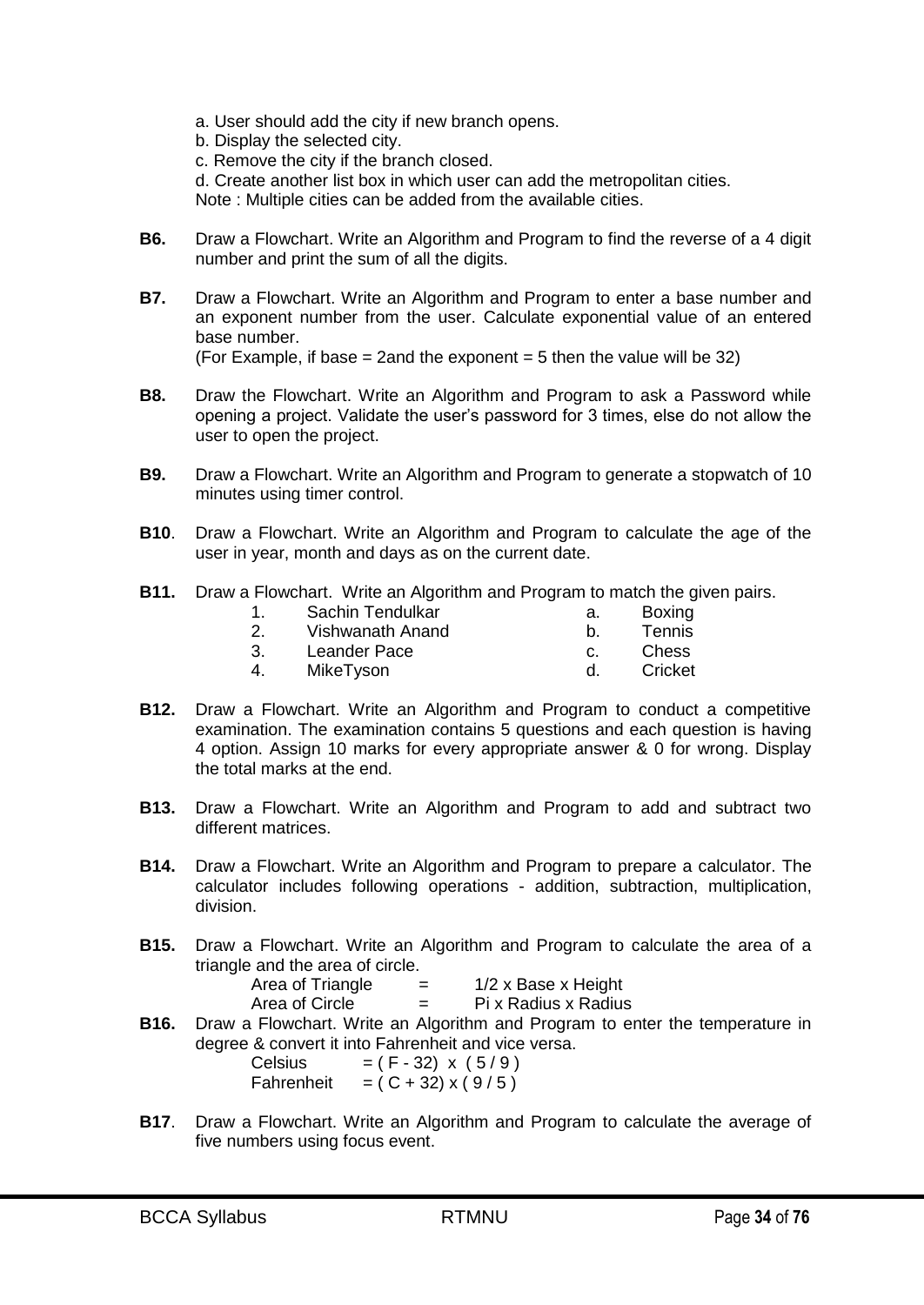a. User should add the city if new branch opens.
b. Display the selected city.
c. Remove the city if the branch closed.
d. Create another list box in which user can add the metropolitan cities.
Note : Multiple cities can be added from the available cities.

**B6.** Draw a Flowchart. Write an Algorithm and Program to find the reverse of a 4 digit number and print the sum of all the digits.

**B7.** Draw a Flowchart. Write an Algorithm and Program to enter a base number and an exponent number from the user. Calculate exponential value of an entered base number.
(For Example, if base = 2and the exponent = 5 then the value will be 32)

**B8.** Draw the Flowchart. Write an Algorithm and Program to ask a Password while opening a project. Validate the user's password for 3 times, else do not allow the user to open the project.

**B9.** Draw a Flowchart. Write an Algorithm and Program to generate a stopwatch of 10 minutes using timer control.

**B10**. Draw a Flowchart. Write an Algorithm and Program to calculate the age of the user in year, month and days as on the current date.

**B11.** Draw a Flowchart. Write an Algorithm and Program to match the given pairs.

| | | | |
|---|---|---|---|
| 1. | Sachin Tendulkar | a. | Boxing |
| 2. | Vishwanath Anand | b. | Tennis |
| 3. | Leander Pace | c. | Chess |
| 4. | MikeTyson | d. | Cricket |

**B12.** Draw a Flowchart. Write an Algorithm and Program to conduct a competitive examination. The examination contains 5 questions and each question is having 4 option. Assign 10 marks for every appropriate answer & 0 for wrong. Display the total marks at the end.

**B13.** Draw a Flowchart. Write an Algorithm and Program to add and subtract two different matrices.

**B14.** Draw a Flowchart. Write an Algorithm and Program to prepare a calculator. The calculator includes following operations - addition, subtraction, multiplication, division.

**B15.** Draw a Flowchart. Write an Algorithm and Program to calculate the area of a triangle and the area of circle.

Area of Triangle = 1/2 x Base x Height
Area of Circle = Pi x Radius x Radius

**B16.** Draw a Flowchart. Write an Algorithm and Program to enter the temperature in degree & convert it into Fahrenheit and vice versa.

Celsius = ( F - 32) x ( 5 / 9 )
Fahrenheit = ( C + 32) x ( 9 / 5 )

**B17**. Draw a Flowchart. Write an Algorithm and Program to calculate the average of five numbers using focus event.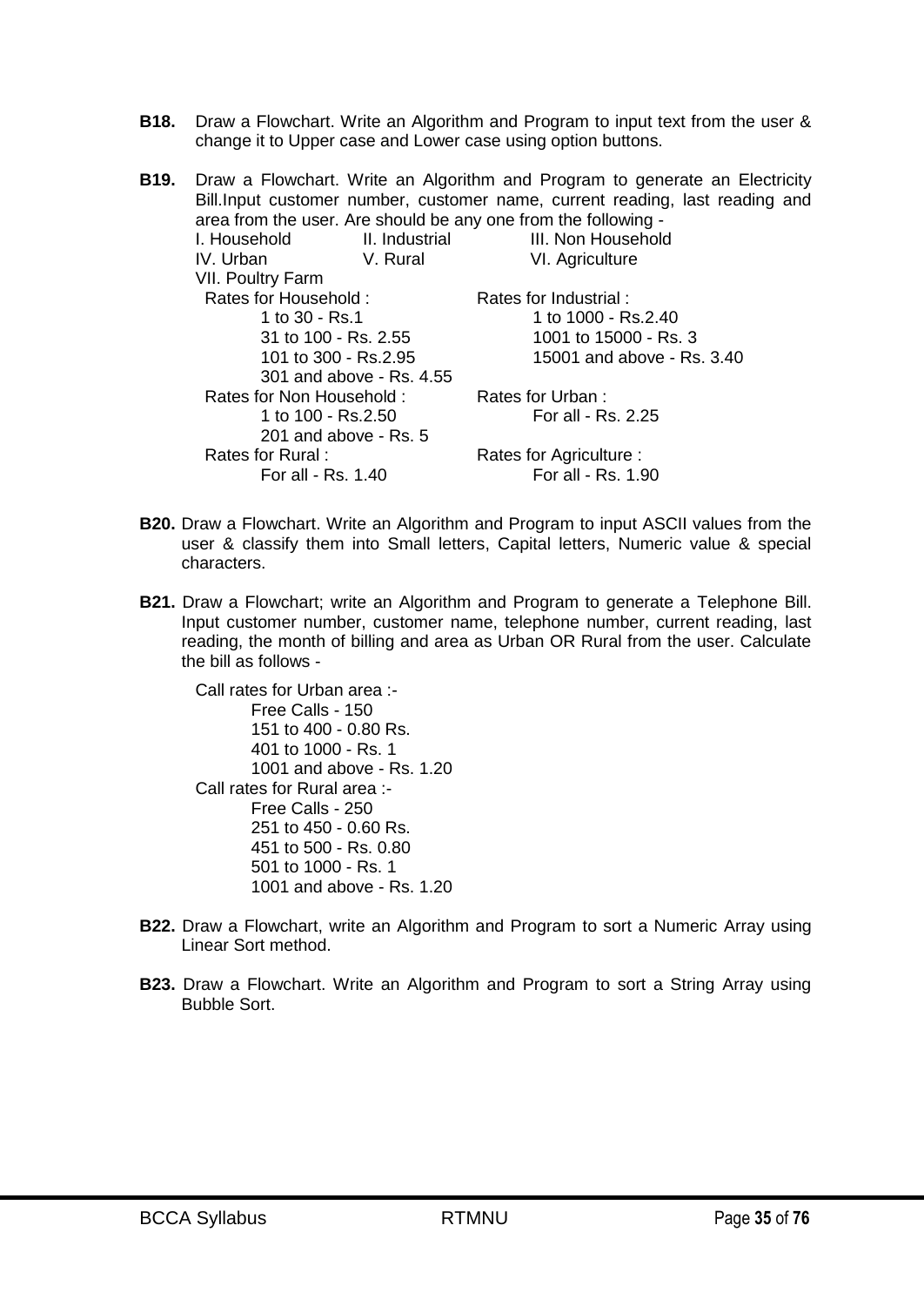**B18.** Draw a Flowchart. Write an Algorithm and Program to input text from the user & change it to Upper case and Lower case using option buttons.

**B19.** Draw a Flowchart. Write an Algorithm and Program to generate an Electricity Bill.Input customer number, customer name, current reading, last reading and area from the user. Are should be any one from the following -

I. Household    II. Industrial    III. Non Household
IV. Urban    V. Rural    VI. Agriculture
VII. Poultry Farm

Rates for Household :
- 1 to 30 - Rs.1
- 31 to 100 - Rs. 2.55
- 101 to 300 - Rs.2.95
- 301 and above - Rs. 4.55

Rates for Industrial :
- 1 to 1000 - Rs.2.40
- 1001 to 15000 - Rs. 3
- 15001 and above - Rs. 3.40

Rates for Non Household :
- 1 to 100 - Rs.2.50
- 201 and above - Rs. 5

Rates for Urban :
- For all - Rs. 2.25

Rates for Rural :
- For all - Rs. 1.40

Rates for Agriculture :
- For all - Rs. 1.90

**B20.** Draw a Flowchart. Write an Algorithm and Program to input ASCII values from the user & classify them into Small letters, Capital letters, Numeric value & special characters.

**B21.** Draw a Flowchart; write an Algorithm and Program to generate a Telephone Bill. Input customer number, customer name, telephone number, current reading, last reading, the month of billing and area as Urban OR Rural from the user. Calculate the bill as follows -

Call rates for Urban area :-
- Free Calls - 150
- 151 to 400 - 0.80 Rs.
- 401 to 1000 - Rs. 1
- 1001 and above - Rs. 1.20

Call rates for Rural area :-
- Free Calls - 250
- 251 to 450 - 0.60 Rs.
- 451 to 500 - Rs. 0.80
- 501 to 1000 - Rs. 1
- 1001 and above - Rs. 1.20

**B22.** Draw a Flowchart, write an Algorithm and Program to sort a Numeric Array using Linear Sort method.

**B23.** Draw a Flowchart. Write an Algorithm and Program to sort a String Array using Bubble Sort.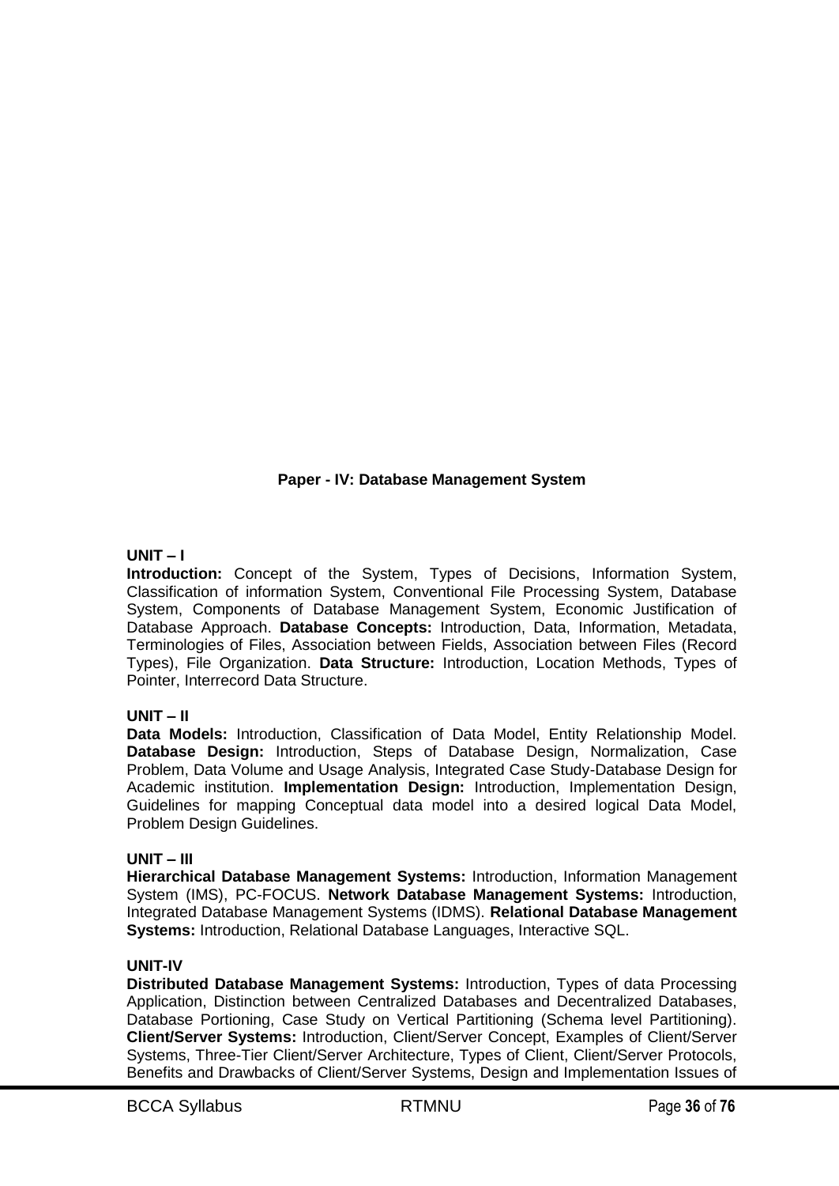## Paper - IV: Database Management System

**UNIT – I**

**Introduction:** Concept of the System, Types of Decisions, Information System, Classification of information System, Conventional File Processing System, Database System, Components of Database Management System, Economic Justification of Database Approach. **Database Concepts:** Introduction, Data, Information, Metadata, Terminologies of Files, Association between Fields, Association between Files (Record Types), File Organization. **Data Structure:** Introduction, Location Methods, Types of Pointer, Interrecord Data Structure.

**UNIT – II**

**Data Models:** Introduction, Classification of Data Model, Entity Relationship Model. **Database Design:** Introduction, Steps of Database Design, Normalization, Case Problem, Data Volume and Usage Analysis, Integrated Case Study-Database Design for Academic institution. **Implementation Design:** Introduction, Implementation Design, Guidelines for mapping Conceptual data model into a desired logical Data Model, Problem Design Guidelines.

**UNIT – III**

**Hierarchical Database Management Systems:** Introduction, Information Management System (IMS), PC-FOCUS. **Network Database Management Systems:** Introduction, Integrated Database Management Systems (IDMS). **Relational Database Management Systems:** Introduction, Relational Database Languages, Interactive SQL.

**UNIT-IV**

**Distributed Database Management Systems:** Introduction, Types of data Processing Application, Distinction between Centralized Databases and Decentralized Databases, Database Portioning, Case Study on Vertical Partitioning (Schema level Partitioning). **Client/Server Systems:** Introduction, Client/Server Concept, Examples of Client/Server Systems, Three-Tier Client/Server Architecture, Types of Client, Client/Server Protocols, Benefits and Drawbacks of Client/Server Systems, Design and Implementation Issues of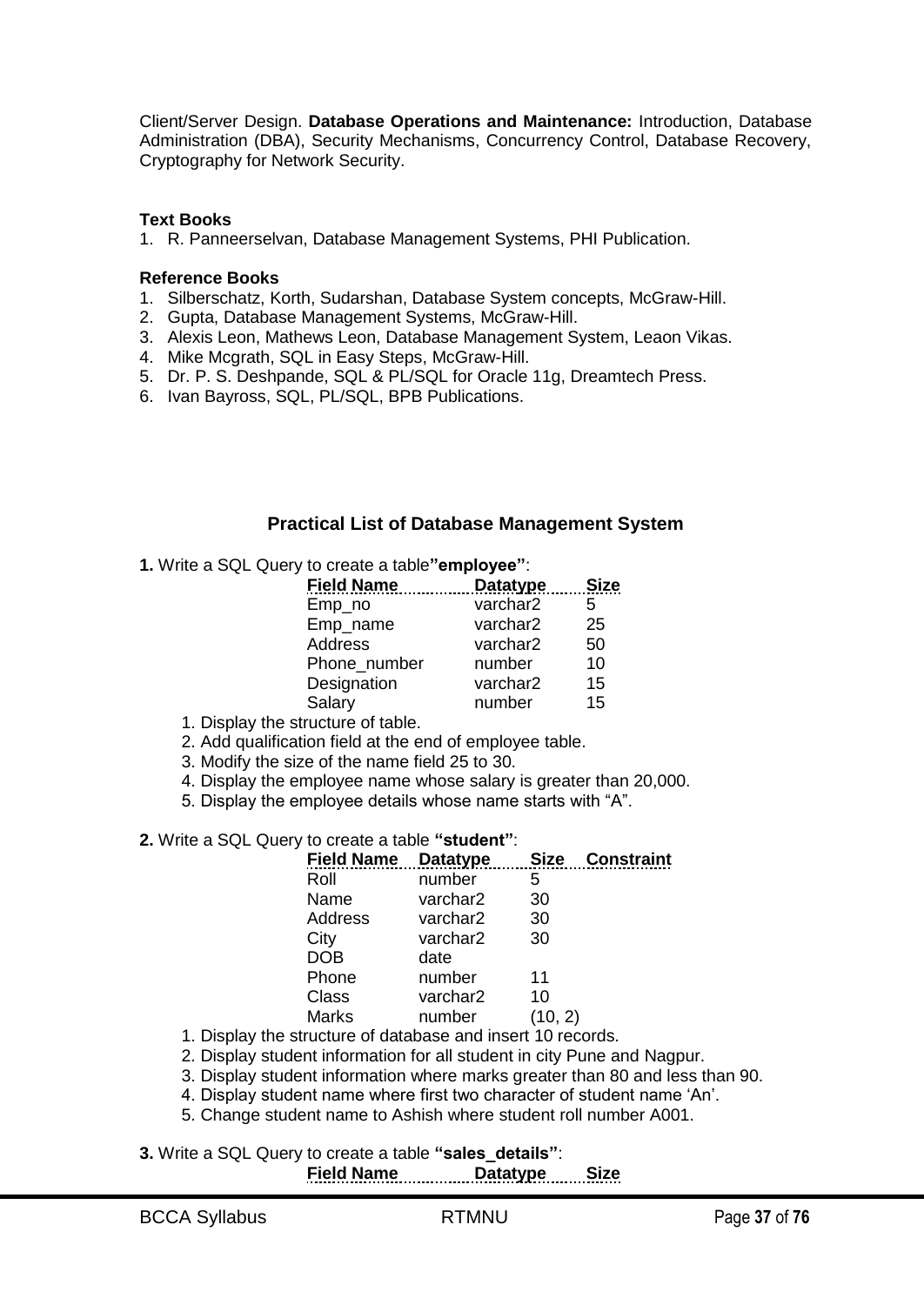Client/Server Design. **Database Operations and Maintenance:** Introduction, Database Administration (DBA), Security Mechanisms, Concurrency Control, Database Recovery, Cryptography for Network Security.

**Text Books**

1. R. Panneerselvan, Database Management Systems, PHI Publication.

**Reference Books**

1. Silberschatz, Korth, Sudarshan, Database System concepts, McGraw-Hill.
2. Gupta, Database Management Systems, McGraw-Hill.
3. Alexis Leon, Mathews Leon, Database Management System, Leaon Vikas.
4. Mike Mcgrath, SQL in Easy Steps, McGraw-Hill.
5. Dr. P. S. Deshpande, SQL & PL/SQL for Oracle 11g, Dreamtech Press.
6. Ivan Bayross, SQL, PL/SQL, BPB Publications.

## Practical List of Database Management System

**1.** Write a SQL Query to create a table**"employee"**:

| Field Name | Datatype | Size |
|---|---|---|
| Emp_no | varchar2 | 5 |
| Emp_name | varchar2 | 25 |
| Address | varchar2 | 50 |
| Phone_number | number | 10 |
| Designation | varchar2 | 15 |
| Salary | number | 15 |

1. Display the structure of table.
2. Add qualification field at the end of employee table.
3. Modify the size of the name field 25 to 30.
4. Display the employee name whose salary is greater than 20,000.
5. Display the employee details whose name starts with "A".

**2.** Write a SQL Query to create a table **"student"**:

| Field Name | Datatype | Size | Constraint |
|---|---|---|---|
| Roll | number | 5 | |
| Name | varchar2 | 30 | |
| Address | varchar2 | 30 | |
| City | varchar2 | 30 | |
| DOB | date | | |
| Phone | number | 11 | |
| Class | varchar2 | 10 | |
| Marks | number | (10, 2) | |

1. Display the structure of database and insert 10 records.
2. Display student information for all student in city Pune and Nagpur.
3. Display student information where marks greater than 80 and less than 90.
4. Display student name where first two character of student name 'An'.
5. Change student name to Ashish where student roll number A001.

**3.** Write a SQL Query to create a table **"sales_details"**:

| Field Name | Datatype | Size |
|---|---|---|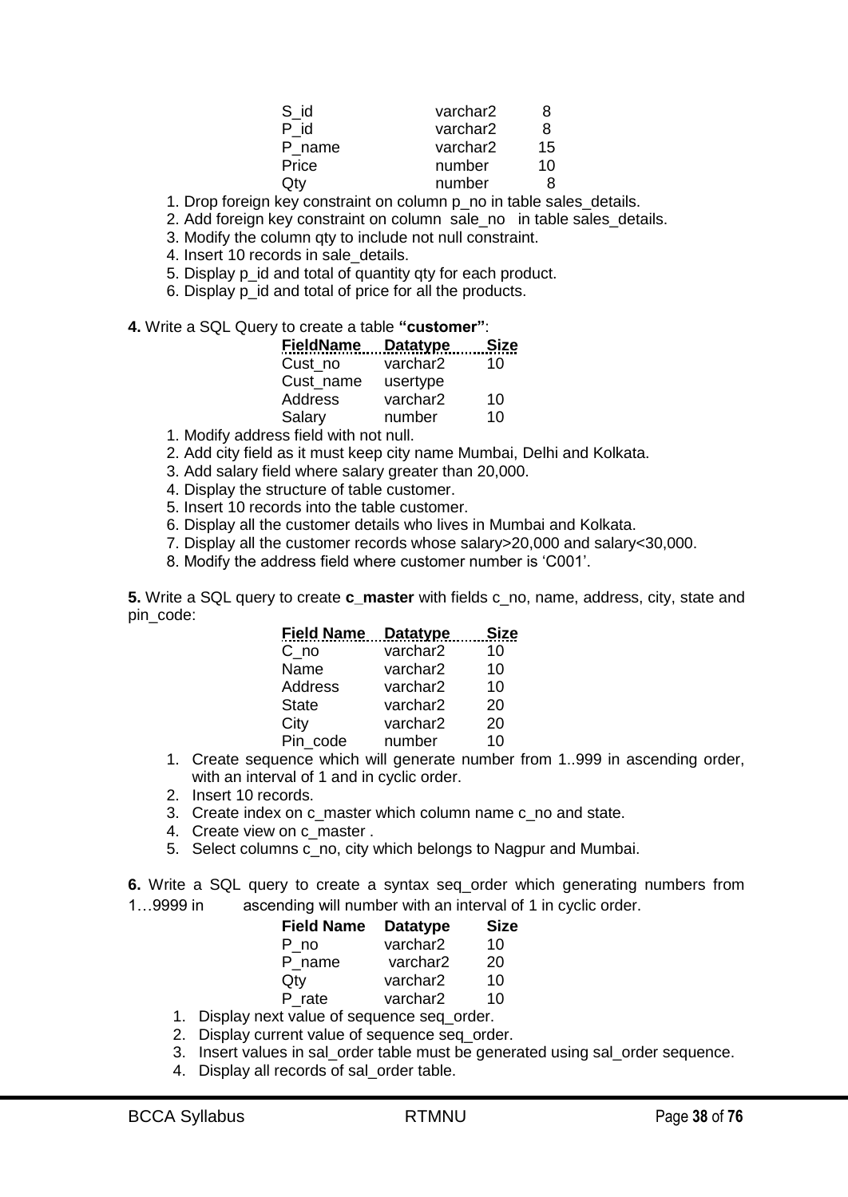| | | |
|---|---|---|
| S_id | varchar2 | 8 |
| P_id | varchar2 | 8 |
| P_name | varchar2 | 15 |
| Price | number | 10 |
| Qty | number | 8 |

1. Drop foreign key constraint on column p_no in table sales_details.
2. Add foreign key constraint on column sale_no in table sales_details.
3. Modify the column qty to include not null constraint.
4. Insert 10 records in sale_details.
5. Display p_id and total of quantity qty for each product.
6. Display p_id and total of price for all the products.

**4.** Write a SQL Query to create a table **"customer"**:

| FieldName | Datatype | Size |
|---|---|---|
| Cust_no | varchar2 | 10 |
| Cust_name | usertype | |
| Address | varchar2 | 10 |
| Salary | number | 10 |

1. Modify address field with not null.
2. Add city field as it must keep city name Mumbai, Delhi and Kolkata.
3. Add salary field where salary greater than 20,000.
4. Display the structure of table customer.
5. Insert 10 records into the table customer.
6. Display all the customer details who lives in Mumbai and Kolkata.
7. Display all the customer records whose salary>20,000 and salary<30,000.
8. Modify the address field where customer number is 'C001'.

**5.** Write a SQL query to create **c_master** with fields c_no, name, address, city, state and pin_code:

| Field Name | Datatype | Size |
|---|---|---|
| C_no | varchar2 | 10 |
| Name | varchar2 | 10 |
| Address | varchar2 | 10 |
| State | varchar2 | 20 |
| City | varchar2 | 20 |
| Pin_code | number | 10 |

1. Create sequence which will generate number from 1..999 in ascending order, with an interval of 1 and in cyclic order.
2. Insert 10 records.
3. Create index on c_master which column name c_no and state.
4. Create view on c_master .
5. Select columns c_no, city which belongs to Nagpur and Mumbai.

**6.** Write a SQL query to create a syntax seq_order which generating numbers from 1…9999 in ascending will number with an interval of 1 in cyclic order.

| Field Name | Datatype | Size |
|---|---|---|
| P_no | varchar2 | 10 |
| P_name | varchar2 | 20 |
| Qty | varchar2 | 10 |
| P_rate | varchar2 | 10 |

1. Display next value of sequence seq_order.
2. Display current value of sequence seq_order.
3. Insert values in sal_order table must be generated using sal_order sequence.
4. Display all records of sal_order table.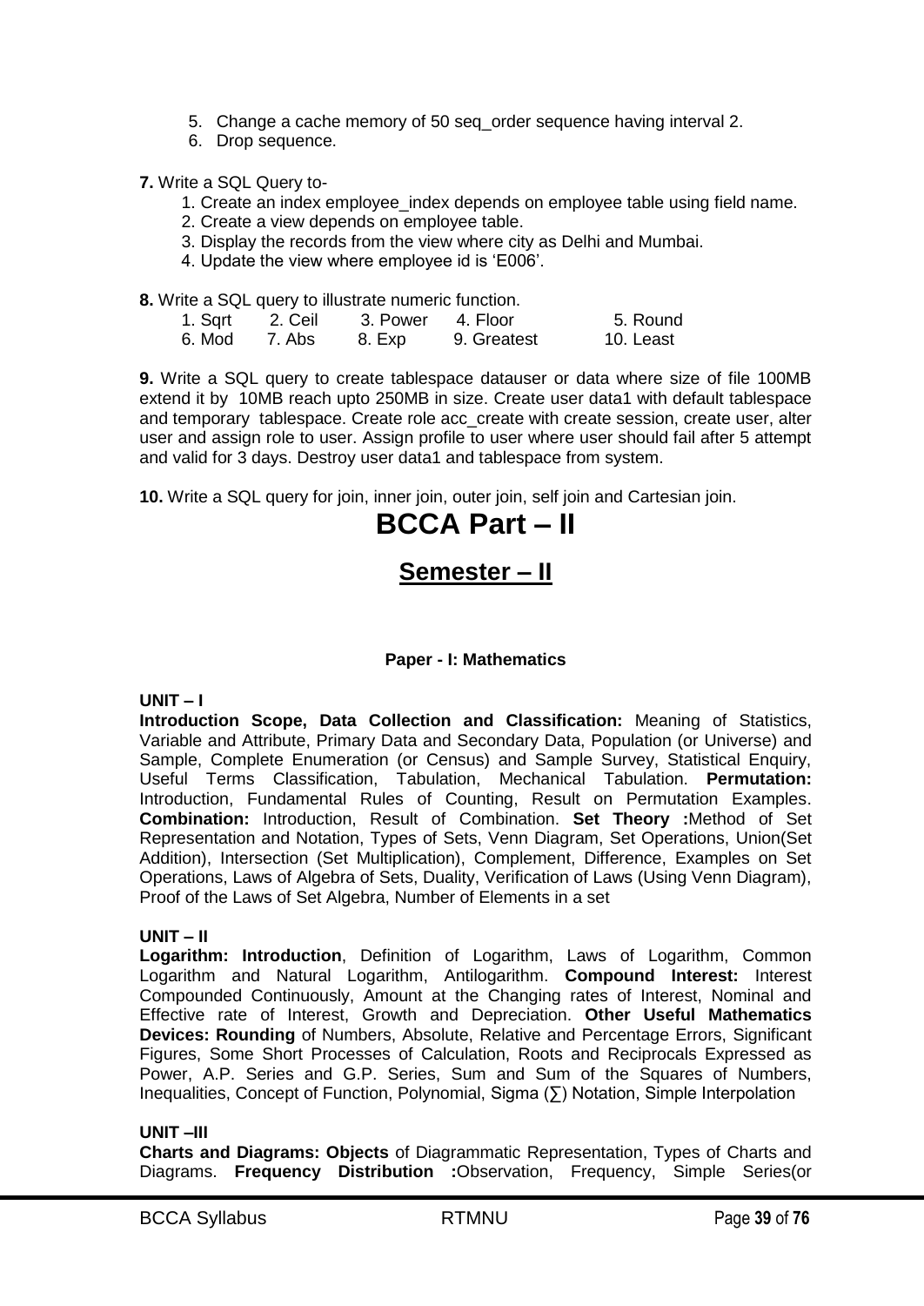5. Change a cache memory of 50 seq_order sequence having interval 2.
6. Drop sequence.

**7.** Write a SQL Query to-

1. Create an index employee_index depends on employee table using field name.
2. Create a view depends on employee table.
3. Display the records from the view where city as Delhi and Mumbai.
4. Update the view where employee id is 'E006'.

**8.** Write a SQL query to illustrate numeric function.

1. Sqrt 2. Ceil 3. Power 4. Floor 5. Round
6. Mod 7. Abs 8. Exp 9. Greatest 10. Least

**9.** Write a SQL query to create tablespace datauser or data where size of file 100MB extend it by 10MB reach upto 250MB in size. Create user data1 with default tablespace and temporary tablespace. Create role acc_create with create session, create user, alter user and assign role to user. Assign profile to user where user should fail after 5 attempt and valid for 3 days. Destroy user data1 and tablespace from system.

**10.** Write a SQL query for join, inner join, outer join, self join and Cartesian join.

# BCCA Part – II

## Semester – II

### Paper - I: Mathematics

**UNIT – I**

**Introduction Scope, Data Collection and Classification:** Meaning of Statistics, Variable and Attribute, Primary Data and Secondary Data, Population (or Universe) and Sample, Complete Enumeration (or Census) and Sample Survey, Statistical Enquiry, Useful Terms Classification, Tabulation, Mechanical Tabulation. **Permutation:** Introduction, Fundamental Rules of Counting, Result on Permutation Examples. **Combination:** Introduction, Result of Combination. **Set Theory :**Method of Set Representation and Notation, Types of Sets, Venn Diagram, Set Operations, Union(Set Addition), Intersection (Set Multiplication), Complement, Difference, Examples on Set Operations, Laws of Algebra of Sets, Duality, Verification of Laws (Using Venn Diagram), Proof of the Laws of Set Algebra, Number of Elements in a set

**UNIT – II**

**Logarithm: Introduction**, Definition of Logarithm, Laws of Logarithm, Common Logarithm and Natural Logarithm, Antilogarithm. **Compound Interest:** Interest Compounded Continuously, Amount at the Changing rates of Interest, Nominal and Effective rate of Interest, Growth and Depreciation. **Other Useful Mathematics Devices: Rounding** of Numbers, Absolute, Relative and Percentage Errors, Significant Figures, Some Short Processes of Calculation, Roots and Reciprocals Expressed as Power, A.P. Series and G.P. Series, Sum and Sum of the Squares of Numbers, Inequalities, Concept of Function, Polynomial, Sigma ($\sum$) Notation, Simple Interpolation

**UNIT –III**

**Charts and Diagrams: Objects** of Diagrammatic Representation, Types of Charts and Diagrams. **Frequency Distribution :**Observation, Frequency, Simple Series(or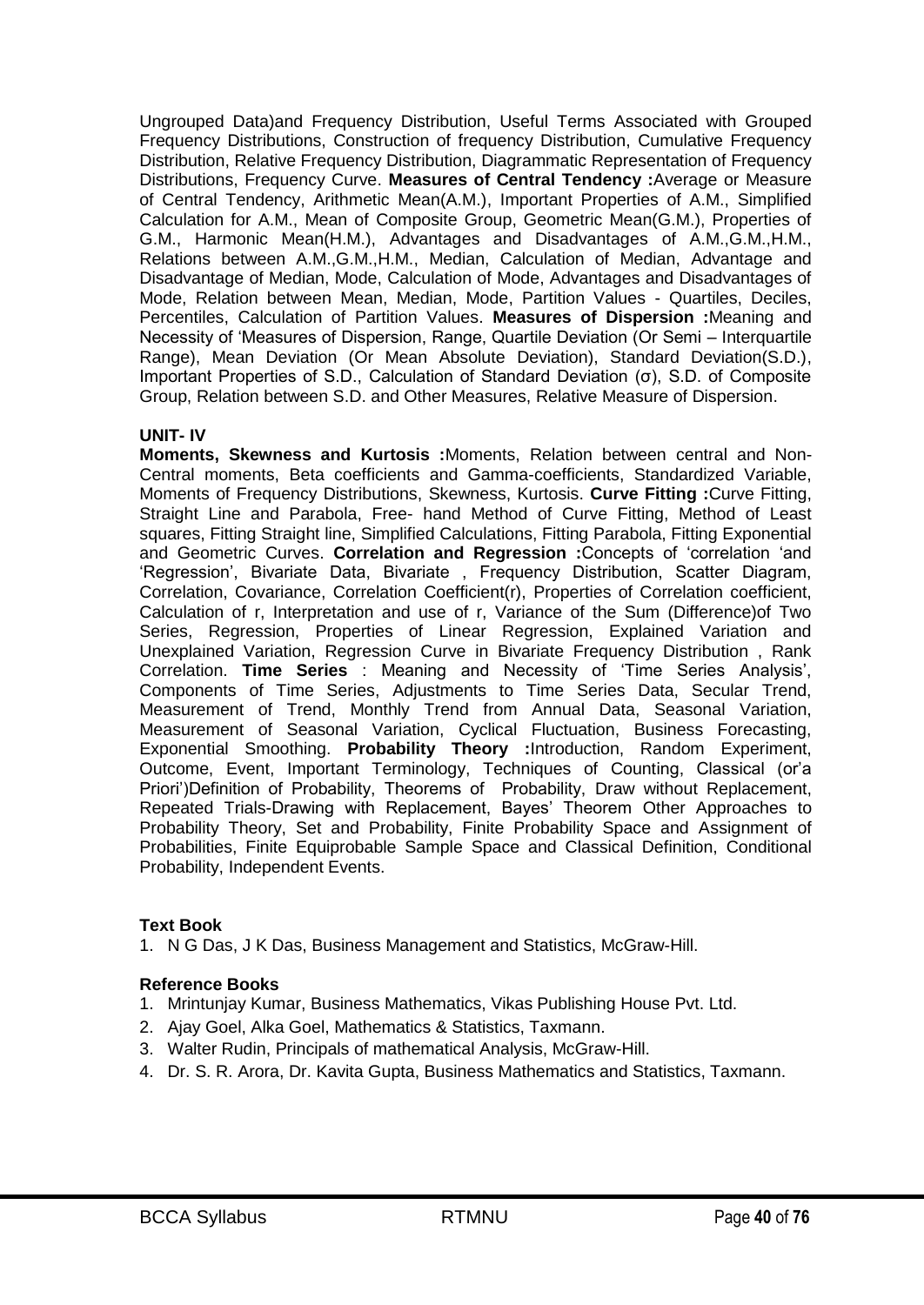Ungrouped Data)and Frequency Distribution, Useful Terms Associated with Grouped Frequency Distributions, Construction of frequency Distribution, Cumulative Frequency Distribution, Relative Frequency Distribution, Diagrammatic Representation of Frequency Distributions, Frequency Curve. **Measures of Central Tendency :**Average or Measure of Central Tendency, Arithmetic Mean(A.M.), Important Properties of A.M., Simplified Calculation for A.M., Mean of Composite Group, Geometric Mean(G.M.), Properties of G.M., Harmonic Mean(H.M.), Advantages and Disadvantages of A.M.,G.M.,H.M., Relations between A.M.,G.M.,H.M., Median, Calculation of Median, Advantage and Disadvantage of Median, Mode, Calculation of Mode, Advantages and Disadvantages of Mode, Relation between Mean, Median, Mode, Partition Values - Quartiles, Deciles, Percentiles, Calculation of Partition Values. **Measures of Dispersion :**Meaning and Necessity of 'Measures of Dispersion, Range, Quartile Deviation (Or Semi – Interquartile Range), Mean Deviation (Or Mean Absolute Deviation), Standard Deviation(S.D.), Important Properties of S.D., Calculation of Standard Deviation (σ), S.D. of Composite Group, Relation between S.D. and Other Measures, Relative Measure of Dispersion.

**UNIT- IV**

**Moments, Skewness and Kurtosis :**Moments, Relation between central and Non-Central moments, Beta coefficients and Gamma-coefficients, Standardized Variable, Moments of Frequency Distributions, Skewness, Kurtosis. **Curve Fitting :**Curve Fitting, Straight Line and Parabola, Free- hand Method of Curve Fitting, Method of Least squares, Fitting Straight line, Simplified Calculations, Fitting Parabola, Fitting Exponential and Geometric Curves. **Correlation and Regression :**Concepts of 'correlation 'and 'Regression', Bivariate Data, Bivariate , Frequency Distribution, Scatter Diagram, Correlation, Covariance, Correlation Coefficient(r), Properties of Correlation coefficient, Calculation of r, Interpretation and use of r, Variance of the Sum (Difference)of Two Series, Regression, Properties of Linear Regression, Explained Variation and Unexplained Variation, Regression Curve in Bivariate Frequency Distribution , Rank Correlation. **Time Series** : Meaning and Necessity of 'Time Series Analysis', Components of Time Series, Adjustments to Time Series Data, Secular Trend, Measurement of Trend, Monthly Trend from Annual Data, Seasonal Variation, Measurement of Seasonal Variation, Cyclical Fluctuation, Business Forecasting, Exponential Smoothing. **Probability Theory :**Introduction, Random Experiment, Outcome, Event, Important Terminology, Techniques of Counting, Classical (or'a Priori')Definition of Probability, Theorems of Probability, Draw without Replacement, Repeated Trials-Drawing with Replacement, Bayes' Theorem Other Approaches to Probability Theory, Set and Probability, Finite Probability Space and Assignment of Probabilities, Finite Equiprobable Sample Space and Classical Definition, Conditional Probability, Independent Events.

**Text Book**

1. N G Das, J K Das, Business Management and Statistics, McGraw-Hill.

**Reference Books**

1. Mrintunjay Kumar, Business Mathematics, Vikas Publishing House Pvt. Ltd.
2. Ajay Goel, Alka Goel, Mathematics & Statistics, Taxmann.
3. Walter Rudin, Principals of mathematical Analysis, McGraw-Hill.
4. Dr. S. R. Arora, Dr. Kavita Gupta, Business Mathematics and Statistics, Taxmann.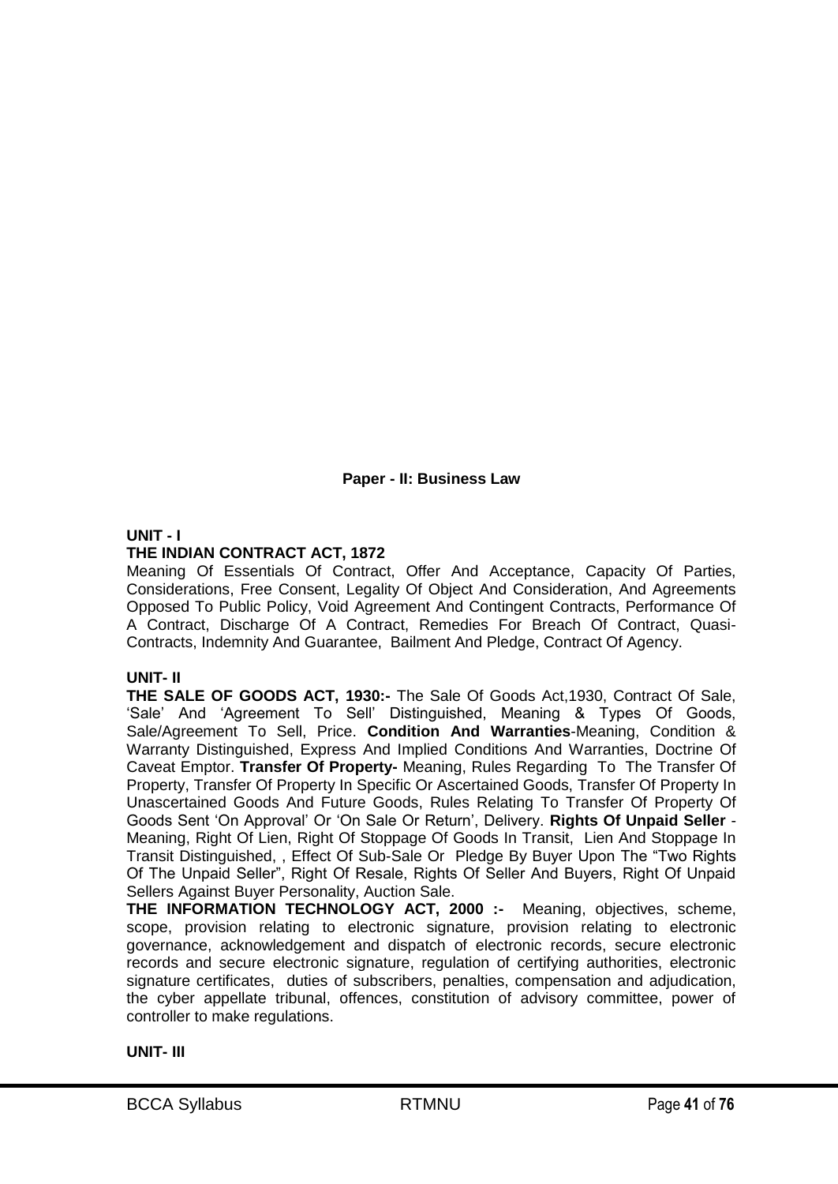## Paper - II: Business Law

**UNIT - I**

**THE INDIAN CONTRACT ACT, 1872**

Meaning Of Essentials Of Contract, Offer And Acceptance, Capacity Of Parties, Considerations, Free Consent, Legality Of Object And Consideration, And Agreements Opposed To Public Policy, Void Agreement And Contingent Contracts, Performance Of A Contract, Discharge Of A Contract, Remedies For Breach Of Contract, Quasi-Contracts, Indemnity And Guarantee, Bailment And Pledge, Contract Of Agency.

**UNIT- II**

**THE SALE OF GOODS ACT, 1930:-** The Sale Of Goods Act,1930, Contract Of Sale, 'Sale' And 'Agreement To Sell' Distinguished, Meaning & Types Of Goods, Sale/Agreement To Sell, Price. **Condition And Warranties**-Meaning, Condition & Warranty Distinguished, Express And Implied Conditions And Warranties, Doctrine Of Caveat Emptor. **Transfer Of Property-** Meaning, Rules Regarding To The Transfer Of Property, Transfer Of Property In Specific Or Ascertained Goods, Transfer Of Property In Unascertained Goods And Future Goods, Rules Relating To Transfer Of Property Of Goods Sent 'On Approval' Or 'On Sale Or Return', Delivery. **Rights Of Unpaid Seller** - Meaning, Right Of Lien, Right Of Stoppage Of Goods In Transit, Lien And Stoppage In Transit Distinguished, , Effect Of Sub-Sale Or Pledge By Buyer Upon The "Two Rights Of The Unpaid Seller", Right Of Resale, Rights Of Seller And Buyers, Right Of Unpaid Sellers Against Buyer Personality, Auction Sale.

**THE INFORMATION TECHNOLOGY ACT, 2000 :-** Meaning, objectives, scheme, scope, provision relating to electronic signature, provision relating to electronic governance, acknowledgement and dispatch of electronic records, secure electronic records and secure electronic signature, regulation of certifying authorities, electronic signature certificates, duties of subscribers, penalties, compensation and adjudication, the cyber appellate tribunal, offences, constitution of advisory committee, power of controller to make regulations.

**UNIT- III**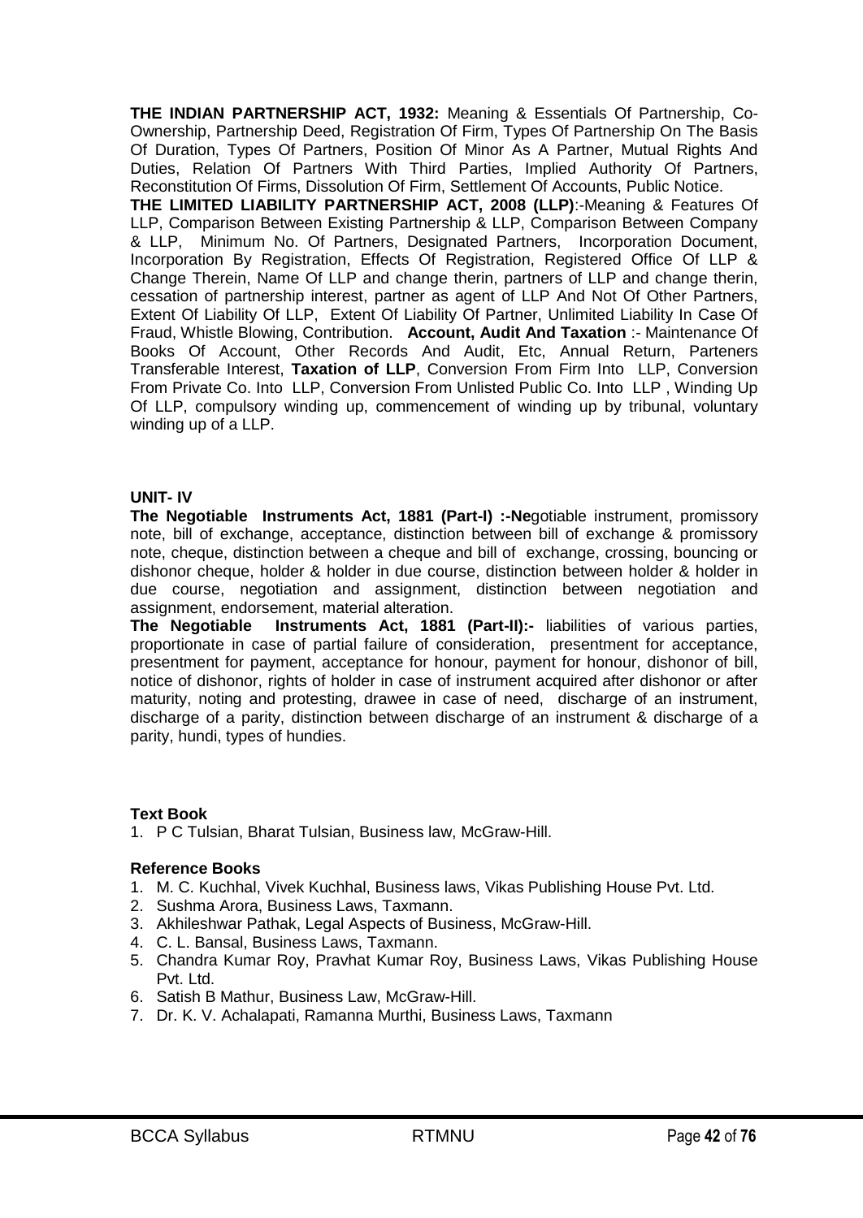**THE INDIAN PARTNERSHIP ACT, 1932:** Meaning & Essentials Of Partnership, Co-Ownership, Partnership Deed, Registration Of Firm, Types Of Partnership On The Basis Of Duration, Types Of Partners, Position Of Minor As A Partner, Mutual Rights And Duties, Relation Of Partners With Third Parties, Implied Authority Of Partners, Reconstitution Of Firms, Dissolution Of Firm, Settlement Of Accounts, Public Notice.

**THE LIMITED LIABILITY PARTNERSHIP ACT, 2008 (LLP)**:-Meaning & Features Of LLP, Comparison Between Existing Partnership & LLP, Comparison Between Company & LLP, Minimum No. Of Partners, Designated Partners, Incorporation Document, Incorporation By Registration, Effects Of Registration, Registered Office Of LLP & Change Therein, Name Of LLP and change therin, partners of LLP and change therin, cessation of partnership interest, partner as agent of LLP And Not Of Other Partners, Extent Of Liability Of LLP, Extent Of Liability Of Partner, Unlimited Liability In Case Of Fraud, Whistle Blowing, Contribution. **Account, Audit And Taxation** :- Maintenance Of Books Of Account, Other Records And Audit, Etc, Annual Return, Parteners Transferable Interest, **Taxation of LLP**, Conversion From Firm Into LLP, Conversion From Private Co. Into LLP, Conversion From Unlisted Public Co. Into LLP , Winding Up Of LLP, compulsory winding up, commencement of winding up by tribunal, voluntary winding up of a LLP.

**UNIT- IV**

**The Negotiable Instruments Act, 1881 (Part-I) :-Ne**gotiable instrument, promissory note, bill of exchange, acceptance, distinction between bill of exchange & promissory note, cheque, distinction between a cheque and bill of exchange, crossing, bouncing or dishonor cheque, holder & holder in due course, distinction between holder & holder in due course, negotiation and assignment, distinction between negotiation and assignment, endorsement, material alteration.

**The Negotiable Instruments Act, 1881 (Part-II):-** liabilities of various parties, proportionate in case of partial failure of consideration, presentment for acceptance, presentment for payment, acceptance for honour, payment for honour, dishonor of bill, notice of dishonor, rights of holder in case of instrument acquired after dishonor or after maturity, noting and protesting, drawee in case of need, discharge of an instrument, discharge of a parity, distinction between discharge of an instrument & discharge of a parity, hundi, types of hundies.

**Text Book**

1. P C Tulsian, Bharat Tulsian, Business law, McGraw-Hill.

**Reference Books**

1. M. C. Kuchhal, Vivek Kuchhal, Business laws, Vikas Publishing House Pvt. Ltd.
2. Sushma Arora, Business Laws, Taxmann.
3. Akhileshwar Pathak, Legal Aspects of Business, McGraw-Hill.
4. C. L. Bansal, Business Laws, Taxmann.
5. Chandra Kumar Roy, Pravhat Kumar Roy, Business Laws, Vikas Publishing House Pvt. Ltd.
6. Satish B Mathur, Business Law, McGraw-Hill.
7. Dr. K. V. Achalapati, Ramanna Murthi, Business Laws, Taxmann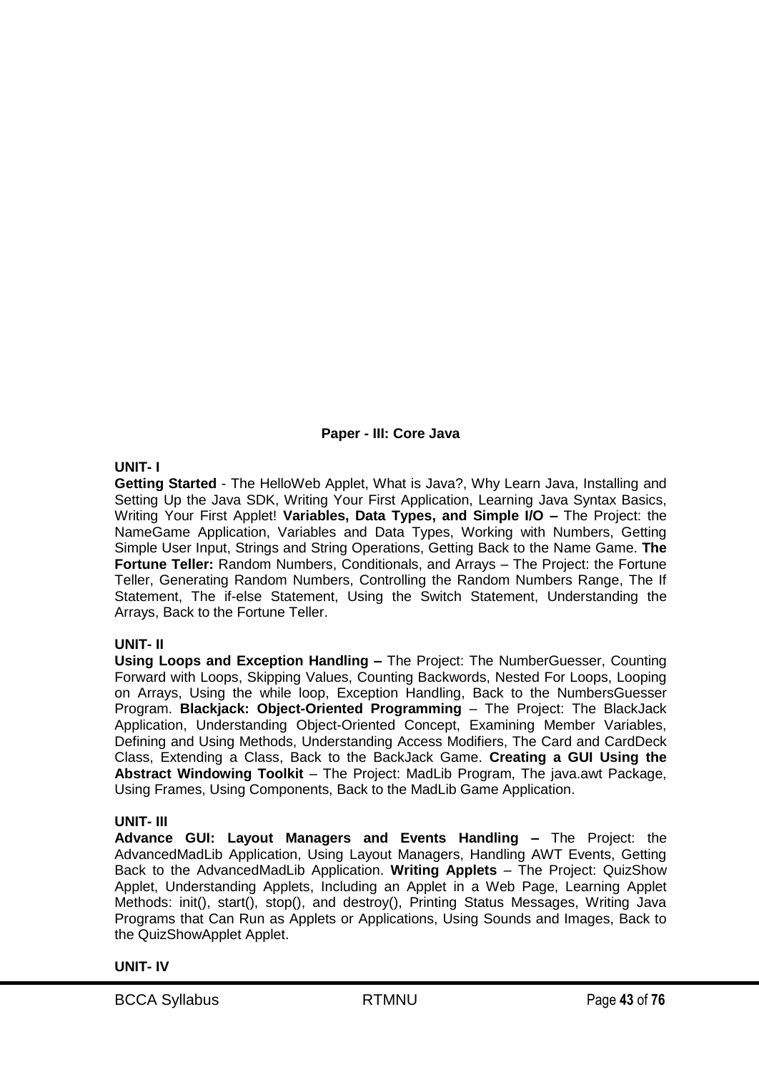## Paper - III: Core Java

**UNIT- I**

**Getting Started** - The HelloWeb Applet, What is Java?, Why Learn Java, Installing and Setting Up the Java SDK, Writing Your First Application, Learning Java Syntax Basics, Writing Your First Applet! **Variables, Data Types, and Simple I/O –** The Project: the NameGame Application, Variables and Data Types, Working with Numbers, Getting Simple User Input, Strings and String Operations, Getting Back to the Name Game. **The Fortune Teller:** Random Numbers, Conditionals, and Arrays – The Project: the Fortune Teller, Generating Random Numbers, Controlling the Random Numbers Range, The If Statement, The if-else Statement, Using the Switch Statement, Understanding the Arrays, Back to the Fortune Teller.

**UNIT- II**

**Using Loops and Exception Handling –** The Project: The NumberGuesser, Counting Forward with Loops, Skipping Values, Counting Backwords, Nested For Loops, Looping on Arrays, Using the while loop, Exception Handling, Back to the NumbersGuesser Program. **Blackjack: Object-Oriented Programming** – The Project: The BlackJack Application, Understanding Object-Oriented Concept, Examining Member Variables, Defining and Using Methods, Understanding Access Modifiers, The Card and CardDeck Class, Extending a Class, Back to the BackJack Game. **Creating a GUI Using the Abstract Windowing Toolkit** – The Project: MadLib Program, The java.awt Package, Using Frames, Using Components, Back to the MadLib Game Application.

**UNIT- III**

**Advance GUI: Layout Managers and Events Handling –** The Project: the AdvancedMadLib Application, Using Layout Managers, Handling AWT Events, Getting Back to the AdvancedMadLib Application. **Writing Applets** – The Project: QuizShow Applet, Understanding Applets, Including an Applet in a Web Page, Learning Applet Methods: init(), start(), stop(), and destroy(), Printing Status Messages, Writing Java Programs that Can Run as Applets or Applications, Using Sounds and Images, Back to the QuizShowApplet Applet.

**UNIT- IV**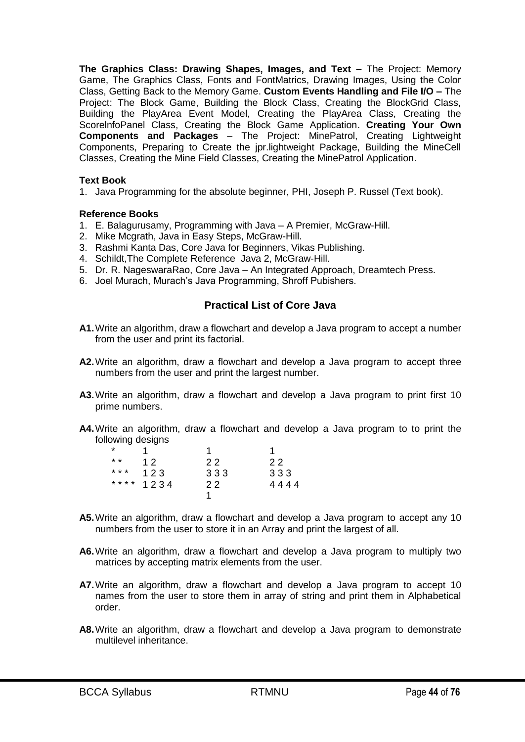**The Graphics Class: Drawing Shapes, Images, and Text –** The Project: Memory Game, The Graphics Class, Fonts and FontMatrics, Drawing Images, Using the Color Class, Getting Back to the Memory Game. **Custom Events Handling and File I/O –** The Project: The Block Game, Building the Block Class, Creating the BlockGrid Class, Building the PlayArea Event Model, Creating the PlayArea Class, Creating the ScoreInfoPanel Class, Creating the Block Game Application. **Creating Your Own Components and Packages** – The Project: MinePatrol, Creating Lightweight Components, Preparing to Create the jpr.lightweight Package, Building the MineCell Classes, Creating the Mine Field Classes, Creating the MinePatrol Application.

**Text Book**

1. Java Programming for the absolute beginner, PHI, Joseph P. Russel (Text book).

**Reference Books**

1. E. Balagurusamy, Programming with Java – A Premier, McGraw-Hill.
2. Mike Mcgrath, Java in Easy Steps, McGraw-Hill.
3. Rashmi Kanta Das, Core Java for Beginners, Vikas Publishing.
4. Schildt,The Complete Reference Java 2, McGraw-Hill.
5. Dr. R. NageswaraRao, Core Java – An Integrated Approach, Dreamtech Press.
6. Joel Murach, Murach's Java Programming, Shroff Pubishers.

## Practical List of Core Java

**A1.** Write an algorithm, draw a flowchart and develop a Java program to accept a number from the user and print its factorial.

**A2.** Write an algorithm, draw a flowchart and develop a Java program to accept three numbers from the user and print the largest number.

**A3.** Write an algorithm, draw a flowchart and develop a Java program to print first 10 prime numbers.

**A4.** Write an algorithm, draw a flowchart and develop a Java program to to print the following designs

```
*        1          1          1
* *      1 2        2 2        2 2
* * *    1 2 3      3 3 3      3 3 3
* * * *  1 2 3 4    2 2        4 4 4 4
                    1
```

**A5.** Write an algorithm, draw a flowchart and develop a Java program to accept any 10 numbers from the user to store it in an Array and print the largest of all.

**A6.** Write an algorithm, draw a flowchart and develop a Java program to multiply two matrices by accepting matrix elements from the user.

**A7.** Write an algorithm, draw a flowchart and develop a Java program to accept 10 names from the user to store them in array of string and print them in Alphabetical order.

**A8.** Write an algorithm, draw a flowchart and develop a Java program to demonstrate multilevel inheritance.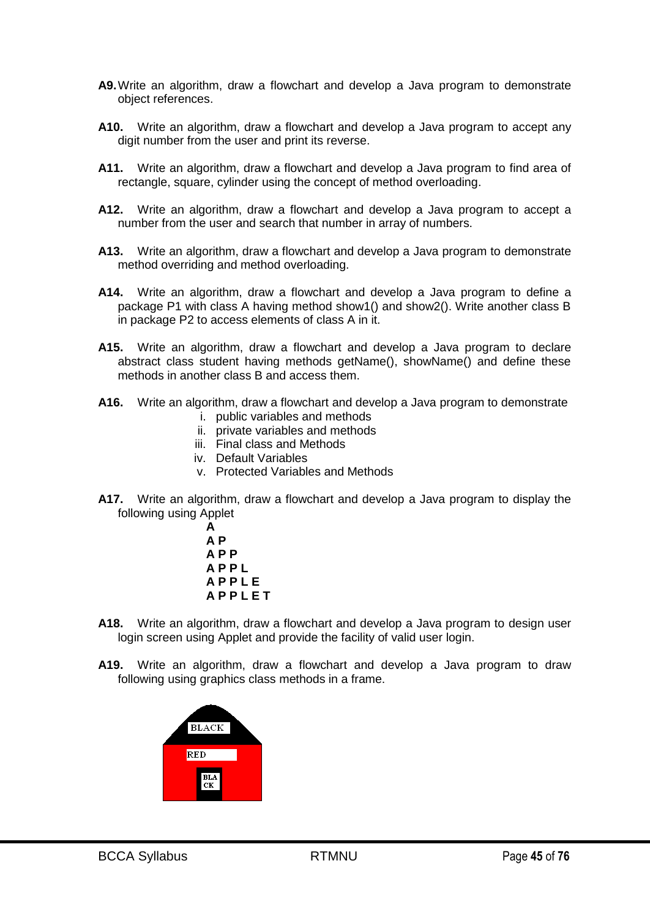**A9.** Write an algorithm, draw a flowchart and develop a Java program to demonstrate object references.

**A10.** Write an algorithm, draw a flowchart and develop a Java program to accept any digit number from the user and print its reverse.

**A11.** Write an algorithm, draw a flowchart and develop a Java program to find area of rectangle, square, cylinder using the concept of method overloading.

**A12.** Write an algorithm, draw a flowchart and develop a Java program to accept a number from the user and search that number in array of numbers.

**A13.** Write an algorithm, draw a flowchart and develop a Java program to demonstrate method overriding and method overloading.

**A14.** Write an algorithm, draw a flowchart and develop a Java program to define a package P1 with class A having method show1() and show2(). Write another class B in package P2 to access elements of class A in it.

**A15.** Write an algorithm, draw a flowchart and develop a Java program to declare abstract class student having methods getName(), showName() and define these methods in another class B and access them.

**A16.** Write an algorithm, draw a flowchart and develop a Java program to demonstrate

i. public variables and methods
ii. private variables and methods
iii. Final class and Methods
iv. Default Variables
v. Protected Variables and Methods

**A17.** Write an algorithm, draw a flowchart and develop a Java program to display the following using Applet

**A**
**A P**
**A P P**
**A P P L**
**A P P L E**
**A P P L E T**

**A18.** Write an algorithm, draw a flowchart and develop a Java program to design user login screen using Applet and provide the facility of valid user login.

**A19.** Write an algorithm, draw a flowchart and develop a Java program to draw following using graphics class methods in a frame.

BLACK

RED

BLA
CK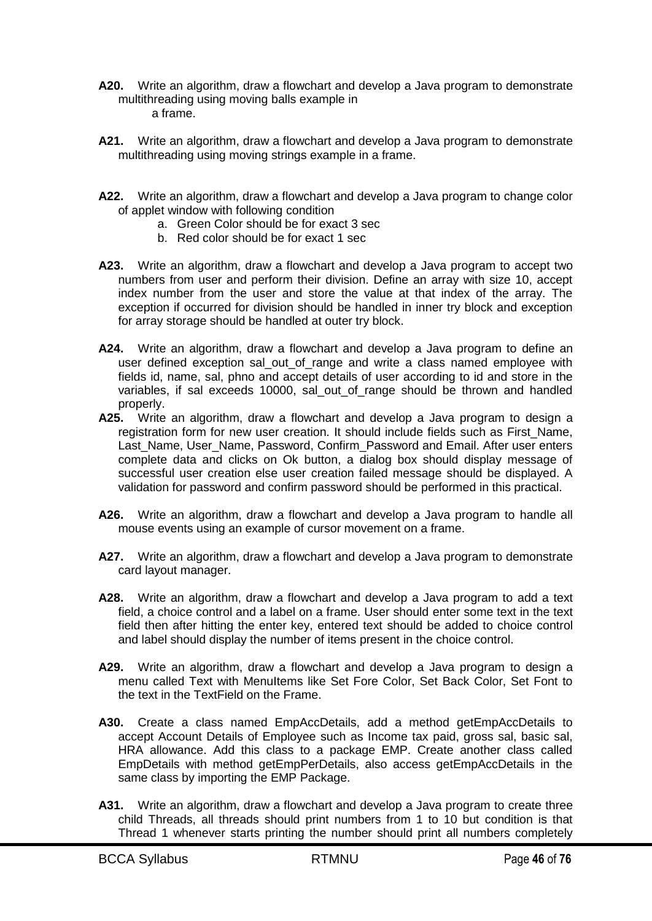**A20.** Write an algorithm, draw a flowchart and develop a Java program to demonstrate multithreading using moving balls example in a frame.

**A21.** Write an algorithm, draw a flowchart and develop a Java program to demonstrate multithreading using moving strings example in a frame.

**A22.** Write an algorithm, draw a flowchart and develop a Java program to change color of applet window with following condition

a. Green Color should be for exact 3 sec
b. Red color should be for exact 1 sec

**A23.** Write an algorithm, draw a flowchart and develop a Java program to accept two numbers from user and perform their division. Define an array with size 10, accept index number from the user and store the value at that index of the array. The exception if occurred for division should be handled in inner try block and exception for array storage should be handled at outer try block.

**A24.** Write an algorithm, draw a flowchart and develop a Java program to define an user defined exception sal_out_of_range and write a class named employee with fields id, name, sal, phno and accept details of user according to id and store in the variables, if sal exceeds 10000, sal_out_of_range should be thrown and handled properly.

**A25.** Write an algorithm, draw a flowchart and develop a Java program to design a registration form for new user creation. It should include fields such as First_Name, Last_Name, User_Name, Password, Confirm_Password and Email. After user enters complete data and clicks on Ok button, a dialog box should display message of successful user creation else user creation failed message should be displayed. A validation for password and confirm password should be performed in this practical.

**A26.** Write an algorithm, draw a flowchart and develop a Java program to handle all mouse events using an example of cursor movement on a frame.

**A27.** Write an algorithm, draw a flowchart and develop a Java program to demonstrate card layout manager.

**A28.** Write an algorithm, draw a flowchart and develop a Java program to add a text field, a choice control and a label on a frame. User should enter some text in the text field then after hitting the enter key, entered text should be added to choice control and label should display the number of items present in the choice control.

**A29.** Write an algorithm, draw a flowchart and develop a Java program to design a menu called Text with MenuItems like Set Fore Color, Set Back Color, Set Font to the text in the TextField on the Frame.

**A30.** Create a class named EmpAccDetails, add a method getEmpAccDetails to accept Account Details of Employee such as Income tax paid, gross sal, basic sal, HRA allowance. Add this class to a package EMP. Create another class called EmpDetails with method getEmpPerDetails, also access getEmpAccDetails in the same class by importing the EMP Package.

**A31.** Write an algorithm, draw a flowchart and develop a Java program to create three child Threads, all threads should print numbers from 1 to 10 but condition is that Thread 1 whenever starts printing the number should print all numbers completely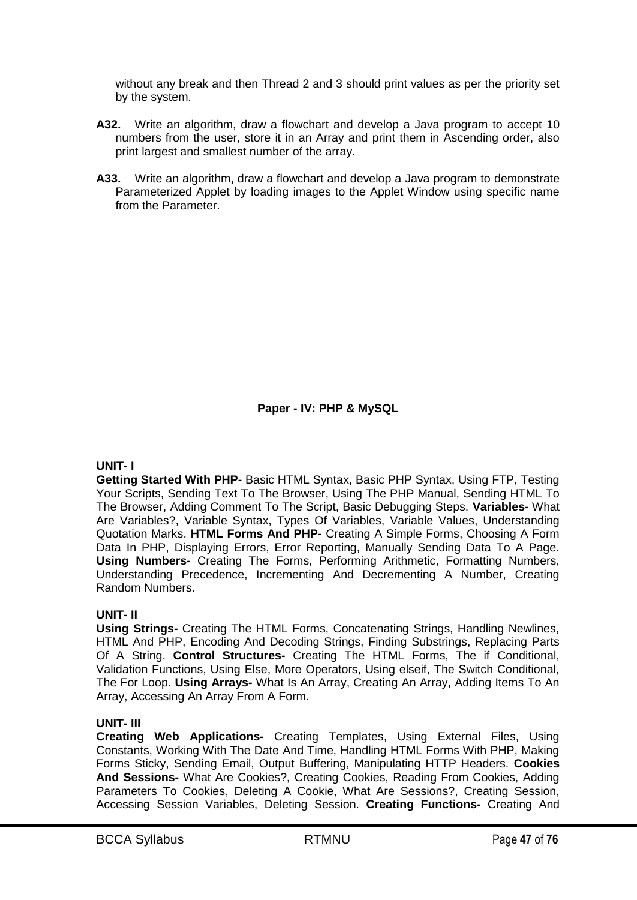without any break and then Thread 2 and 3 should print values as per the priority set by the system.

**A32.** Write an algorithm, draw a flowchart and develop a Java program to accept 10 numbers from the user, store it in an Array and print them in Ascending order, also print largest and smallest number of the array.

**A33.** Write an algorithm, draw a flowchart and develop a Java program to demonstrate Parameterized Applet by loading images to the Applet Window using specific name from the Parameter.

## Paper - IV: PHP & MySQL

**UNIT- I**

**Getting Started With PHP-** Basic HTML Syntax, Basic PHP Syntax, Using FTP, Testing Your Scripts, Sending Text To The Browser, Using The PHP Manual, Sending HTML To The Browser, Adding Comment To The Script, Basic Debugging Steps. **Variables-** What Are Variables?, Variable Syntax, Types Of Variables, Variable Values, Understanding Quotation Marks. **HTML Forms And PHP-** Creating A Simple Forms, Choosing A Form Data In PHP, Displaying Errors, Error Reporting, Manually Sending Data To A Page. **Using Numbers-** Creating The Forms, Performing Arithmetic, Formatting Numbers, Understanding Precedence, Incrementing And Decrementing A Number, Creating Random Numbers.

**UNIT- II**

**Using Strings-** Creating The HTML Forms, Concatenating Strings, Handling Newlines, HTML And PHP, Encoding And Decoding Strings, Finding Substrings, Replacing Parts Of A String. **Control Structures-** Creating The HTML Forms, The if Conditional, Validation Functions, Using Else, More Operators, Using elseif, The Switch Conditional, The For Loop. **Using Arrays-** What Is An Array, Creating An Array, Adding Items To An Array, Accessing An Array From A Form.

**UNIT- III**

**Creating Web Applications-** Creating Templates, Using External Files, Using Constants, Working With The Date And Time, Handling HTML Forms With PHP, Making Forms Sticky, Sending Email, Output Buffering, Manipulating HTTP Headers. **Cookies And Sessions-** What Are Cookies?, Creating Cookies, Reading From Cookies, Adding Parameters To Cookies, Deleting A Cookie, What Are Sessions?, Creating Session, Accessing Session Variables, Deleting Session. **Creating Functions-** Creating And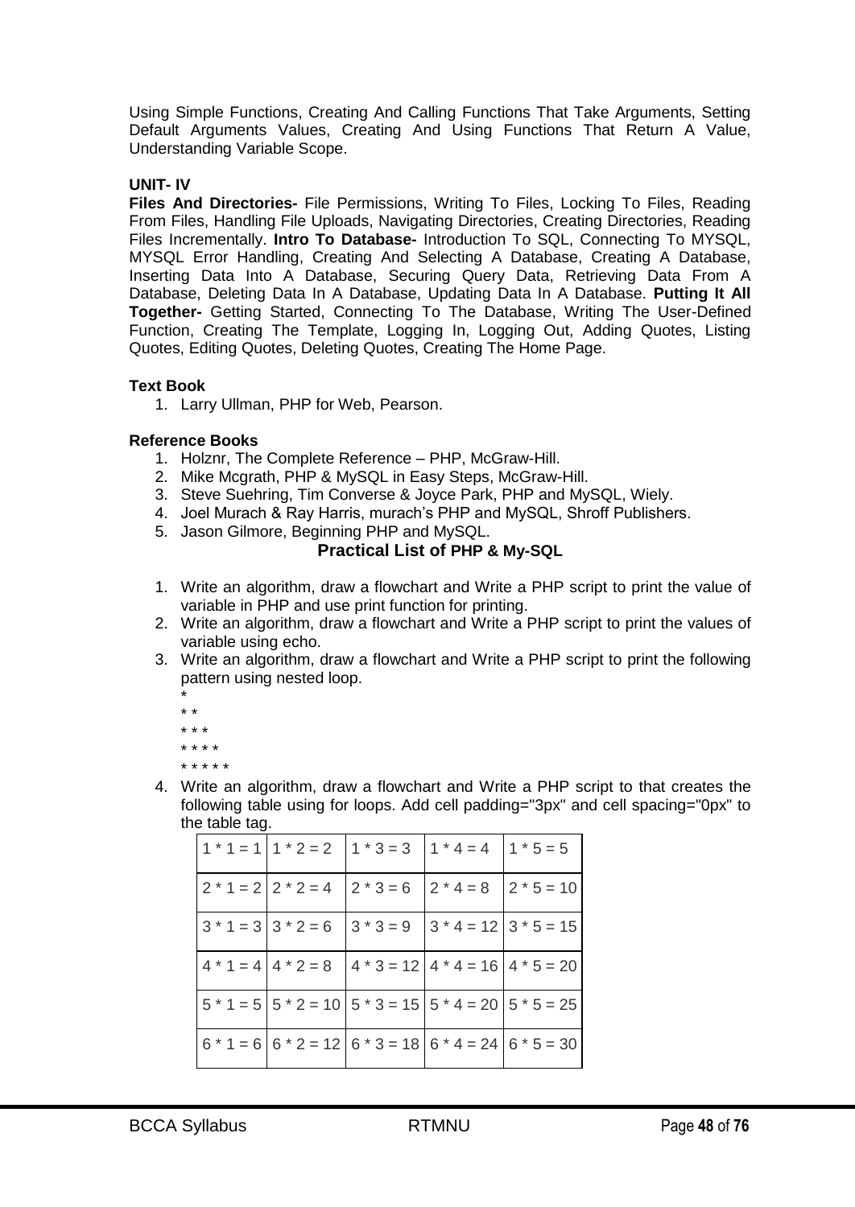Using Simple Functions, Creating And Calling Functions That Take Arguments, Setting Default Arguments Values, Creating And Using Functions That Return A Value, Understanding Variable Scope.

**UNIT- IV**

**Files And Directories-** File Permissions, Writing To Files, Locking To Files, Reading From Files, Handling File Uploads, Navigating Directories, Creating Directories, Reading Files Incrementally. **Intro To Database-** Introduction To SQL, Connecting To MYSQL, MYSQL Error Handling, Creating And Selecting A Database, Creating A Database, Inserting Data Into A Database, Securing Query Data, Retrieving Data From A Database, Deleting Data In A Database, Updating Data In A Database. **Putting It All Together-** Getting Started, Connecting To The Database, Writing The User-Defined Function, Creating The Template, Logging In, Logging Out, Adding Quotes, Listing Quotes, Editing Quotes, Deleting Quotes, Creating The Home Page.

**Text Book**

1. Larry Ullman, PHP for Web, Pearson.

**Reference Books**

1. Holznr, The Complete Reference – PHP, McGraw-Hill.
2. Mike Mcgrath, PHP & MySQL in Easy Steps, McGraw-Hill.
3. Steve Suehring, Tim Converse & Joyce Park, PHP and MySQL, Wiely.
4. Joel Murach & Ray Harris, murach's PHP and MySQL, Shroff Publishers.
5. Jason Gilmore, Beginning PHP and MySQL.

## Practical List of PHP & My-SQL

1. Write an algorithm, draw a flowchart and Write a PHP script to print the value of variable in PHP and use print function for printing.
2. Write an algorithm, draw a flowchart and Write a PHP script to print the values of variable using echo.
3. Write an algorithm, draw a flowchart and Write a PHP script to print the following pattern using nested loop.

```
*
* *
* * *
* * * *
* * * * *
```

4. Write an algorithm, draw a flowchart and Write a PHP script to that creates the following table using for loops. Add cell padding="3px" and cell spacing="0px" to the table tag.

| 1 * 1 = 1 | 1 * 2 = 2 | 1 * 3 = 3 | 1 * 4 = 4 | 1 * 5 = 5 |
|---|---|---|---|---|
| 2 * 1 = 2 | 2 * 2 = 4 | 2 * 3 = 6 | 2 * 4 = 8 | 2 * 5 = 10 |
| 3 * 1 = 3 | 3 * 2 = 6 | 3 * 3 = 9 | 3 * 4 = 12 | 3 * 5 = 15 |
| 4 * 1 = 4 | 4 * 2 = 8 | 4 * 3 = 12 | 4 * 4 = 16 | 4 * 5 = 20 |
| 5 * 1 = 5 | 5 * 2 = 10 | 5 * 3 = 15 | 5 * 4 = 20 | 5 * 5 = 25 |
| 6 * 1 = 6 | 6 * 2 = 12 | 6 * 3 = 18 | 6 * 4 = 24 | 6 * 5 = 30 |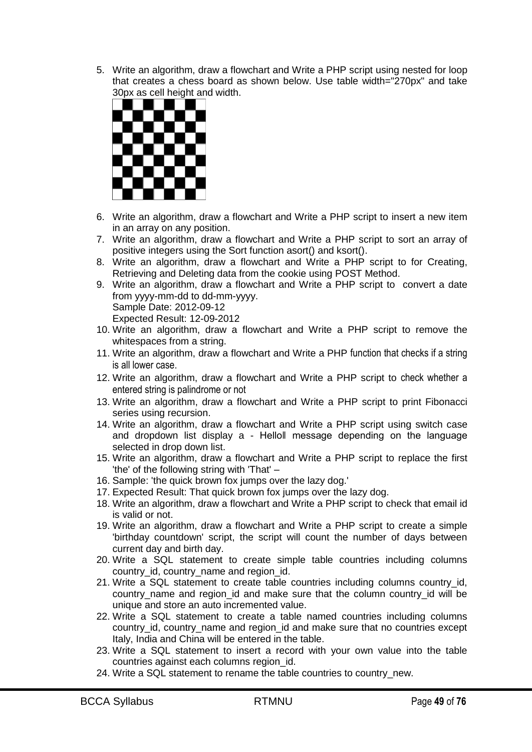5. Write an algorithm, draw a flowchart and Write a PHP script using nested for loop that creates a chess board as shown below. Use table width="270px" and take 30px as cell height and width.
6. Write an algorithm, draw a flowchart and Write a PHP script to insert a new item in an array on any position.
7. Write an algorithm, draw a flowchart and Write a PHP script to sort an array of positive integers using the Sort function asort() and ksort().
8. Write an algorithm, draw a flowchart and Write a PHP script to for Creating, Retrieving and Deleting data from the cookie using POST Method.
9. Write an algorithm, draw a flowchart and Write a PHP script to convert a date from yyyy-mm-dd to dd-mm-yyyy.
   Sample Date: 2012-09-12
   Expected Result: 12-09-2012
10. Write an algorithm, draw a flowchart and Write a PHP script to remove the whitespaces from a string.
11. Write an algorithm, draw a flowchart and Write a PHP function that checks if a string is all lower case.
12. Write an algorithm, draw a flowchart and Write a PHP script to check whether a entered string is palindrome or not
13. Write an algorithm, draw a flowchart and Write a PHP script to print Fibonacci series using recursion.
14. Write an algorithm, draw a flowchart and Write a PHP script using switch case and dropdown list display a - Helloǁ message depending on the language selected in drop down list.
15. Write an algorithm, draw a flowchart and Write a PHP script to replace the first 'the' of the following string with 'That' –
16. Sample: 'the quick brown fox jumps over the lazy dog.'
17. Expected Result: That quick brown fox jumps over the lazy dog.
18. Write an algorithm, draw a flowchart and Write a PHP script to check that email id is valid or not.
19. Write an algorithm, draw a flowchart and Write a PHP script to create a simple 'birthday countdown' script, the script will count the number of days between current day and birth day.
20. Write a SQL statement to create simple table countries including columns country_id, country_name and region_id.
21. Write a SQL statement to create table countries including columns country_id, country_name and region_id and make sure that the column country_id will be unique and store an auto incremented value.
22. Write a SQL statement to create a table named countries including columns country_id, country_name and region_id and make sure that no countries except Italy, India and China will be entered in the table.
23. Write a SQL statement to insert a record with your own value into the table countries against each columns region_id.
24. Write a SQL statement to rename the table countries to country_new.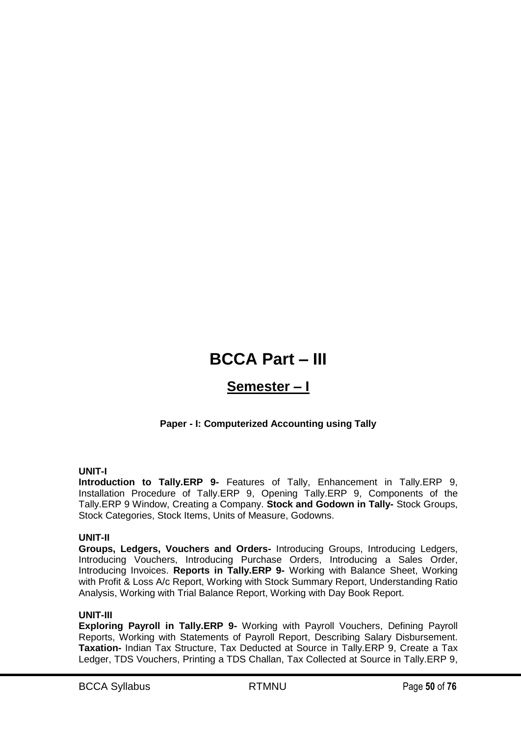# BCCA Part – III

## Semester – I

### Paper - I: Computerized Accounting using Tally

**UNIT-I**

**Introduction to Tally.ERP 9-** Features of Tally, Enhancement in Tally.ERP 9, Installation Procedure of Tally.ERP 9, Opening Tally.ERP 9, Components of the Tally.ERP 9 Window, Creating a Company. **Stock and Godown in Tally-** Stock Groups, Stock Categories, Stock Items, Units of Measure, Godowns.

**UNIT-II**

**Groups, Ledgers, Vouchers and Orders-** Introducing Groups, Introducing Ledgers, Introducing Vouchers, Introducing Purchase Orders, Introducing a Sales Order, Introducing Invoices. **Reports in Tally.ERP 9-** Working with Balance Sheet, Working with Profit & Loss A/c Report, Working with Stock Summary Report, Understanding Ratio Analysis, Working with Trial Balance Report, Working with Day Book Report.

**UNIT-III**

**Exploring Payroll in Tally.ERP 9-** Working with Payroll Vouchers, Defining Payroll Reports, Working with Statements of Payroll Report, Describing Salary Disbursement. **Taxation-** Indian Tax Structure, Tax Deducted at Source in Tally.ERP 9, Create a Tax Ledger, TDS Vouchers, Printing a TDS Challan, Tax Collected at Source in Tally.ERP 9,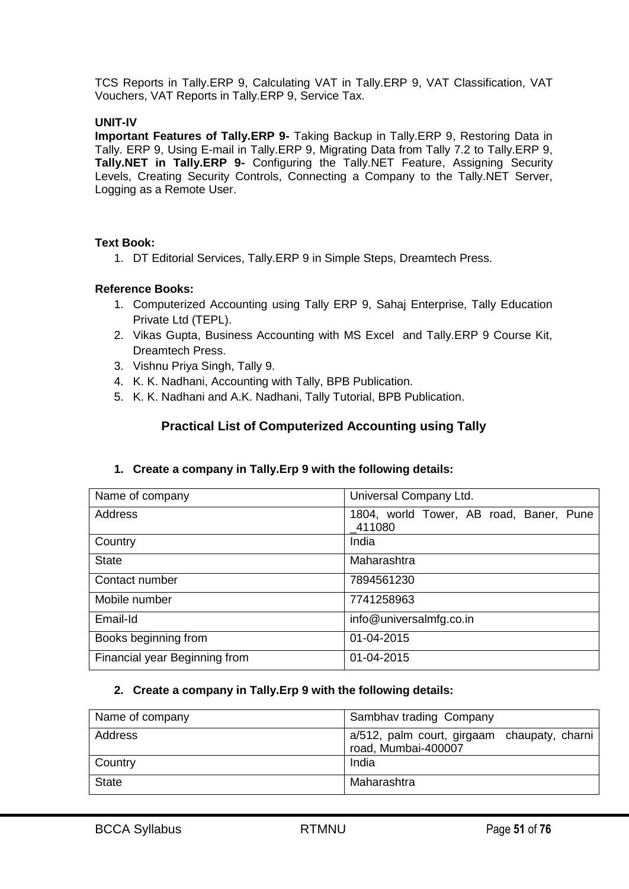TCS Reports in Tally.ERP 9, Calculating VAT in Tally.ERP 9, VAT Classification, VAT Vouchers, VAT Reports in Tally.ERP 9, Service Tax.

**UNIT-IV**

**Important Features of Tally.ERP 9-** Taking Backup in Tally.ERP 9, Restoring Data in Tally. ERP 9, Using E-mail in Tally.ERP 9, Migrating Data from Tally 7.2 to Tally.ERP 9, **Tally.NET in Tally.ERP 9-** Configuring the Tally.NET Feature, Assigning Security Levels, Creating Security Controls, Connecting a Company to the Tally.NET Server, Logging as a Remote User.

**Text Book:**

1. DT Editorial Services, Tally.ERP 9 in Simple Steps, Dreamtech Press.

**Reference Books:**

1. Computerized Accounting using Tally ERP 9, Sahaj Enterprise, Tally Education Private Ltd (TEPL).
2. Vikas Gupta, Business Accounting with MS Excel and Tally.ERP 9 Course Kit, Dreamtech Press.
3. Vishnu Priya Singh, Tally 9.
4. K. K. Nadhani, Accounting with Tally, BPB Publication.
5. K. K. Nadhani and A.K. Nadhani, Tally Tutorial, BPB Publication.

## Practical List of Computerized Accounting using Tally

1. **Create a company in Tally.Erp 9 with the following details:**

| Name of company | Universal Company Ltd. |
|---|---|
| Address | 1804, world Tower, AB road, Baner, Pune _411080 |
| Country | India |
| State | Maharashtra |
| Contact number | 7894561230 |
| Mobile number | 7741258963 |
| Email-Id | info@universalmfg.co.in |
| Books beginning from | 01-04-2015 |
| Financial year Beginning from | 01-04-2015 |

2. **Create a company in Tally.Erp 9 with the following details:**

| Name of company | Sambhav trading Company |
|---|---|
| Address | a/512, palm court, girgaam chaupaty, charni road, Mumbai-400007 |
| Country | India |
| State | Maharashtra |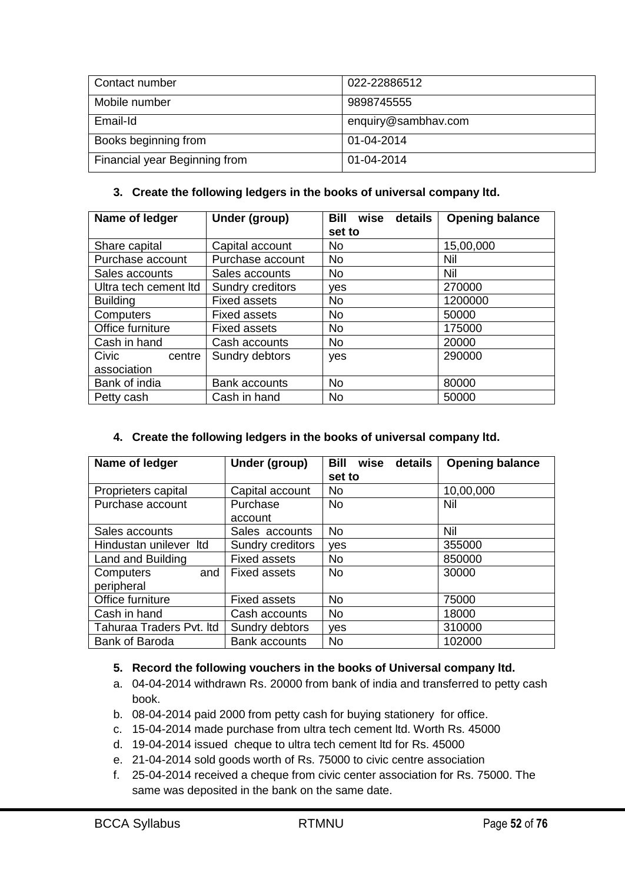| Contact number | 022-22886512 |
|---|---|
| Mobile number | 9898745555 |
| Email-Id | enquiry@sambhav.com |
| Books beginning from | 01-04-2014 |
| Financial year Beginning from | 01-04-2014 |

3. **Create the following ledgers in the books of universal company ltd.**

| Name of ledger | Under (group) | Bill wise details set to | Opening balance |
|---|---|---|---|
| Share capital | Capital account | No | 15,00,000 |
| Purchase account | Purchase account | No | Nil |
| Sales accounts | Sales accounts | No | Nil |
| Ultra tech cement ltd | Sundry creditors | yes | 270000 |
| Building | Fixed assets | No | 1200000 |
| Computers | Fixed assets | No | 50000 |
| Office furniture | Fixed assets | No | 175000 |
| Cash in hand | Cash accounts | No | 20000 |
| Civic centre association | Sundry debtors | yes | 290000 |
| Bank of india | Bank accounts | No | 80000 |
| Petty cash | Cash in hand | No | 50000 |

4. **Create the following ledgers in the books of universal company ltd.**

| Name of ledger | Under (group) | Bill wise details set to | Opening balance |
|---|---|---|---|
| Proprieters capital | Capital account | No | 10,00,000 |
| Purchase account | Purchase account | No | Nil |
| Sales accounts | Sales accounts | No | Nil |
| Hindustan unilever ltd | Sundry creditors | yes | 355000 |
| Land and Building | Fixed assets | No | 850000 |
| Computers and peripheral | Fixed assets | No | 30000 |
| Office furniture | Fixed assets | No | 75000 |
| Cash in hand | Cash accounts | No | 18000 |
| Tahuraa Traders Pvt. ltd | Sundry debtors | yes | 310000 |
| Bank of Baroda | Bank accounts | No | 102000 |

5. **Record the following vouchers in the books of Universal company ltd.**

a. 04-04-2014 withdrawn Rs. 20000 from bank of india and transferred to petty cash book.
b. 08-04-2014 paid 2000 from petty cash for buying stationery for office.
c. 15-04-2014 made purchase from ultra tech cement ltd. Worth Rs. 45000
d. 19-04-2014 issued cheque to ultra tech cement ltd for Rs. 45000
e. 21-04-2014 sold goods worth of Rs. 75000 to civic centre association
f. 25-04-2014 received a cheque from civic center association for Rs. 75000. The same was deposited in the bank on the same date.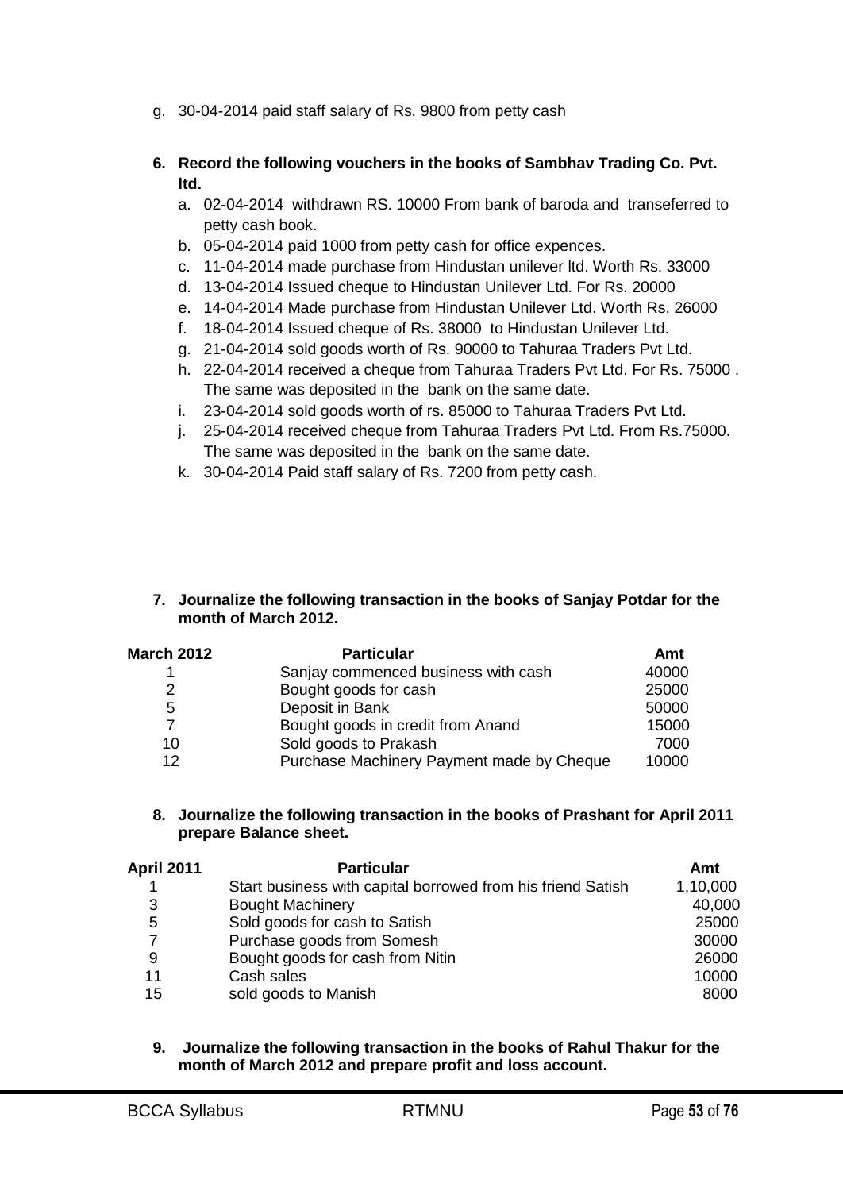g. 30-04-2014 paid staff salary of Rs. 9800 from petty cash

**6. Record the following vouchers in the books of Sambhav Trading Co. Pvt. ltd.**

a. 02-04-2014 withdrawn RS. 10000 From bank of baroda and transeferred to petty cash book.
b. 05-04-2014 paid 1000 from petty cash for office expences.
c. 11-04-2014 made purchase from Hindustan unilever ltd. Worth Rs. 33000
d. 13-04-2014 Issued cheque to Hindustan Unilever Ltd. For Rs. 20000
e. 14-04-2014 Made purchase from Hindustan Unilever Ltd. Worth Rs. 26000
f. 18-04-2014 Issued cheque of Rs. 38000 to Hindustan Unilever Ltd.
g. 21-04-2014 sold goods worth of Rs. 90000 to Tahuraa Traders Pvt Ltd.
h. 22-04-2014 received a cheque from Tahuraa Traders Pvt Ltd. For Rs. 75000 . The same was deposited in the bank on the same date.
i. 23-04-2014 sold goods worth of rs. 85000 to Tahuraa Traders Pvt Ltd.
j. 25-04-2014 received cheque from Tahuraa Traders Pvt Ltd. From Rs.75000. The same was deposited in the bank on the same date.
k. 30-04-2014 Paid staff salary of Rs. 7200 from petty cash.

**7. Journalize the following transaction in the books of Sanjay Potdar for the month of March 2012.**

| March 2012 | Particular | Amt |
|---|---|---|
| 1 | Sanjay commenced business with cash | 40000 |
| 2 | Bought goods for cash | 25000 |
| 5 | Deposit in Bank | 50000 |
| 7 | Bought goods in credit from Anand | 15000 |
| 10 | Sold goods to Prakash | 7000 |
| 12 | Purchase Machinery Payment made by Cheque | 10000 |

**8. Journalize the following transaction in the books of Prashant for April 2011 prepare Balance sheet.**

| April 2011 | Particular | Amt |
|---|---|---|
| 1 | Start business with capital borrowed from his friend Satish | 1,10,000 |
| 3 | Bought Machinery | 40,000 |
| 5 | Sold goods for cash to Satish | 25000 |
| 7 | Purchase goods from Somesh | 30000 |
| 9 | Bought goods for cash from Nitin | 26000 |
| 11 | Cash sales | 10000 |
| 15 | sold goods to Manish | 8000 |

**9. Journalize the following transaction in the books of Rahul Thakur for the month of March 2012 and prepare profit and loss account.**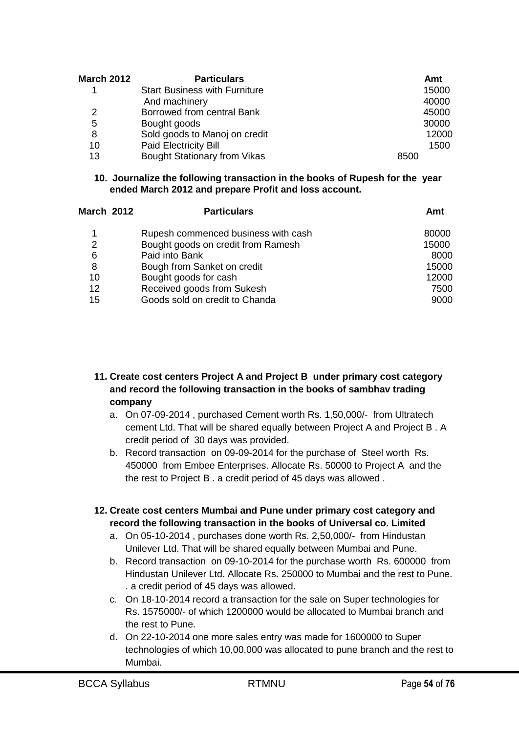| March 2012 | Particulars | Amt |
|---|---|---|
| 1 | Start Business with Furniture | 15000 |
| | And machinery | 40000 |
| 2 | Borrowed from central Bank | 45000 |
| 5 | Bought goods | 30000 |
| 8 | Sold goods to Manoj on credit | 12000 |
| 10 | Paid Electricity Bill | 1500 |
| 13 | Bought Stationary from Vikas | 8500 |

**10. Journalize the following transaction in the books of Rupesh for the year ended March 2012 and prepare Profit and loss account.**

| March 2012 | Particulars | Amt |
|---|---|---|
| 1 | Rupesh commenced business with cash | 80000 |
| 2 | Bought goods on credit from Ramesh | 15000 |
| 6 | Paid into Bank | 8000 |
| 8 | Bough from Sanket on credit | 15000 |
| 10 | Bought goods for cash | 12000 |
| 12 | Received goods from Sukesh | 7500 |
| 15 | Goods sold on credit to Chanda | 9000 |

**11. Create cost centers Project A and Project B under primary cost category and record the following transaction in the books of sambhav trading company**

a. On 07-09-2014 , purchased Cement worth Rs. 1,50,000/- from Ultratech cement Ltd. That will be shared equally between Project A and Project B . A credit period of 30 days was provided.

b. Record transaction on 09-09-2014 for the purchase of Steel worth Rs. 450000 from Embee Enterprises. Allocate Rs. 50000 to Project A and the the rest to Project B . a credit period of 45 days was allowed .

**12. Create cost centers Mumbai and Pune under primary cost category and record the following transaction in the books of Universal co. Limited**

a. On 05-10-2014 , purchases done worth Rs. 2,50,000/- from Hindustan Unilever Ltd. That will be shared equally between Mumbai and Pune.

b. Record transaction on 09-10-2014 for the purchase worth Rs. 600000 from Hindustan Unilever Ltd. Allocate Rs. 250000 to Mumbai and the rest to Pune. . a credit period of 45 days was allowed.

c. On 18-10-2014 record a transaction for the sale on Super technologies for Rs. 1575000/- of which 1200000 would be allocated to Mumbai branch and the rest to Pune.

d. On 22-10-2014 one more sales entry was made for 1600000 to Super technologies of which 10,00,000 was allocated to pune branch and the rest to Mumbai.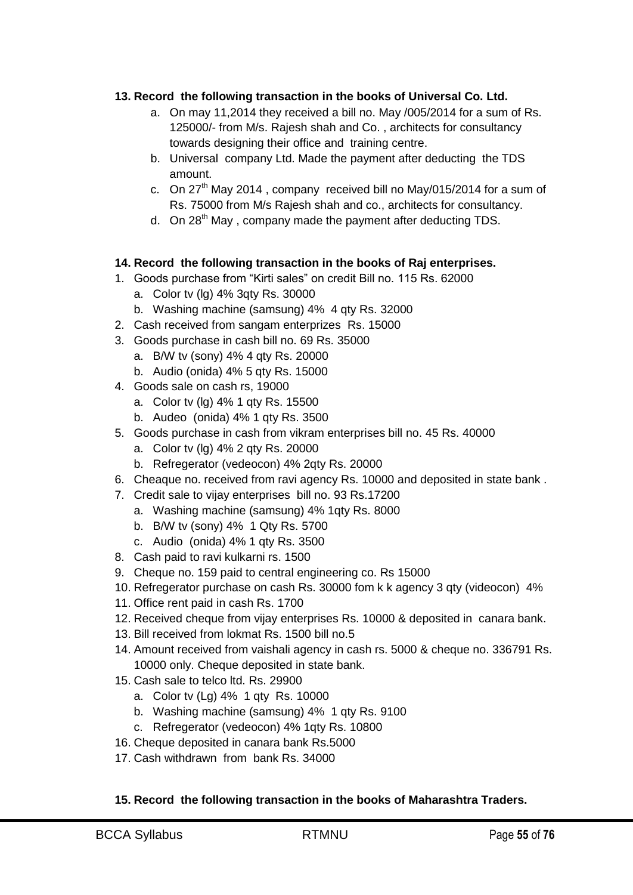**13. Record the following transaction in the books of Universal Co. Ltd.**

a. On may 11,2014 they received a bill no. May /005/2014 for a sum of Rs. 125000/- from M/s. Rajesh shah and Co. , architects for consultancy towards designing their office and training centre.
b. Universal company Ltd. Made the payment after deducting the TDS amount.
c. On 27th May 2014 , company received bill no May/015/2014 for a sum of Rs. 75000 from M/s Rajesh shah and co., architects for consultancy.
d. On 28th May , company made the payment after deducting TDS.

**14. Record the following transaction in the books of Raj enterprises.**

1. Goods purchase from "Kirti sales" on credit Bill no. 115 Rs. 62000
   a. Color tv (lg) 4% 3qty Rs. 30000
   b. Washing machine (samsung) 4% 4 qty Rs. 32000
2. Cash received from sangam enterprizes Rs. 15000
3. Goods purchase in cash bill no. 69 Rs. 35000
   a. B/W tv (sony) 4% 4 qty Rs. 20000
   b. Audio (onida) 4% 5 qty Rs. 15000
4. Goods sale on cash rs, 19000
   a. Color tv (lg) 4% 1 qty Rs. 15500
   b. Audeo (onida) 4% 1 qty Rs. 3500
5. Goods purchase in cash from vikram enterprises bill no. 45 Rs. 40000
   a. Color tv (lg) 4% 2 qty Rs. 20000
   b. Refregerator (vedeocon) 4% 2qty Rs. 20000
6. Cheaque no. received from ravi agency Rs. 10000 and deposited in state bank .
7. Credit sale to vijay enterprises bill no. 93 Rs.17200
   a. Washing machine (samsung) 4% 1qty Rs. 8000
   b. B/W tv (sony) 4% 1 Qty Rs. 5700
   c. Audio (onida) 4% 1 qty Rs. 3500
8. Cash paid to ravi kulkarni rs. 1500
9. Cheque no. 159 paid to central engineering co. Rs 15000
10. Refregerator purchase on cash Rs. 30000 fom k k agency 3 qty (videocon) 4%
11. Office rent paid in cash Rs. 1700
12. Received cheque from vijay enterprises Rs. 10000 & deposited in canara bank.
13. Bill received from lokmat Rs. 1500 bill no.5
14. Amount received from vaishali agency in cash rs. 5000 & cheque no. 336791 Rs. 10000 only. Cheque deposited in state bank.
15. Cash sale to telco ltd. Rs. 29900
   a. Color tv (Lg) 4% 1 qty Rs. 10000
   b. Washing machine (samsung) 4% 1 qty Rs. 9100
   c. Refregerator (vedeocon) 4% 1qty Rs. 10800
16. Cheque deposited in canara bank Rs.5000
17. Cash withdrawn from bank Rs. 34000

**15. Record the following transaction in the books of Maharashtra Traders.**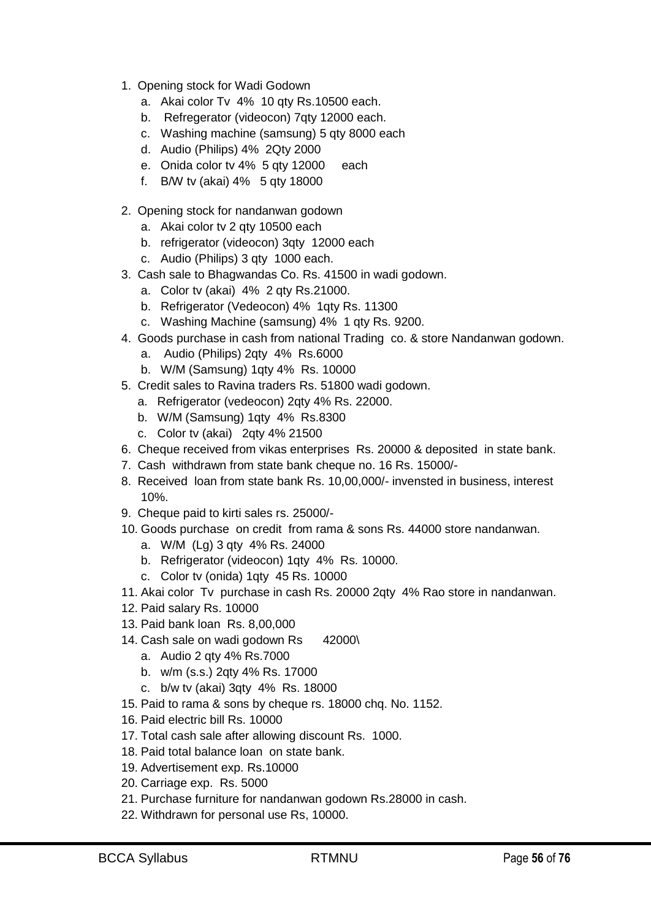1. Opening stock for Wadi Godown
   a. Akai color Tv 4% 10 qty Rs.10500 each.
   b. Refregerator (videocon) 7qty 12000 each.
   c. Washing machine (samsung) 5 qty 8000 each
   d. Audio (Philips) 4% 2Qty 2000
   e. Onida color tv 4% 5 qty 12000 each
   f. B/W tv (akai) 4% 5 qty 18000

2. Opening stock for nandanwan godown
   a. Akai color tv 2 qty 10500 each
   b. refrigerator (videocon) 3qty 12000 each
   c. Audio (Philips) 3 qty 1000 each.
3. Cash sale to Bhagwandas Co. Rs. 41500 in wadi godown.
   a. Color tv (akai) 4% 2 qty Rs.21000.
   b. Refrigerator (Vedeocon) 4% 1qty Rs. 11300
   c. Washing Machine (samsung) 4% 1 qty Rs. 9200.
4. Goods purchase in cash from national Trading co. & store Nandanwan godown.
   a. Audio (Philips) 2qty 4% Rs.6000
   b. W/M (Samsung) 1qty 4% Rs. 10000
5. Credit sales to Ravina traders Rs. 51800 wadi godown.
   a. Refrigerator (vedeocon) 2qty 4% Rs. 22000.
   b. W/M (Samsung) 1qty 4% Rs.8300
   c. Color tv (akai) 2qty 4% 21500
6. Cheque received from vikas enterprises Rs. 20000 & deposited in state bank.
7. Cash withdrawn from state bank cheque no. 16 Rs. 15000/-
8. Received loan from state bank Rs. 10,00,000/- invensted in business, interest 10%.
9. Cheque paid to kirti sales rs. 25000/-
10. Goods purchase on credit from rama & sons Rs. 44000 store nandanwan.
    a. W/M (Lg) 3 qty 4% Rs. 24000
    b. Refrigerator (videocon) 1qty 4% Rs. 10000.
    c. Color tv (onida) 1qty 45 Rs. 10000
11. Akai color Tv purchase in cash Rs. 20000 2qty 4% Rao store in nandanwan.
12. Paid salary Rs. 10000
13. Paid bank loan Rs. 8,00,000
14. Cash sale on wadi godown Rs 42000\
    a. Audio 2 qty 4% Rs.7000
    b. w/m (s.s.) 2qty 4% Rs. 17000
    c. b/w tv (akai) 3qty 4% Rs. 18000
15. Paid to rama & sons by cheque rs. 18000 chq. No. 1152.
16. Paid electric bill Rs. 10000
17. Total cash sale after allowing discount Rs. 1000.
18. Paid total balance loan on state bank.
19. Advertisement exp. Rs.10000
20. Carriage exp. Rs. 5000
21. Purchase furniture for nandanwan godown Rs.28000 in cash.
22. Withdrawn for personal use Rs, 10000.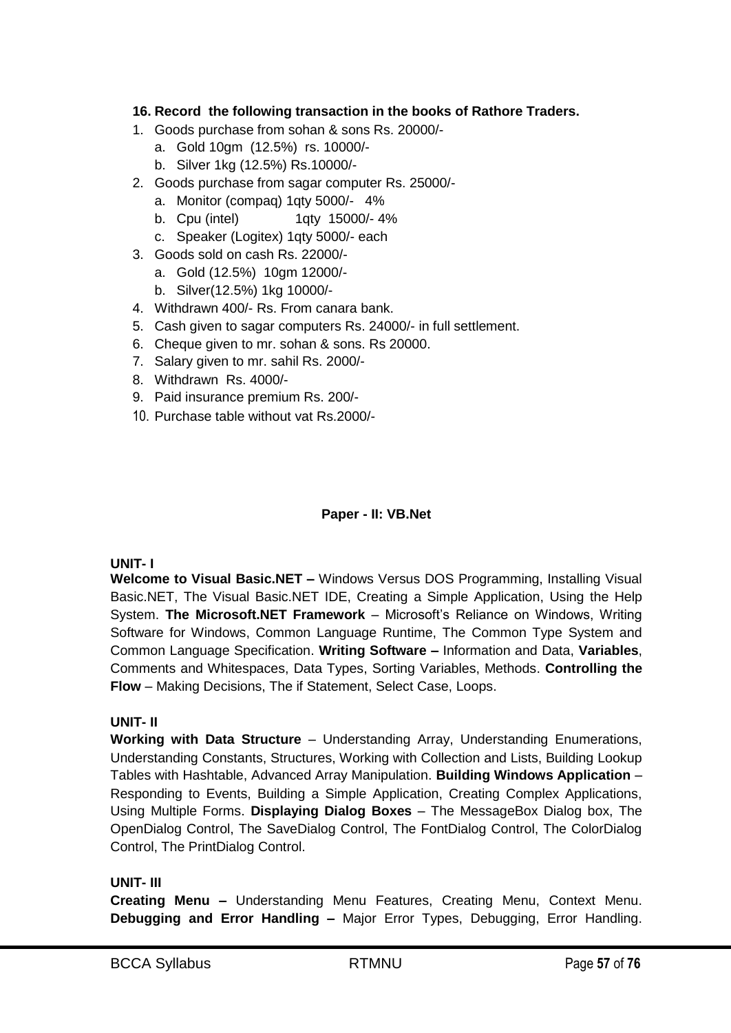**16. Record the following transaction in the books of Rathore Traders.**

1. Goods purchase from sohan & sons Rs. 20000/-
   a. Gold 10gm (12.5%) rs. 10000/-
   b. Silver 1kg (12.5%) Rs.10000/-
2. Goods purchase from sagar computer Rs. 25000/-
   a. Monitor (compaq) 1qty 5000/- 4%
   b. Cpu (intel) 1qty 15000/- 4%
   c. Speaker (Logitex) 1qty 5000/- each
3. Goods sold on cash Rs. 22000/-
   a. Gold (12.5%) 10gm 12000/-
   b. Silver(12.5%) 1kg 10000/-
4. Withdrawn 400/- Rs. From canara bank.
5. Cash given to sagar computers Rs. 24000/- in full settlement.
6. Cheque given to mr. sohan & sons. Rs 20000.
7. Salary given to mr. sahil Rs. 2000/-
8. Withdrawn Rs. 4000/-
9. Paid insurance premium Rs. 200/-
10. Purchase table without vat Rs.2000/-

## Paper - II: VB.Net

**UNIT- I**

**Welcome to Visual Basic.NET –** Windows Versus DOS Programming, Installing Visual Basic.NET, The Visual Basic.NET IDE, Creating a Simple Application, Using the Help System. **The Microsoft.NET Framework** – Microsoft's Reliance on Windows, Writing Software for Windows, Common Language Runtime, The Common Type System and Common Language Specification. **Writing Software –** Information and Data, **Variables**, Comments and Whitespaces, Data Types, Sorting Variables, Methods. **Controlling the Flow** – Making Decisions, The if Statement, Select Case, Loops.

**UNIT- II**

**Working with Data Structure** – Understanding Array, Understanding Enumerations, Understanding Constants, Structures, Working with Collection and Lists, Building Lookup Tables with Hashtable, Advanced Array Manipulation. **Building Windows Application** – Responding to Events, Building a Simple Application, Creating Complex Applications, Using Multiple Forms. **Displaying Dialog Boxes** – The MessageBox Dialog box, The OpenDialog Control, The SaveDialog Control, The FontDialog Control, The ColorDialog Control, The PrintDialog Control.

**UNIT- III**

**Creating Menu –** Understanding Menu Features, Creating Menu, Context Menu. **Debugging and Error Handling –** Major Error Types, Debugging, Error Handling.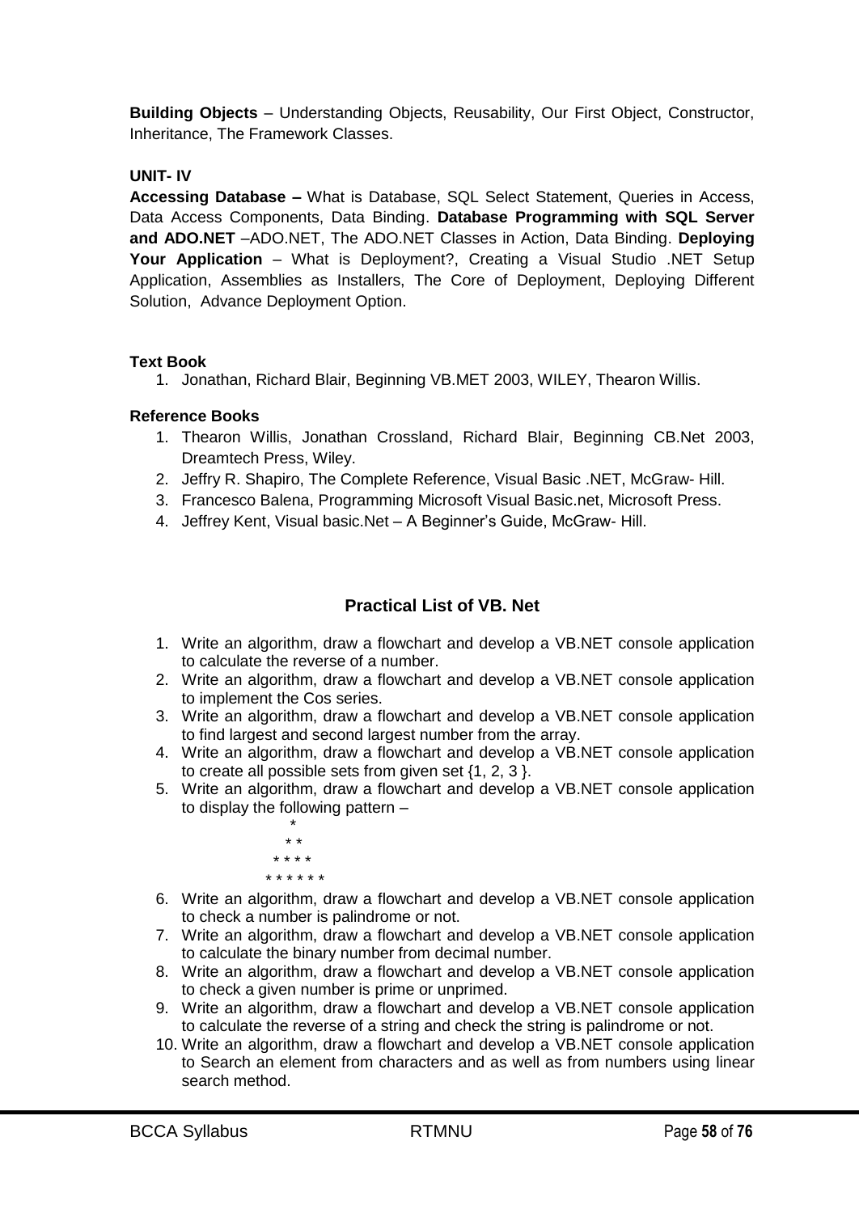**Building Objects** – Understanding Objects, Reusability, Our First Object, Constructor, Inheritance, The Framework Classes.

**UNIT- IV**

**Accessing Database –** What is Database, SQL Select Statement, Queries in Access, Data Access Components, Data Binding. **Database Programming with SQL Server and ADO.NET** –ADO.NET, The ADO.NET Classes in Action, Data Binding. **Deploying Your Application** – What is Deployment?, Creating a Visual Studio .NET Setup Application, Assemblies as Installers, The Core of Deployment, Deploying Different Solution, Advance Deployment Option.

**Text Book**

1. Jonathan, Richard Blair, Beginning VB.MET 2003, WILEY, Thearon Willis.

**Reference Books**

1. Thearon Willis, Jonathan Crossland, Richard Blair, Beginning CB.Net 2003, Dreamtech Press, Wiley.
2. Jeffry R. Shapiro, The Complete Reference, Visual Basic .NET, McGraw- Hill.
3. Francesco Balena, Programming Microsoft Visual Basic.net, Microsoft Press.
4. Jeffrey Kent, Visual basic.Net – A Beginner's Guide, McGraw- Hill.

## Practical List of VB. Net

1. Write an algorithm, draw a flowchart and develop a VB.NET console application to calculate the reverse of a number.
2. Write an algorithm, draw a flowchart and develop a VB.NET console application to implement the Cos series.
3. Write an algorithm, draw a flowchart and develop a VB.NET console application to find largest and second largest number from the array.
4. Write an algorithm, draw a flowchart and develop a VB.NET console application to create all possible sets from given set {1, 2, 3 }.
5. Write an algorithm, draw a flowchart and develop a VB.NET console application to display the following pattern –

```
      *
     * *
    * * * *
   * * * * * *
```

6. Write an algorithm, draw a flowchart and develop a VB.NET console application to check a number is palindrome or not.
7. Write an algorithm, draw a flowchart and develop a VB.NET console application to calculate the binary number from decimal number.
8. Write an algorithm, draw a flowchart and develop a VB.NET console application to check a given number is prime or unprimed.
9. Write an algorithm, draw a flowchart and develop a VB.NET console application to calculate the reverse of a string and check the string is palindrome or not.
10. Write an algorithm, draw a flowchart and develop a VB.NET console application to Search an element from characters and as well as from numbers using linear search method.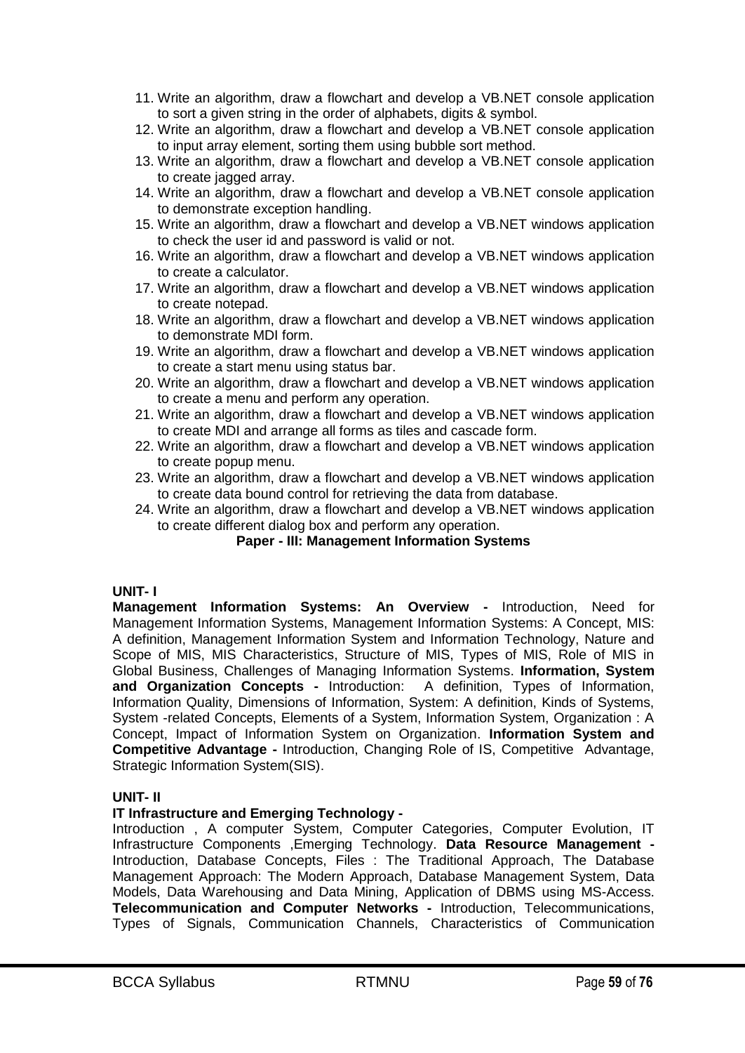11. Write an algorithm, draw a flowchart and develop a VB.NET console application to sort a given string in the order of alphabets, digits & symbol.
12. Write an algorithm, draw a flowchart and develop a VB.NET console application to input array element, sorting them using bubble sort method.
13. Write an algorithm, draw a flowchart and develop a VB.NET console application to create jagged array.
14. Write an algorithm, draw a flowchart and develop a VB.NET console application to demonstrate exception handling.
15. Write an algorithm, draw a flowchart and develop a VB.NET windows application to check the user id and password is valid or not.
16. Write an algorithm, draw a flowchart and develop a VB.NET windows application to create a calculator.
17. Write an algorithm, draw a flowchart and develop a VB.NET windows application to create notepad.
18. Write an algorithm, draw a flowchart and develop a VB.NET windows application to demonstrate MDI form.
19. Write an algorithm, draw a flowchart and develop a VB.NET windows application to create a start menu using status bar.
20. Write an algorithm, draw a flowchart and develop a VB.NET windows application to create a menu and perform any operation.
21. Write an algorithm, draw a flowchart and develop a VB.NET windows application to create MDI and arrange all forms as tiles and cascade form.
22. Write an algorithm, draw a flowchart and develop a VB.NET windows application to create popup menu.
23. Write an algorithm, draw a flowchart and develop a VB.NET windows application to create data bound control for retrieving the data from database.
24. Write an algorithm, draw a flowchart and develop a VB.NET windows application to create different dialog box and perform any operation.

## Paper - III: Management Information Systems

**UNIT- I**

**Management Information Systems: An Overview -** Introduction, Need for Management Information Systems, Management Information Systems: A Concept, MIS: A definition, Management Information System and Information Technology, Nature and Scope of MIS, MIS Characteristics, Structure of MIS, Types of MIS, Role of MIS in Global Business, Challenges of Managing Information Systems. **Information, System and Organization Concepts -** Introduction: A definition, Types of Information, Information Quality, Dimensions of Information, System: A definition, Kinds of Systems, System -related Concepts, Elements of a System, Information System, Organization : A Concept, Impact of Information System on Organization. **Information System and Competitive Advantage -** Introduction, Changing Role of IS, Competitive Advantage, Strategic Information System(SIS).

**UNIT- II**

**IT Infrastructure and Emerging Technology -**
Introduction , A computer System, Computer Categories, Computer Evolution, IT Infrastructure Components ,Emerging Technology. **Data Resource Management -** Introduction, Database Concepts, Files : The Traditional Approach, The Database Management Approach: The Modern Approach, Database Management System, Data Models, Data Warehousing and Data Mining, Application of DBMS using MS-Access. **Telecommunication and Computer Networks -** Introduction, Telecommunications, Types of Signals, Communication Channels, Characteristics of Communication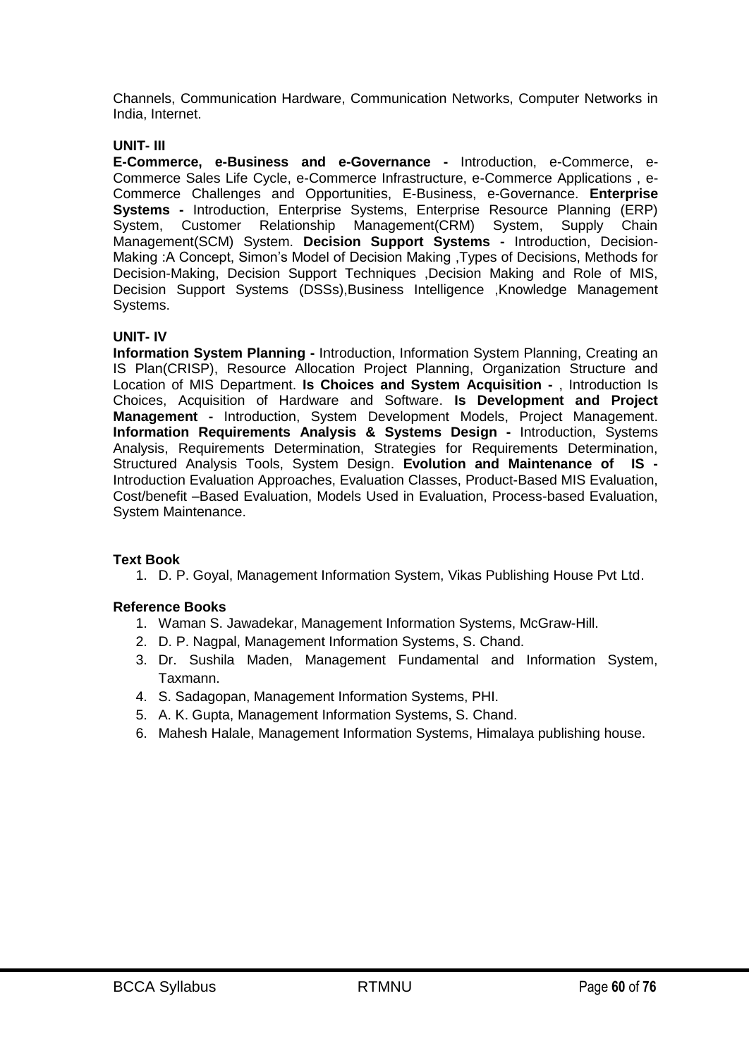Channels, Communication Hardware, Communication Networks, Computer Networks in India, Internet.

**UNIT- III**

**E-Commerce, e-Business and e-Governance -** Introduction, e-Commerce, e-Commerce Sales Life Cycle, e-Commerce Infrastructure, e-Commerce Applications , e-Commerce Challenges and Opportunities, E-Business, e-Governance. **Enterprise Systems -** Introduction, Enterprise Systems, Enterprise Resource Planning (ERP) System, Customer Relationship Management(CRM) System, Supply Chain Management(SCM) System. **Decision Support Systems -** Introduction, Decision-Making :A Concept, Simon's Model of Decision Making ,Types of Decisions, Methods for Decision-Making, Decision Support Techniques ,Decision Making and Role of MIS, Decision Support Systems (DSSs),Business Intelligence ,Knowledge Management Systems.

**UNIT- IV**

**Information System Planning -** Introduction, Information System Planning, Creating an IS Plan(CRISP), Resource Allocation Project Planning, Organization Structure and Location of MIS Department. **Is Choices and System Acquisition -** , Introduction Is Choices, Acquisition of Hardware and Software. **Is Development and Project Management -** Introduction, System Development Models, Project Management. **Information Requirements Analysis & Systems Design -** Introduction, Systems Analysis, Requirements Determination, Strategies for Requirements Determination, Structured Analysis Tools, System Design. **Evolution and Maintenance of IS -** Introduction Evaluation Approaches, Evaluation Classes, Product-Based MIS Evaluation, Cost/benefit –Based Evaluation, Models Used in Evaluation, Process-based Evaluation, System Maintenance.

**Text Book**

1. D. P. Goyal, Management Information System, Vikas Publishing House Pvt Ltd.

**Reference Books**

1. Waman S. Jawadekar, Management Information Systems, McGraw-Hill.
2. D. P. Nagpal, Management Information Systems, S. Chand.
3. Dr. Sushila Maden, Management Fundamental and Information System, Taxmann.
4. S. Sadagopan, Management Information Systems, PHI.
5. A. K. Gupta, Management Information Systems, S. Chand.
6. Mahesh Halale, Management Information Systems, Himalaya publishing house.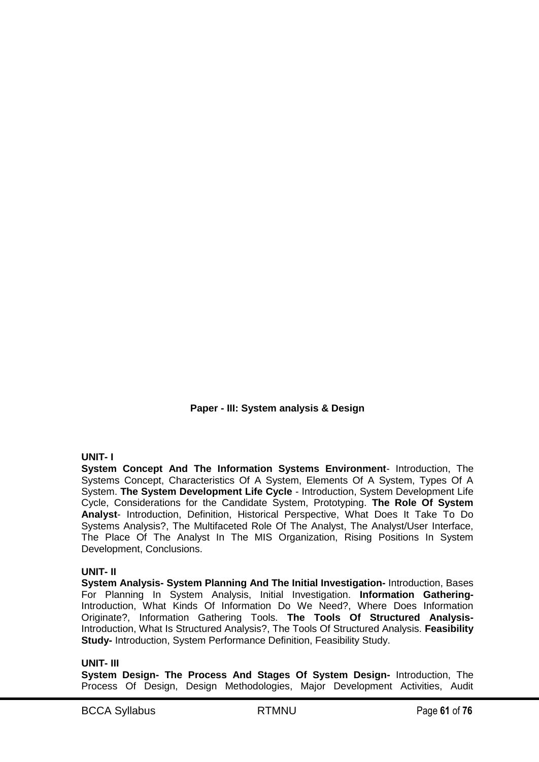## Paper - III: System analysis & Design

**UNIT- I**

**System Concept And The Information Systems Environment**- Introduction, The Systems Concept, Characteristics Of A System, Elements Of A System, Types Of A System. **The System Development Life Cycle** - Introduction, System Development Life Cycle, Considerations for the Candidate System, Prototyping. **The Role Of System Analyst**- Introduction, Definition, Historical Perspective, What Does It Take To Do Systems Analysis?, The Multifaceted Role Of The Analyst, The Analyst/User Interface, The Place Of The Analyst In The MIS Organization, Rising Positions In System Development, Conclusions.

**UNIT- II**

**System Analysis- System Planning And The Initial Investigation-** Introduction, Bases For Planning In System Analysis, Initial Investigation. **Information Gathering-** Introduction, What Kinds Of Information Do We Need?, Where Does Information Originate?, Information Gathering Tools. **The Tools Of Structured Analysis-** Introduction, What Is Structured Analysis?, The Tools Of Structured Analysis. **Feasibility Study-** Introduction, System Performance Definition, Feasibility Study.

**UNIT- III**

**System Design- The Process And Stages Of System Design-** Introduction, The Process Of Design, Design Methodologies, Major Development Activities, Audit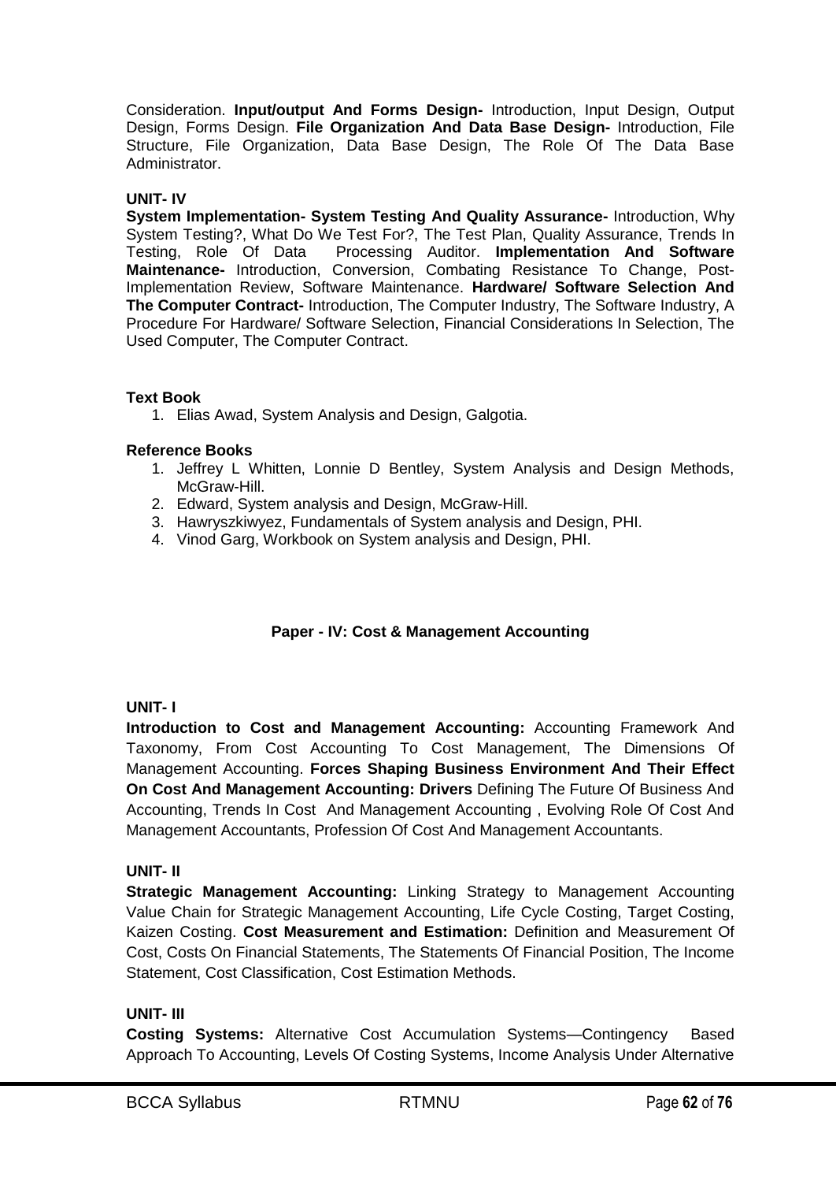Consideration. **Input/output And Forms Design-** Introduction, Input Design, Output Design, Forms Design. **File Organization And Data Base Design-** Introduction, File Structure, File Organization, Data Base Design, The Role Of The Data Base Administrator.

**UNIT- IV**

**System Implementation- System Testing And Quality Assurance-** Introduction, Why System Testing?, What Do We Test For?, The Test Plan, Quality Assurance, Trends In Testing, Role Of Data Processing Auditor. **Implementation And Software Maintenance-** Introduction, Conversion, Combating Resistance To Change, Post-Implementation Review, Software Maintenance. **Hardware/ Software Selection And The Computer Contract-** Introduction, The Computer Industry, The Software Industry, A Procedure For Hardware/ Software Selection, Financial Considerations In Selection, The Used Computer, The Computer Contract.

**Text Book**

1. Elias Awad, System Analysis and Design, Galgotia.

**Reference Books**

1. Jeffrey L Whitten, Lonnie D Bentley, System Analysis and Design Methods, McGraw-Hill.
2. Edward, System analysis and Design, McGraw-Hill.
3. Hawryszkiwyez, Fundamentals of System analysis and Design, PHI.
4. Vinod Garg, Workbook on System analysis and Design, PHI.

## Paper - IV: Cost & Management Accounting

**UNIT- I**

**Introduction to Cost and Management Accounting:** Accounting Framework And Taxonomy, From Cost Accounting To Cost Management, The Dimensions Of Management Accounting. **Forces Shaping Business Environment And Their Effect On Cost And Management Accounting: Drivers** Defining The Future Of Business And Accounting, Trends In Cost And Management Accounting , Evolving Role Of Cost And Management Accountants, Profession Of Cost And Management Accountants.

**UNIT- II**

**Strategic Management Accounting:** Linking Strategy to Management Accounting Value Chain for Strategic Management Accounting, Life Cycle Costing, Target Costing, Kaizen Costing. **Cost Measurement and Estimation:** Definition and Measurement Of Cost, Costs On Financial Statements, The Statements Of Financial Position, The Income Statement, Cost Classification, Cost Estimation Methods.

**UNIT- III**

**Costing Systems:** Alternative Cost Accumulation Systems—Contingency Based Approach To Accounting, Levels Of Costing Systems, Income Analysis Under Alternative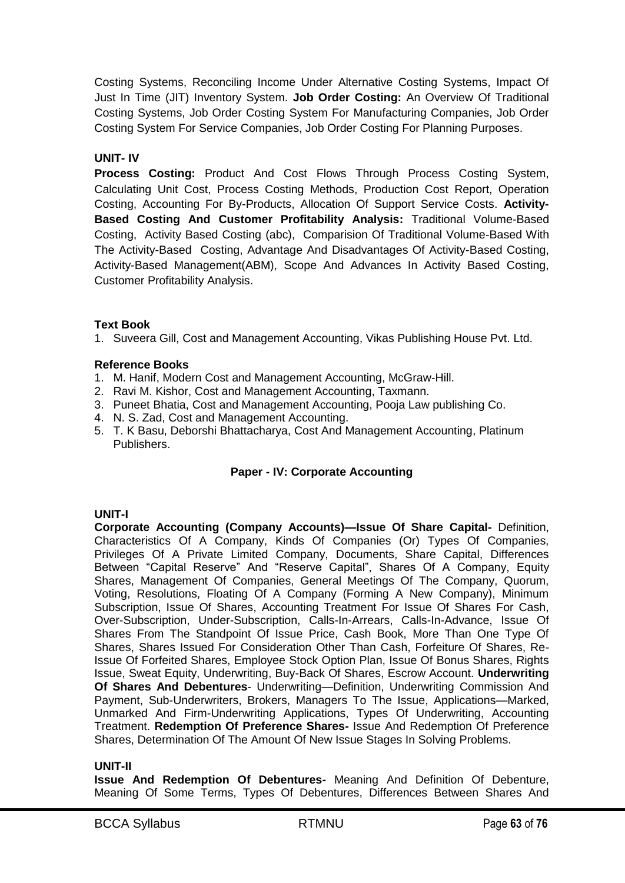Costing Systems, Reconciling Income Under Alternative Costing Systems, Impact Of Just In Time (JIT) Inventory System. **Job Order Costing:** An Overview Of Traditional Costing Systems, Job Order Costing System For Manufacturing Companies, Job Order Costing System For Service Companies, Job Order Costing For Planning Purposes.

**UNIT- IV**

**Process Costing:** Product And Cost Flows Through Process Costing System, Calculating Unit Cost, Process Costing Methods, Production Cost Report, Operation Costing, Accounting For By-Products, Allocation Of Support Service Costs. **Activity-Based Costing And Customer Profitability Analysis:** Traditional Volume-Based Costing, Activity Based Costing (abc), Comparision Of Traditional Volume-Based With The Activity-Based Costing, Advantage And Disadvantages Of Activity-Based Costing, Activity-Based Management(ABM), Scope And Advances In Activity Based Costing, Customer Profitability Analysis.

**Text Book**

1. Suveera Gill, Cost and Management Accounting, Vikas Publishing House Pvt. Ltd.

**Reference Books**

1. M. Hanif, Modern Cost and Management Accounting, McGraw-Hill.
2. Ravi M. Kishor, Cost and Management Accounting, Taxmann.
3. Puneet Bhatia, Cost and Management Accounting, Pooja Law publishing Co.
4. N. S. Zad, Cost and Management Accounting.
5. T. K Basu, Deborshi Bhattacharya, Cost And Management Accounting, Platinum Publishers.

## Paper - IV: Corporate Accounting

**UNIT-I**

**Corporate Accounting (Company Accounts)—Issue Of Share Capital-** Definition, Characteristics Of A Company, Kinds Of Companies (Or) Types Of Companies, Privileges Of A Private Limited Company, Documents, Share Capital, Differences Between "Capital Reserve" And "Reserve Capital", Shares Of A Company, Equity Shares, Management Of Companies, General Meetings Of The Company, Quorum, Voting, Resolutions, Floating Of A Company (Forming A New Company), Minimum Subscription, Issue Of Shares, Accounting Treatment For Issue Of Shares For Cash, Over-Subscription, Under-Subscription, Calls-In-Arrears, Calls-In-Advance, Issue Of Shares From The Standpoint Of Issue Price, Cash Book, More Than One Type Of Shares, Shares Issued For Consideration Other Than Cash, Forfeiture Of Shares, Re-Issue Of Forfeited Shares, Employee Stock Option Plan, Issue Of Bonus Shares, Rights Issue, Sweat Equity, Underwriting, Buy-Back Of Shares, Escrow Account. **Underwriting Of Shares And Debentures**- Underwriting—Definition, Underwriting Commission And Payment, Sub-Underwriters, Brokers, Managers To The Issue, Applications—Marked, Unmarked And Firm-Underwriting Applications, Types Of Underwriting, Accounting Treatment. **Redemption Of Preference Shares-** Issue And Redemption Of Preference Shares, Determination Of The Amount Of New Issue Stages In Solving Problems.

**UNIT-II**

**Issue And Redemption Of Debentures-** Meaning And Definition Of Debenture, Meaning Of Some Terms, Types Of Debentures, Differences Between Shares And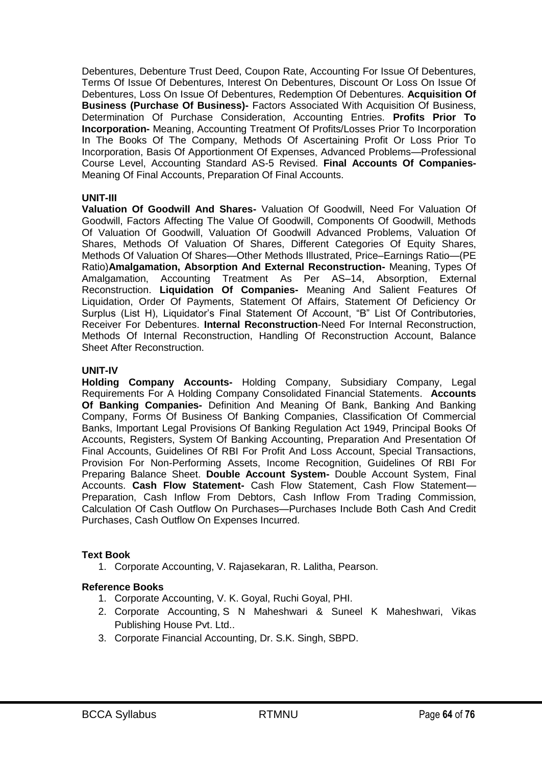Debentures, Debenture Trust Deed, Coupon Rate, Accounting For Issue Of Debentures, Terms Of Issue Of Debentures, Interest On Debentures, Discount Or Loss On Issue Of Debentures, Loss On Issue Of Debentures, Redemption Of Debentures. **Acquisition Of Business (Purchase Of Business)-** Factors Associated With Acquisition Of Business, Determination Of Purchase Consideration, Accounting Entries. **Profits Prior To Incorporation-** Meaning, Accounting Treatment Of Profits/Losses Prior To Incorporation In The Books Of The Company, Methods Of Ascertaining Profit Or Loss Prior To Incorporation, Basis Of Apportionment Of Expenses, Advanced Problems—Professional Course Level, Accounting Standard AS-5 Revised. **Final Accounts Of Companies-** Meaning Of Final Accounts, Preparation Of Final Accounts.

**UNIT-III**

**Valuation Of Goodwill And Shares-** Valuation Of Goodwill, Need For Valuation Of Goodwill, Factors Affecting The Value Of Goodwill, Components Of Goodwill, Methods Of Valuation Of Goodwill, Valuation Of Goodwill Advanced Problems, Valuation Of Shares, Methods Of Valuation Of Shares, Different Categories Of Equity Shares, Methods Of Valuation Of Shares—Other Methods Illustrated, Price–Earnings Ratio—(PE Ratio)**Amalgamation, Absorption And External Reconstruction-** Meaning, Types Of Amalgamation, Accounting Treatment As Per AS–14, Absorption, External Reconstruction. **Liquidation Of Companies-** Meaning And Salient Features Of Liquidation, Order Of Payments, Statement Of Affairs, Statement Of Deficiency Or Surplus (List H), Liquidator's Final Statement Of Account, "B" List Of Contributories, Receiver For Debentures. **Internal Reconstruction**-Need For Internal Reconstruction, Methods Of Internal Reconstruction, Handling Of Reconstruction Account, Balance Sheet After Reconstruction.

**UNIT-IV**

**Holding Company Accounts-** Holding Company, Subsidiary Company, Legal Requirements For A Holding Company Consolidated Financial Statements. **Accounts Of Banking Companies-** Definition And Meaning Of Bank, Banking And Banking Company, Forms Of Business Of Banking Companies, Classification Of Commercial Banks, Important Legal Provisions Of Banking Regulation Act 1949, Principal Books Of Accounts, Registers, System Of Banking Accounting, Preparation And Presentation Of Final Accounts, Guidelines Of RBI For Profit And Loss Account, Special Transactions, Provision For Non-Performing Assets, Income Recognition, Guidelines Of RBI For Preparing Balance Sheet. **Double Account System-** Double Account System, Final Accounts. **Cash Flow Statement-** Cash Flow Statement, Cash Flow Statement—Preparation, Cash Inflow From Debtors, Cash Inflow From Trading Commission, Calculation Of Cash Outflow On Purchases—Purchases Include Both Cash And Credit Purchases, Cash Outflow On Expenses Incurred.

**Text Book**

1. Corporate Accounting, V. Rajasekaran, R. Lalitha, Pearson.

**Reference Books**

1. Corporate Accounting, V. K. Goyal, Ruchi Goyal, PHI.
2. Corporate Accounting, S N Maheshwari & Suneel K Maheshwari, Vikas Publishing House Pvt. Ltd..
3. Corporate Financial Accounting, Dr. S.K. Singh, SBPD.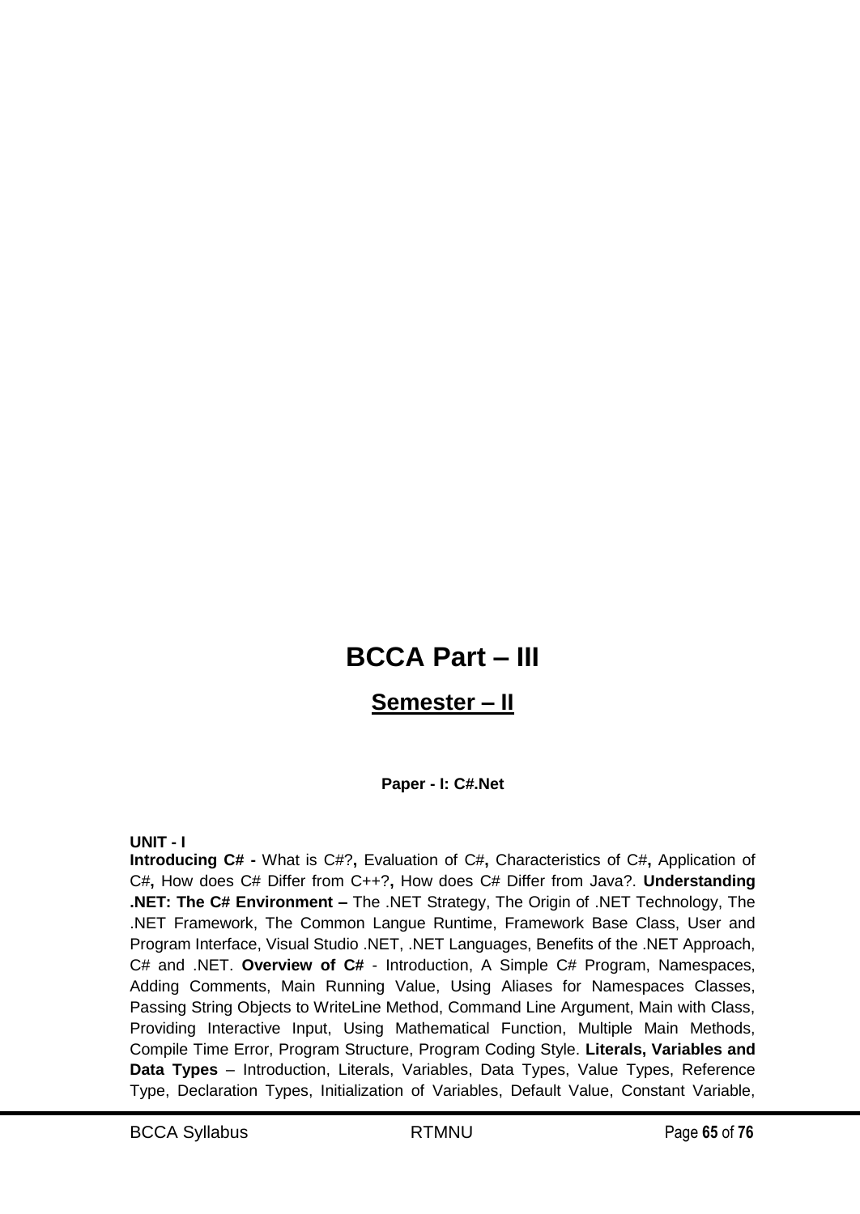# BCCA Part – III

## Semester – II

**Paper - I: C#.Net**

**UNIT - I**

**Introducing C# -** What is C#?**,** Evaluation of C#**,** Characteristics of C#**,** Application of C#**,** How does C# Differ from C++?**,** How does C# Differ from Java?. **Understanding .NET: The C# Environment –** The .NET Strategy, The Origin of .NET Technology, The .NET Framework, The Common Langue Runtime, Framework Base Class, User and Program Interface, Visual Studio .NET, .NET Languages, Benefits of the .NET Approach, C# and .NET. **Overview of C#** - Introduction, A Simple C# Program, Namespaces, Adding Comments, Main Running Value, Using Aliases for Namespaces Classes, Passing String Objects to WriteLine Method, Command Line Argument, Main with Class, Providing Interactive Input, Using Mathematical Function, Multiple Main Methods, Compile Time Error, Program Structure, Program Coding Style. **Literals, Variables and Data Types** – Introduction, Literals, Variables, Data Types, Value Types, Reference Type, Declaration Types, Initialization of Variables, Default Value, Constant Variable,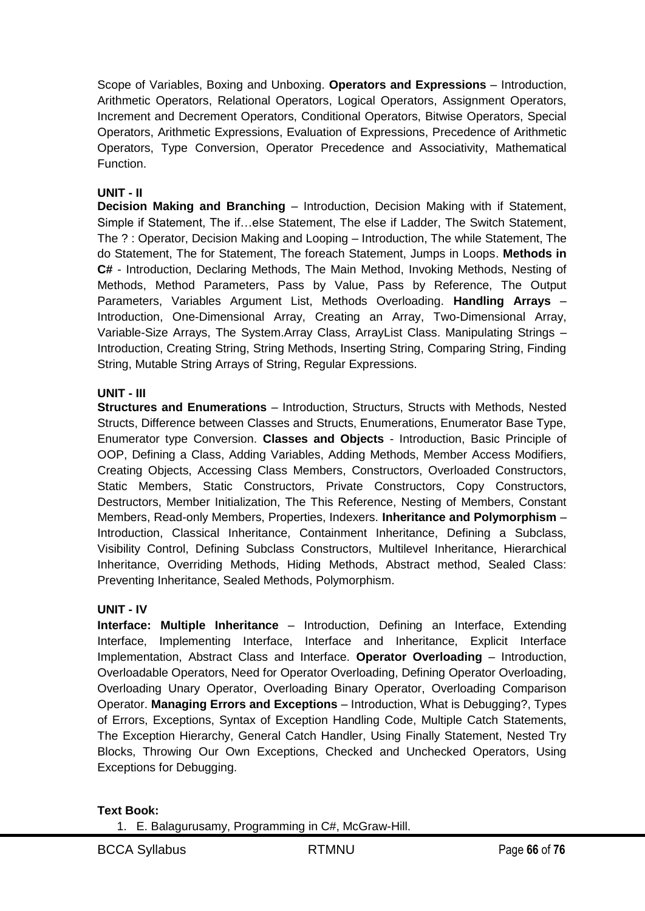Scope of Variables, Boxing and Unboxing. **Operators and Expressions** – Introduction, Arithmetic Operators, Relational Operators, Logical Operators, Assignment Operators, Increment and Decrement Operators, Conditional Operators, Bitwise Operators, Special Operators, Arithmetic Expressions, Evaluation of Expressions, Precedence of Arithmetic Operators, Type Conversion, Operator Precedence and Associativity, Mathematical Function.

**UNIT - II**

**Decision Making and Branching** – Introduction, Decision Making with if Statement, Simple if Statement, The if…else Statement, The else if Ladder, The Switch Statement, The ? : Operator, Decision Making and Looping – Introduction, The while Statement, The do Statement, The for Statement, The foreach Statement, Jumps in Loops. **Methods in C#** - Introduction, Declaring Methods, The Main Method, Invoking Methods, Nesting of Methods, Method Parameters, Pass by Value, Pass by Reference, The Output Parameters, Variables Argument List, Methods Overloading. **Handling Arrays** – Introduction, One-Dimensional Array, Creating an Array, Two-Dimensional Array, Variable-Size Arrays, The System.Array Class, ArrayList Class. Manipulating Strings – Introduction, Creating String, String Methods, Inserting String, Comparing String, Finding String, Mutable String Arrays of String, Regular Expressions.

**UNIT - III**

**Structures and Enumerations** – Introduction, Structurs, Structs with Methods, Nested Structs, Difference between Classes and Structs, Enumerations, Enumerator Base Type, Enumerator type Conversion. **Classes and Objects** - Introduction, Basic Principle of OOP, Defining a Class, Adding Variables, Adding Methods, Member Access Modifiers, Creating Objects, Accessing Class Members, Constructors, Overloaded Constructors, Static Members, Static Constructors, Private Constructors, Copy Constructors, Destructors, Member Initialization, The This Reference, Nesting of Members, Constant Members, Read-only Members, Properties, Indexers. **Inheritance and Polymorphism** – Introduction, Classical Inheritance, Containment Inheritance, Defining a Subclass, Visibility Control, Defining Subclass Constructors, Multilevel Inheritance, Hierarchical Inheritance, Overriding Methods, Hiding Methods, Abstract method, Sealed Class: Preventing Inheritance, Sealed Methods, Polymorphism.

**UNIT - IV**

**Interface: Multiple Inheritance** – Introduction, Defining an Interface, Extending Interface, Implementing Interface, Interface and Inheritance, Explicit Interface Implementation, Abstract Class and Interface. **Operator Overloading** – Introduction, Overloadable Operators, Need for Operator Overloading, Defining Operator Overloading, Overloading Unary Operator, Overloading Binary Operator, Overloading Comparison Operator. **Managing Errors and Exceptions** – Introduction, What is Debugging?, Types of Errors, Exceptions, Syntax of Exception Handling Code, Multiple Catch Statements, The Exception Hierarchy, General Catch Handler, Using Finally Statement, Nested Try Blocks, Throwing Our Own Exceptions, Checked and Unchecked Operators, Using Exceptions for Debugging.

**Text Book:**

1. E. Balagurusamy, Programming in C#, McGraw-Hill.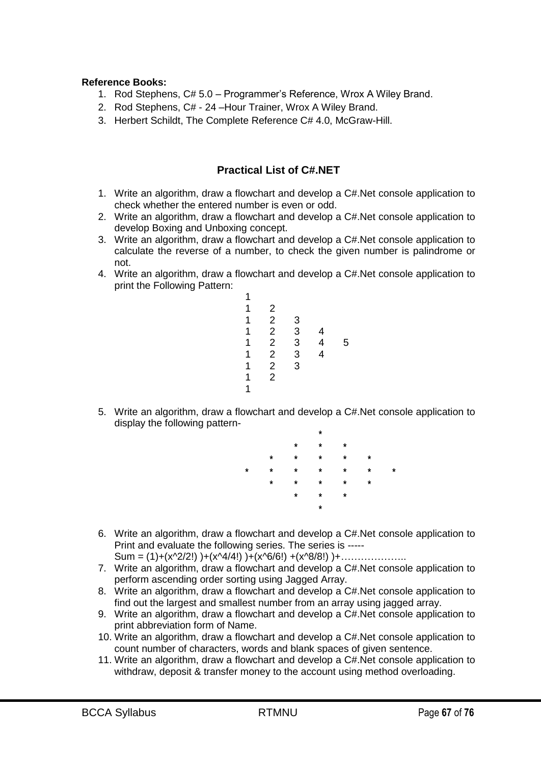**Reference Books:**

1. Rod Stephens, C# 5.0 – Programmer's Reference, Wrox A Wiley Brand.
2. Rod Stephens, C# - 24 –Hour Trainer, Wrox A Wiley Brand.
3. Herbert Schildt, The Complete Reference C# 4.0, McGraw-Hill.

## Practical List of C#.NET

1. Write an algorithm, draw a flowchart and develop a C#.Net console application to check whether the entered number is even or odd.
2. Write an algorithm, draw a flowchart and develop a C#.Net console application to develop Boxing and Unboxing concept.
3. Write an algorithm, draw a flowchart and develop a C#.Net console application to calculate the reverse of a number, to check the given number is palindrome or not.
4. Write an algorithm, draw a flowchart and develop a C#.Net console application to print the Following Pattern:

```
1
1   2
1   2   3
1   2   3   4
1   2   3   4   5
1   2   3   4
1   2   3
1   2
1
```

5. Write an algorithm, draw a flowchart and develop a C#.Net console application to display the following pattern-

```
            *
        *   *   *
    *   *   *   *   *
*   *   *   *   *   *   *
    *   *   *   *   *
        *   *   *
            *
```

6. Write an algorithm, draw a flowchart and develop a C#.Net console application to Print and evaluate the following series. The series is -----
   Sum = (1)+(x^2/2!) )+(x^4/4!) )+(x^6/6!) +(x^8/8!) )+………………..
7. Write an algorithm, draw a flowchart and develop a C#.Net console application to perform ascending order sorting using Jagged Array.
8. Write an algorithm, draw a flowchart and develop a C#.Net console application to find out the largest and smallest number from an array using jagged array.
9. Write an algorithm, draw a flowchart and develop a C#.Net console application to print abbreviation form of Name.
10. Write an algorithm, draw a flowchart and develop a C#.Net console application to count number of characters, words and blank spaces of given sentence.
11. Write an algorithm, draw a flowchart and develop a C#.Net console application to withdraw, deposit & transfer money to the account using method overloading.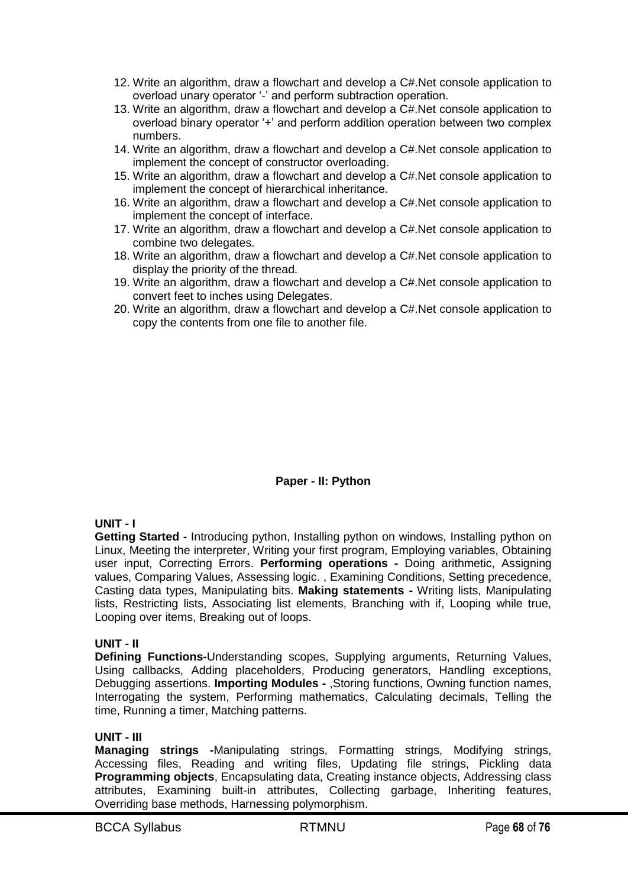12. Write an algorithm, draw a flowchart and develop a C#.Net console application to overload unary operator '-' and perform subtraction operation.
13. Write an algorithm, draw a flowchart and develop a C#.Net console application to overload binary operator '+' and perform addition operation between two complex numbers.
14. Write an algorithm, draw a flowchart and develop a C#.Net console application to implement the concept of constructor overloading.
15. Write an algorithm, draw a flowchart and develop a C#.Net console application to implement the concept of hierarchical inheritance.
16. Write an algorithm, draw a flowchart and develop a C#.Net console application to implement the concept of interface.
17. Write an algorithm, draw a flowchart and develop a C#.Net console application to combine two delegates.
18. Write an algorithm, draw a flowchart and develop a C#.Net console application to display the priority of the thread.
19. Write an algorithm, draw a flowchart and develop a C#.Net console application to convert feet to inches using Delegates.
20. Write an algorithm, draw a flowchart and develop a C#.Net console application to copy the contents from one file to another file.

## Paper - II: Python

**UNIT - I**

**Getting Started -** Introducing python, Installing python on windows, Installing python on Linux, Meeting the interpreter, Writing your first program, Employing variables, Obtaining user input, Correcting Errors. **Performing operations -** Doing arithmetic, Assigning values, Comparing Values, Assessing logic. , Examining Conditions, Setting precedence, Casting data types, Manipulating bits. **Making statements -** Writing lists, Manipulating lists, Restricting lists, Associating list elements, Branching with if, Looping while true, Looping over items, Breaking out of loops.

**UNIT - II**

**Defining Functions-**Understanding scopes, Supplying arguments, Returning Values, Using callbacks, Adding placeholders, Producing generators, Handling exceptions, Debugging assertions. **Importing Modules -** ,Storing functions, Owning function names, Interrogating the system, Performing mathematics, Calculating decimals, Telling the time, Running a timer, Matching patterns.

**UNIT - III**

**Managing strings -**Manipulating strings, Formatting strings, Modifying strings, Accessing files, Reading and writing files, Updating file strings, Pickling data **Programming objects**, Encapsulating data, Creating instance objects, Addressing class attributes, Examining built-in attributes, Collecting garbage, Inheriting features, Overriding base methods, Harnessing polymorphism.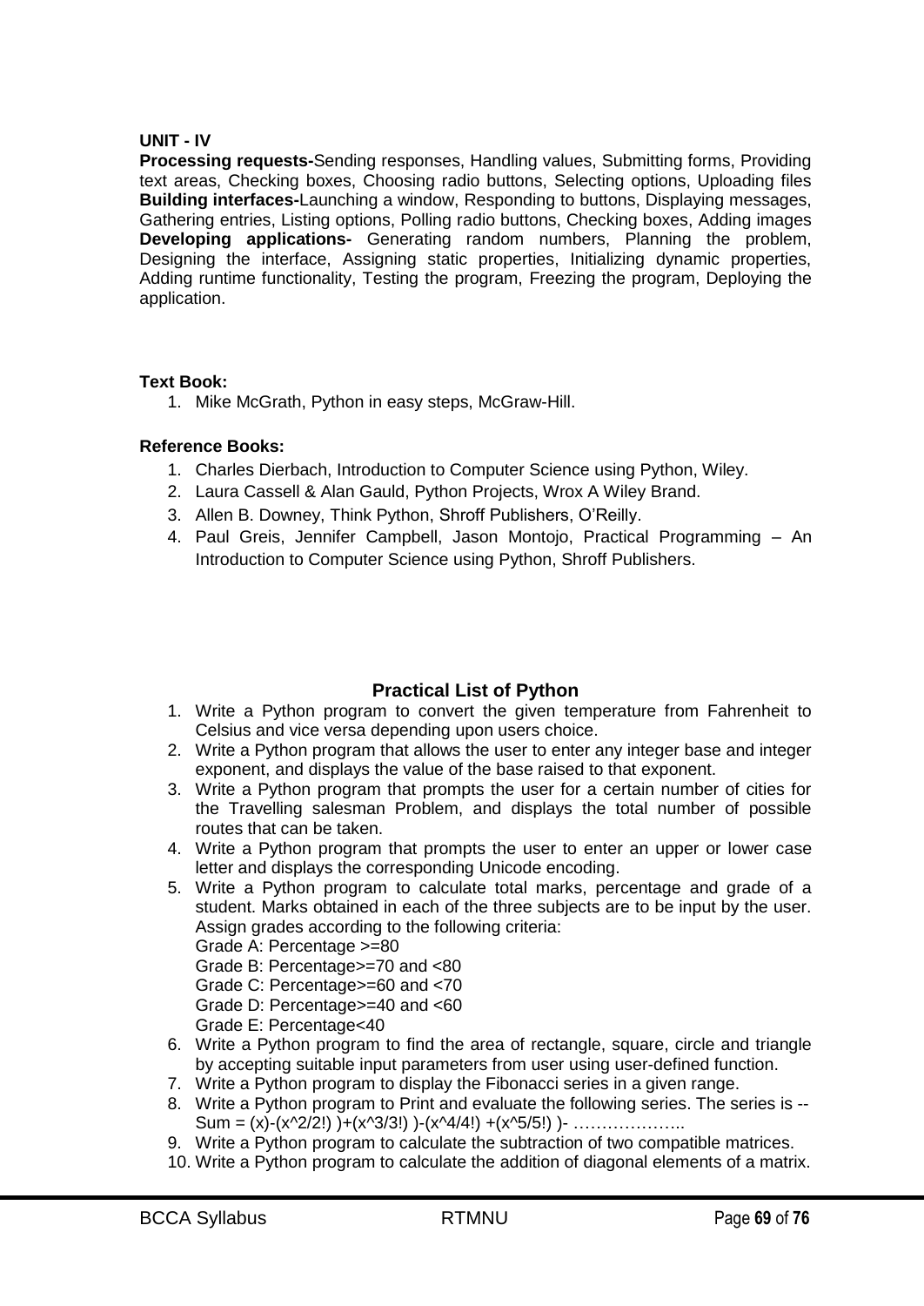**UNIT - IV**

**Processing requests-**Sending responses, Handling values, Submitting forms, Providing text areas, Checking boxes, Choosing radio buttons, Selecting options, Uploading files **Building interfaces-**Launching a window, Responding to buttons, Displaying messages, Gathering entries, Listing options, Polling radio buttons, Checking boxes, Adding images **Developing applications-** Generating random numbers, Planning the problem, Designing the interface, Assigning static properties, Initializing dynamic properties, Adding runtime functionality, Testing the program, Freezing the program, Deploying the application.

**Text Book:**

1. Mike McGrath, Python in easy steps, McGraw-Hill.

**Reference Books:**

1. Charles Dierbach, Introduction to Computer Science using Python, Wiley.
2. Laura Cassell & Alan Gauld, Python Projects, Wrox A Wiley Brand.
3. Allen B. Downey, Think Python, Shroff Publishers, O'Reilly.
4. Paul Greis, Jennifer Campbell, Jason Montojo, Practical Programming – An Introduction to Computer Science using Python, Shroff Publishers.

## Practical List of Python

1. Write a Python program to convert the given temperature from Fahrenheit to Celsius and vice versa depending upon users choice.
2. Write a Python program that allows the user to enter any integer base and integer exponent, and displays the value of the base raised to that exponent.
3. Write a Python program that prompts the user for a certain number of cities for the Travelling salesman Problem, and displays the total number of possible routes that can be taken.
4. Write a Python program that prompts the user to enter an upper or lower case letter and displays the corresponding Unicode encoding.
5. Write a Python program to calculate total marks, percentage and grade of a student. Marks obtained in each of the three subjects are to be input by the user. Assign grades according to the following criteria:
   Grade A: Percentage >=80
   Grade B: Percentage>=70 and <80
   Grade C: Percentage>=60 and <70
   Grade D: Percentage>=40 and <60
   Grade E: Percentage<40
6. Write a Python program to find the area of rectangle, square, circle and triangle by accepting suitable input parameters from user using user-defined function.
7. Write a Python program to display the Fibonacci series in a given range.
8. Write a Python program to Print and evaluate the following series. The series is -- Sum = (x)-(x^2/2!) )+(x^3/3!) )-(x^4/4!) +(x^5/5!) )- ………………..
9. Write a Python program to calculate the subtraction of two compatible matrices.
10. Write a Python program to calculate the addition of diagonal elements of a matrix.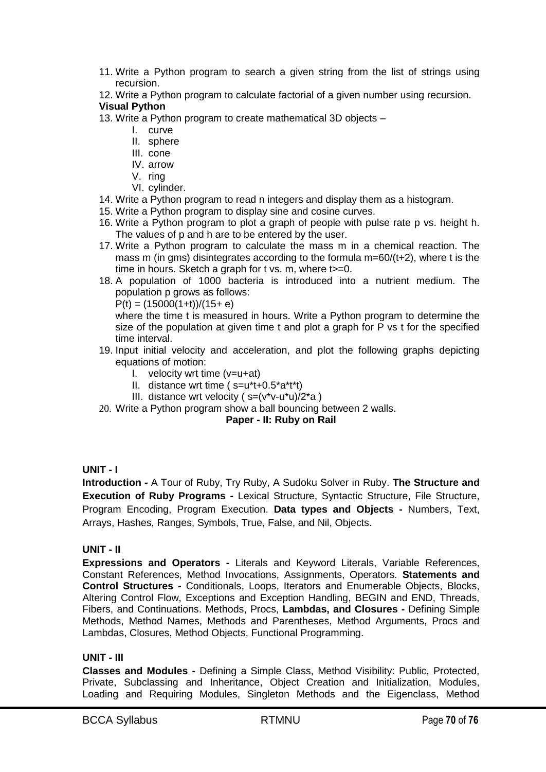11. Write a Python program to search a given string from the list of strings using recursion.
12. Write a Python program to calculate factorial of a given number using recursion.

**Visual Python**

13. Write a Python program to create mathematical 3D objects –
    I. curve
    II. sphere
    III. cone
    IV. arrow
    V. ring
    VI. cylinder.
14. Write a Python program to read n integers and display them as a histogram.
15. Write a Python program to display sine and cosine curves.
16. Write a Python program to plot a graph of people with pulse rate p vs. height h. The values of p and h are to be entered by the user.
17. Write a Python program to calculate the mass m in a chemical reaction. The mass m (in gms) disintegrates according to the formula m=60/(t+2), where t is the time in hours. Sketch a graph for t vs. m, where t>=0.
18. A population of 1000 bacteria is introduced into a nutrient medium. The population p grows as follows:
    P(t) = (15000(1+t))/(15+ e)
    where the time t is measured in hours. Write a Python program to determine the size of the population at given time t and plot a graph for P vs t for the specified time interval.
19. Input initial velocity and acceleration, and plot the following graphs depicting equations of motion:
    I. velocity wrt time (v=u+at)
    II. distance wrt time ( s=u*t+0.5*a*t*t)
    III. distance wrt velocity ( s=(v*v-u*u)/2*a )
20. Write a Python program show a ball bouncing between 2 walls.

## Paper - II: Ruby on Rail

### UNIT - I

**Introduction -** A Tour of Ruby, Try Ruby, A Sudoku Solver in Ruby. **The Structure and Execution of Ruby Programs -** Lexical Structure, Syntactic Structure, File Structure, Program Encoding, Program Execution. **Data types and Objects -** Numbers, Text, Arrays, Hashes, Ranges, Symbols, True, False, and Nil, Objects.

### UNIT - II

**Expressions and Operators -** Literals and Keyword Literals, Variable References, Constant References, Method Invocations, Assignments, Operators. **Statements and Control Structures -** Conditionals, Loops, Iterators and Enumerable Objects, Blocks, Altering Control Flow, Exceptions and Exception Handling, BEGIN and END, Threads, Fibers, and Continuations. Methods, Procs, **Lambdas, and Closures -** Defining Simple Methods, Method Names, Methods and Parentheses, Method Arguments, Procs and Lambdas, Closures, Method Objects, Functional Programming.

### UNIT - III

**Classes and Modules -** Defining a Simple Class, Method Visibility: Public, Protected, Private, Subclassing and Inheritance, Object Creation and Initialization, Modules, Loading and Requiring Modules, Singleton Methods and the Eigenclass, Method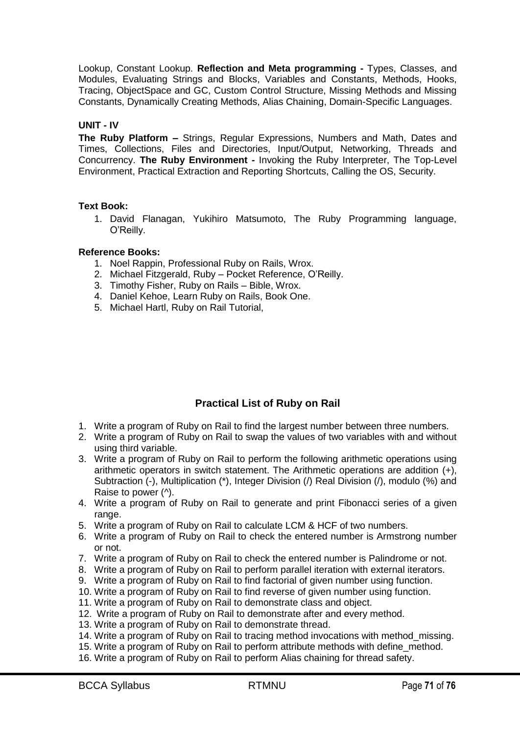Lookup, Constant Lookup. **Reflection and Meta programming -** Types, Classes, and Modules, Evaluating Strings and Blocks, Variables and Constants, Methods, Hooks, Tracing, ObjectSpace and GC, Custom Control Structure, Missing Methods and Missing Constants, Dynamically Creating Methods, Alias Chaining, Domain-Specific Languages.

**UNIT - IV**

**The Ruby Platform –** Strings, Regular Expressions, Numbers and Math, Dates and Times, Collections, Files and Directories, Input/Output, Networking, Threads and Concurrency. **The Ruby Environment -** Invoking the Ruby Interpreter, The Top-Level Environment, Practical Extraction and Reporting Shortcuts, Calling the OS, Security.

**Text Book:**

1. David Flanagan, Yukihiro Matsumoto, The Ruby Programming language, O'Reilly.

**Reference Books:**

1. Noel Rappin, Professional Ruby on Rails, Wrox.
2. Michael Fitzgerald, Ruby – Pocket Reference, O'Reilly.
3. Timothy Fisher, Ruby on Rails – Bible, Wrox.
4. Daniel Kehoe, Learn Ruby on Rails, Book One.
5. Michael Hartl, Ruby on Rail Tutorial,

## Practical List of Ruby on Rail

1. Write a program of Ruby on Rail to find the largest number between three numbers.
2. Write a program of Ruby on Rail to swap the values of two variables with and without using third variable.
3. Write a program of Ruby on Rail to perform the following arithmetic operations using arithmetic operators in switch statement. The Arithmetic operations are addition (+), Subtraction (-), Multiplication (*), Integer Division (/) Real Division (/), modulo (%) and Raise to power (^).
4. Write a program of Ruby on Rail to generate and print Fibonacci series of a given range.
5. Write a program of Ruby on Rail to calculate LCM & HCF of two numbers.
6. Write a program of Ruby on Rail to check the entered number is Armstrong number or not.
7. Write a program of Ruby on Rail to check the entered number is Palindrome or not.
8. Write a program of Ruby on Rail to perform parallel iteration with external iterators.
9. Write a program of Ruby on Rail to find factorial of given number using function.
10. Write a program of Ruby on Rail to find reverse of given number using function.
11. Write a program of Ruby on Rail to demonstrate class and object.
12. Write a program of Ruby on Rail to demonstrate after and every method.
13. Write a program of Ruby on Rail to demonstrate thread.
14. Write a program of Ruby on Rail to tracing method invocations with method_missing.
15. Write a program of Ruby on Rail to perform attribute methods with define_method.
16. Write a program of Ruby on Rail to perform Alias chaining for thread safety.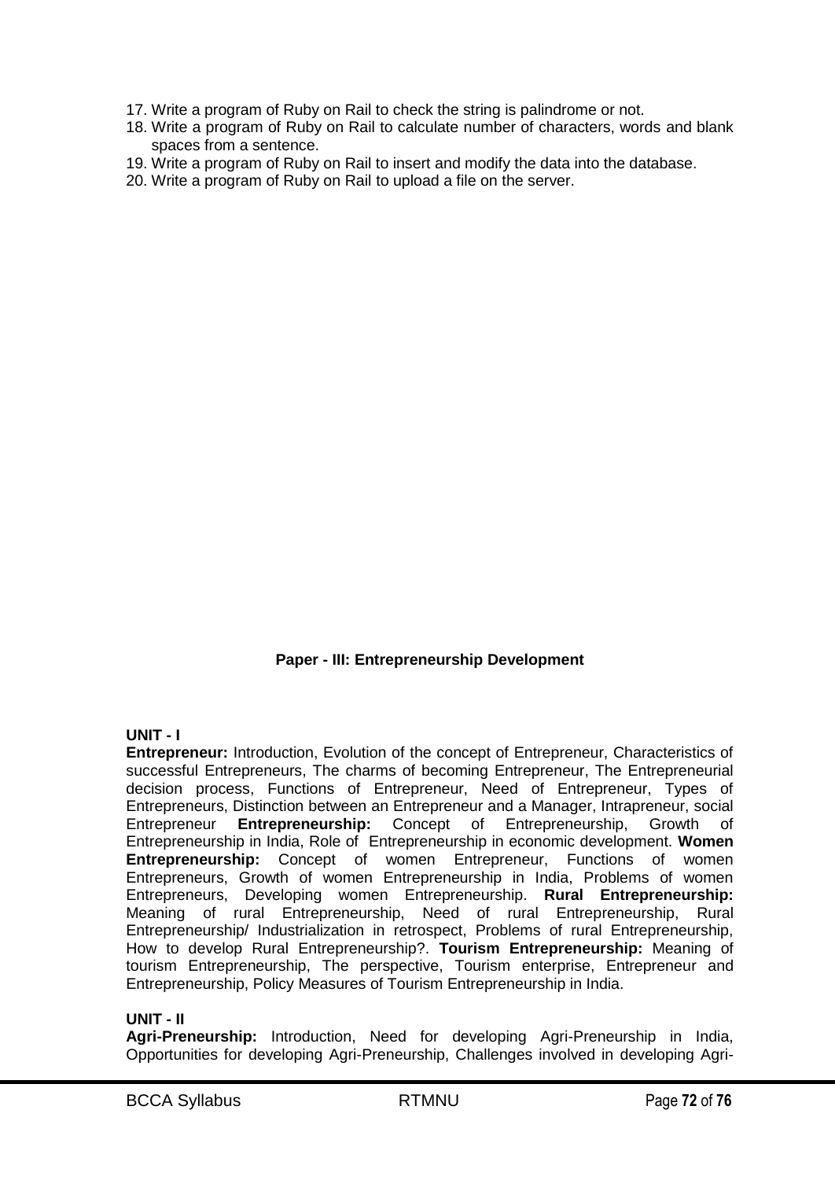17. Write a program of Ruby on Rail to check the string is palindrome or not.
18. Write a program of Ruby on Rail to calculate number of characters, words and blank spaces from a sentence.
19. Write a program of Ruby on Rail to insert and modify the data into the database.
20. Write a program of Ruby on Rail to upload a file on the server.

## Paper - III: Entrepreneurship Development

**UNIT - I**

**Entrepreneur:** Introduction, Evolution of the concept of Entrepreneur, Characteristics of successful Entrepreneurs, The charms of becoming Entrepreneur, The Entrepreneurial decision process, Functions of Entrepreneur, Need of Entrepreneur, Types of Entrepreneurs, Distinction between an Entrepreneur and a Manager, Intrapreneur, social Entrepreneur **Entrepreneurship:** Concept of Entrepreneurship, Growth of Entrepreneurship in India, Role of Entrepreneurship in economic development. **Women Entrepreneurship:** Concept of women Entrepreneur, Functions of women Entrepreneurs, Growth of women Entrepreneurship in India, Problems of women Entrepreneurs, Developing women Entrepreneurship. **Rural Entrepreneurship:** Meaning of rural Entrepreneurship, Need of rural Entrepreneurship, Rural Entrepreneurship/ Industrialization in retrospect, Problems of rural Entrepreneurship, How to develop Rural Entrepreneurship?. **Tourism Entrepreneurship:** Meaning of tourism Entrepreneurship, The perspective, Tourism enterprise, Entrepreneur and Entrepreneurship, Policy Measures of Tourism Entrepreneurship in India.

**UNIT - II**

**Agri-Preneurship:** Introduction, Need for developing Agri-Preneurship in India, Opportunities for developing Agri-Preneurship, Challenges involved in developing Agri-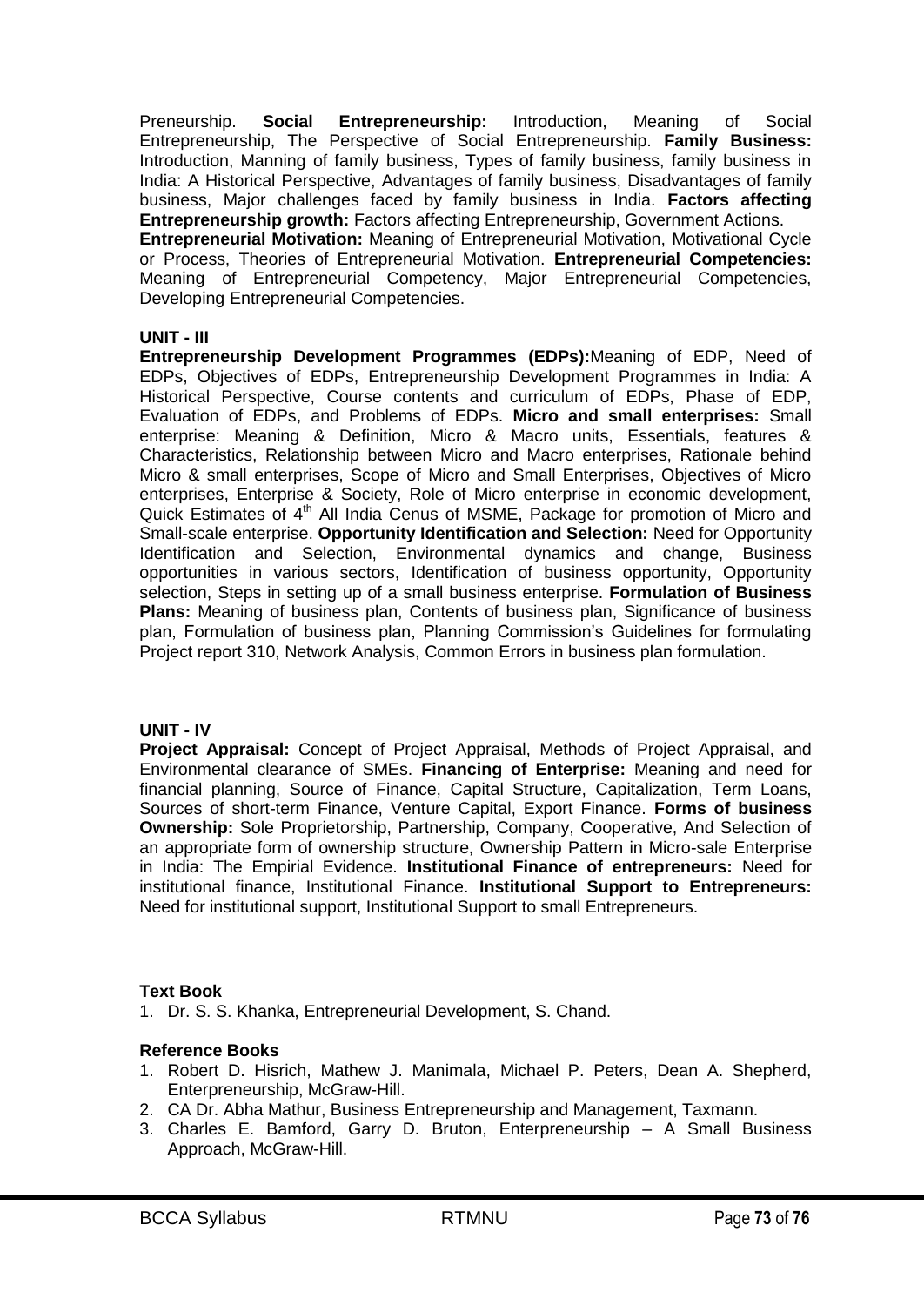Preneurship. **Social Entrepreneurship:** Introduction, Meaning of Social Entrepreneurship, The Perspective of Social Entrepreneurship. **Family Business:** Introduction, Manning of family business, Types of family business, family business in India: A Historical Perspective, Advantages of family business, Disadvantages of family business, Major challenges faced by family business in India. **Factors affecting Entrepreneurship growth:** Factors affecting Entrepreneurship, Government Actions.
**Entrepreneurial Motivation:** Meaning of Entrepreneurial Motivation, Motivational Cycle or Process, Theories of Entrepreneurial Motivation. **Entrepreneurial Competencies:** Meaning of Entrepreneurial Competency, Major Entrepreneurial Competencies, Developing Entrepreneurial Competencies.

**UNIT - III**

**Entrepreneurship Development Programmes (EDPs):**Meaning of EDP, Need of EDPs, Objectives of EDPs, Entrepreneurship Development Programmes in India: A Historical Perspective, Course contents and curriculum of EDPs, Phase of EDP, Evaluation of EDPs, and Problems of EDPs. **Micro and small enterprises:** Small enterprise: Meaning & Definition, Micro & Macro units, Essentials, features & Characteristics, Relationship between Micro and Macro enterprises, Rationale behind Micro & small enterprises, Scope of Micro and Small Enterprises, Objectives of Micro enterprises, Enterprise & Society, Role of Micro enterprise in economic development, Quick Estimates of 4th All India Cenus of MSME, Package for promotion of Micro and Small-scale enterprise. **Opportunity Identification and Selection:** Need for Opportunity Identification and Selection, Environmental dynamics and change, Business opportunities in various sectors, Identification of business opportunity, Opportunity selection, Steps in setting up of a small business enterprise. **Formulation of Business Plans:** Meaning of business plan, Contents of business plan, Significance of business plan, Formulation of business plan, Planning Commission's Guidelines for formulating Project report 310, Network Analysis, Common Errors in business plan formulation.

**UNIT - IV**

**Project Appraisal:** Concept of Project Appraisal, Methods of Project Appraisal, and Environmental clearance of SMEs. **Financing of Enterprise:** Meaning and need for financial planning, Source of Finance, Capital Structure, Capitalization, Term Loans, Sources of short-term Finance, Venture Capital, Export Finance. **Forms of business Ownership:** Sole Proprietorship, Partnership, Company, Cooperative, And Selection of an appropriate form of ownership structure, Ownership Pattern in Micro-sale Enterprise in India: The Empirial Evidence. **Institutional Finance of entrepreneurs:** Need for institutional finance, Institutional Finance. **Institutional Support to Entrepreneurs:** Need for institutional support, Institutional Support to small Entrepreneurs.

**Text Book**

1. Dr. S. S. Khanka, Entrepreneurial Development, S. Chand.

**Reference Books**

1. Robert D. Hisrich, Mathew J. Manimala, Michael P. Peters, Dean A. Shepherd, Enterpreneurship, McGraw-Hill.
2. CA Dr. Abha Mathur, Business Entrepreneurship and Management, Taxmann.
3. Charles E. Bamford, Garry D. Bruton, Enterpreneurship – A Small Business Approach, McGraw-Hill.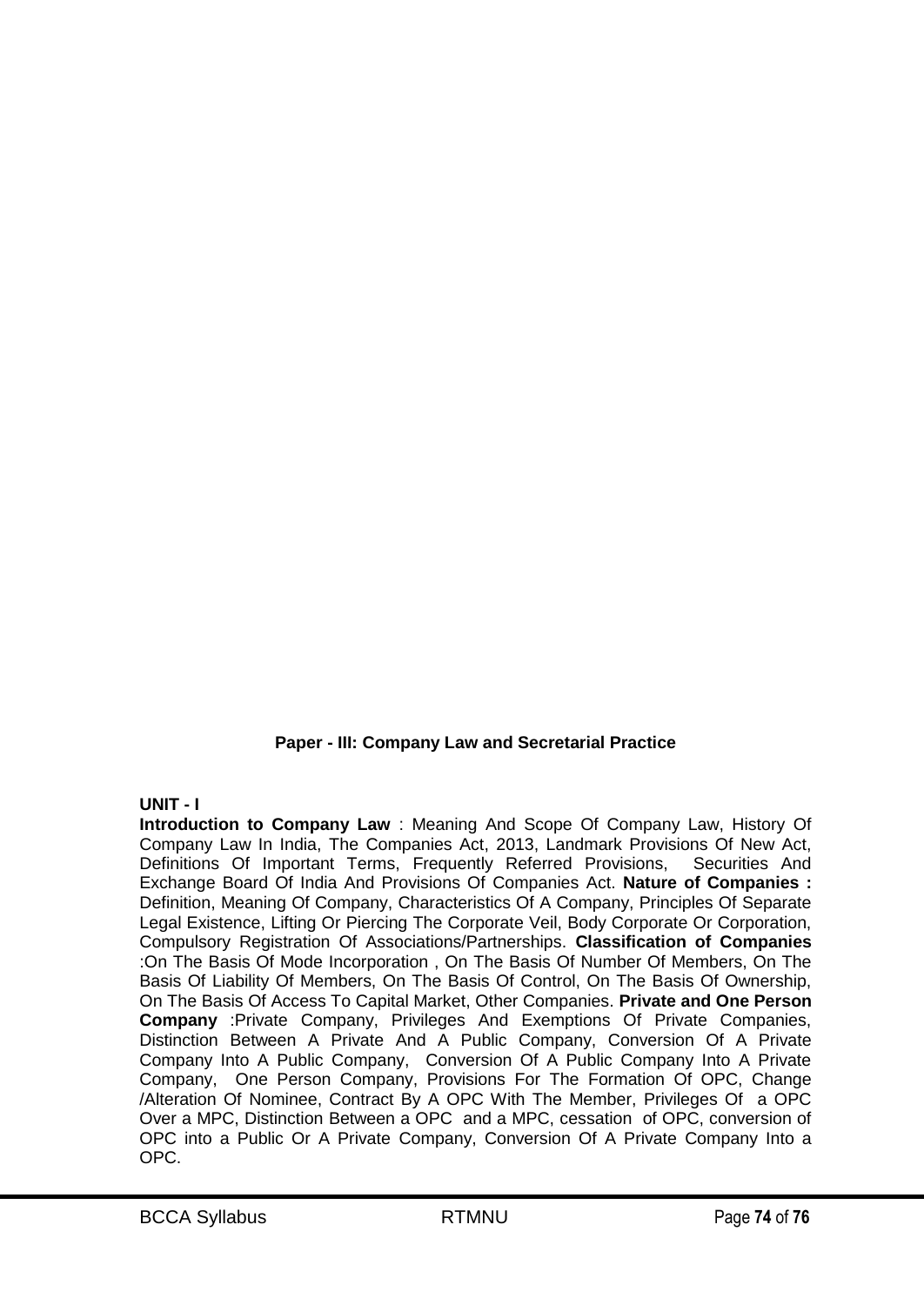**Paper - III: Company Law and Secretarial Practice**

**UNIT - I**

**Introduction to Company Law** : Meaning And Scope Of Company Law, History Of Company Law In India, The Companies Act, 2013, Landmark Provisions Of New Act, Definitions Of Important Terms, Frequently Referred Provisions, Securities And Exchange Board Of India And Provisions Of Companies Act. **Nature of Companies :** Definition, Meaning Of Company, Characteristics Of A Company, Principles Of Separate Legal Existence, Lifting Or Piercing The Corporate Veil, Body Corporate Or Corporation, Compulsory Registration Of Associations/Partnerships. **Classification of Companies** :On The Basis Of Mode Incorporation , On The Basis Of Number Of Members, On The Basis Of Liability Of Members, On The Basis Of Control, On The Basis Of Ownership, On The Basis Of Access To Capital Market, Other Companies. **Private and One Person Company** :Private Company, Privileges And Exemptions Of Private Companies, Distinction Between A Private And A Public Company, Conversion Of A Private Company Into A Public Company, Conversion Of A Public Company Into A Private Company, One Person Company, Provisions For The Formation Of OPC, Change /Alteration Of Nominee, Contract By A OPC With The Member, Privileges Of a OPC Over a MPC, Distinction Between a OPC and a MPC, cessation of OPC, conversion of OPC into a Public Or A Private Company, Conversion Of A Private Company Into a OPC.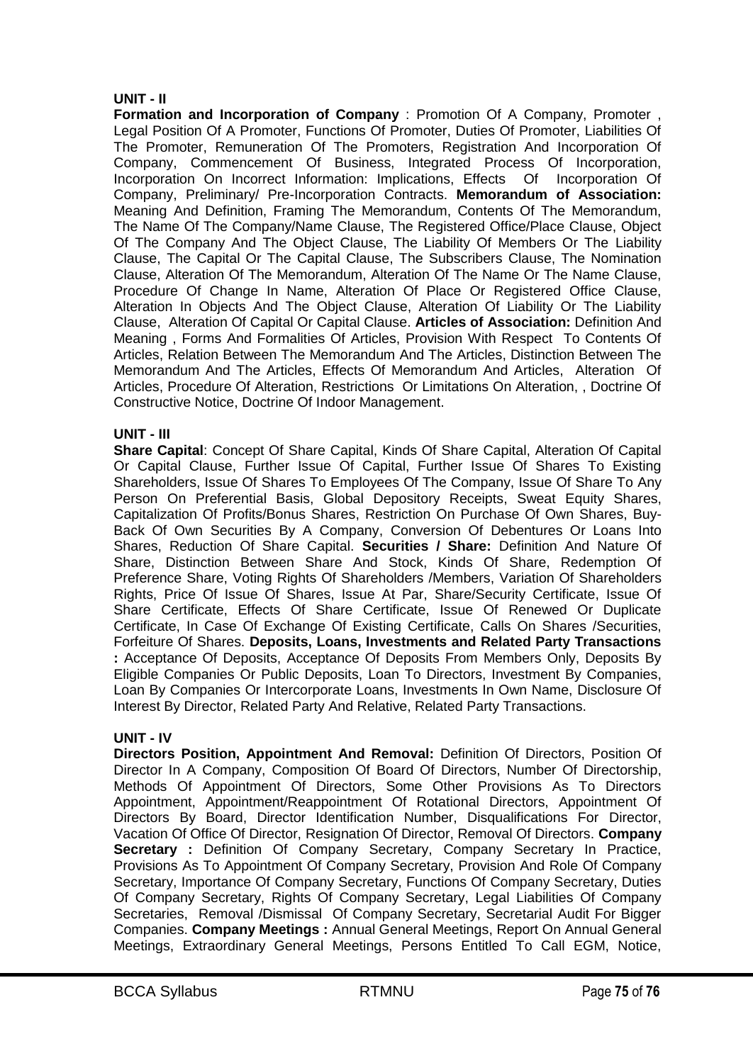## UNIT - II

**Formation and Incorporation of Company** : Promotion Of A Company, Promoter , Legal Position Of A Promoter, Functions Of Promoter, Duties Of Promoter, Liabilities Of The Promoter, Remuneration Of The Promoters, Registration And Incorporation Of Company, Commencement Of Business, Integrated Process Of Incorporation, Incorporation On Incorrect Information: Implications, Effects Of Incorporation Of Company, Preliminary/ Pre-Incorporation Contracts. **Memorandum of Association:** Meaning And Definition, Framing The Memorandum, Contents Of The Memorandum, The Name Of The Company/Name Clause, The Registered Office/Place Clause, Object Of The Company And The Object Clause, The Liability Of Members Or The Liability Clause, The Capital Or The Capital Clause, The Subscribers Clause, The Nomination Clause, Alteration Of The Memorandum, Alteration Of The Name Or The Name Clause, Procedure Of Change In Name, Alteration Of Place Or Registered Office Clause, Alteration In Objects And The Object Clause, Alteration Of Liability Or The Liability Clause, Alteration Of Capital Or Capital Clause. **Articles of Association:** Definition And Meaning , Forms And Formalities Of Articles, Provision With Respect To Contents Of Articles, Relation Between The Memorandum And The Articles, Distinction Between The Memorandum And The Articles, Effects Of Memorandum And Articles, Alteration Of Articles, Procedure Of Alteration, Restrictions Or Limitations On Alteration, , Doctrine Of Constructive Notice, Doctrine Of Indoor Management.

## UNIT - III

**Share Capital**: Concept Of Share Capital, Kinds Of Share Capital, Alteration Of Capital Or Capital Clause, Further Issue Of Capital, Further Issue Of Shares To Existing Shareholders, Issue Of Shares To Employees Of The Company, Issue Of Share To Any Person On Preferential Basis, Global Depository Receipts, Sweat Equity Shares, Capitalization Of Profits/Bonus Shares, Restriction On Purchase Of Own Shares, Buy-Back Of Own Securities By A Company, Conversion Of Debentures Or Loans Into Shares, Reduction Of Share Capital. **Securities / Share:** Definition And Nature Of Share, Distinction Between Share And Stock, Kinds Of Share, Redemption Of Preference Share, Voting Rights Of Shareholders /Members, Variation Of Shareholders Rights, Price Of Issue Of Shares, Issue At Par, Share/Security Certificate, Issue Of Share Certificate, Effects Of Share Certificate, Issue Of Renewed Or Duplicate Certificate, In Case Of Exchange Of Existing Certificate, Calls On Shares /Securities, Forfeiture Of Shares. **Deposits, Loans, Investments and Related Party Transactions :** Acceptance Of Deposits, Acceptance Of Deposits From Members Only, Deposits By Eligible Companies Or Public Deposits, Loan To Directors, Investment By Companies, Loan By Companies Or Intercorporate Loans, Investments In Own Name, Disclosure Of Interest By Director, Related Party And Relative, Related Party Transactions.

## UNIT - IV

**Directors Position, Appointment And Removal:** Definition Of Directors, Position Of Director In A Company, Composition Of Board Of Directors, Number Of Directorship, Methods Of Appointment Of Directors, Some Other Provisions As To Directors Appointment, Appointment/Reappointment Of Rotational Directors, Appointment Of Directors By Board, Director Identification Number, Disqualifications For Director, Vacation Of Office Of Director, Resignation Of Director, Removal Of Directors. **Company Secretary :** Definition Of Company Secretary, Company Secretary In Practice, Provisions As To Appointment Of Company Secretary, Provision And Role Of Company Secretary, Importance Of Company Secretary, Functions Of Company Secretary, Duties Of Company Secretary, Rights Of Company Secretary, Legal Liabilities Of Company Secretaries, Removal /Dismissal Of Company Secretary, Secretarial Audit For Bigger Companies. **Company Meetings :** Annual General Meetings, Report On Annual General Meetings, Extraordinary General Meetings, Persons Entitled To Call EGM, Notice,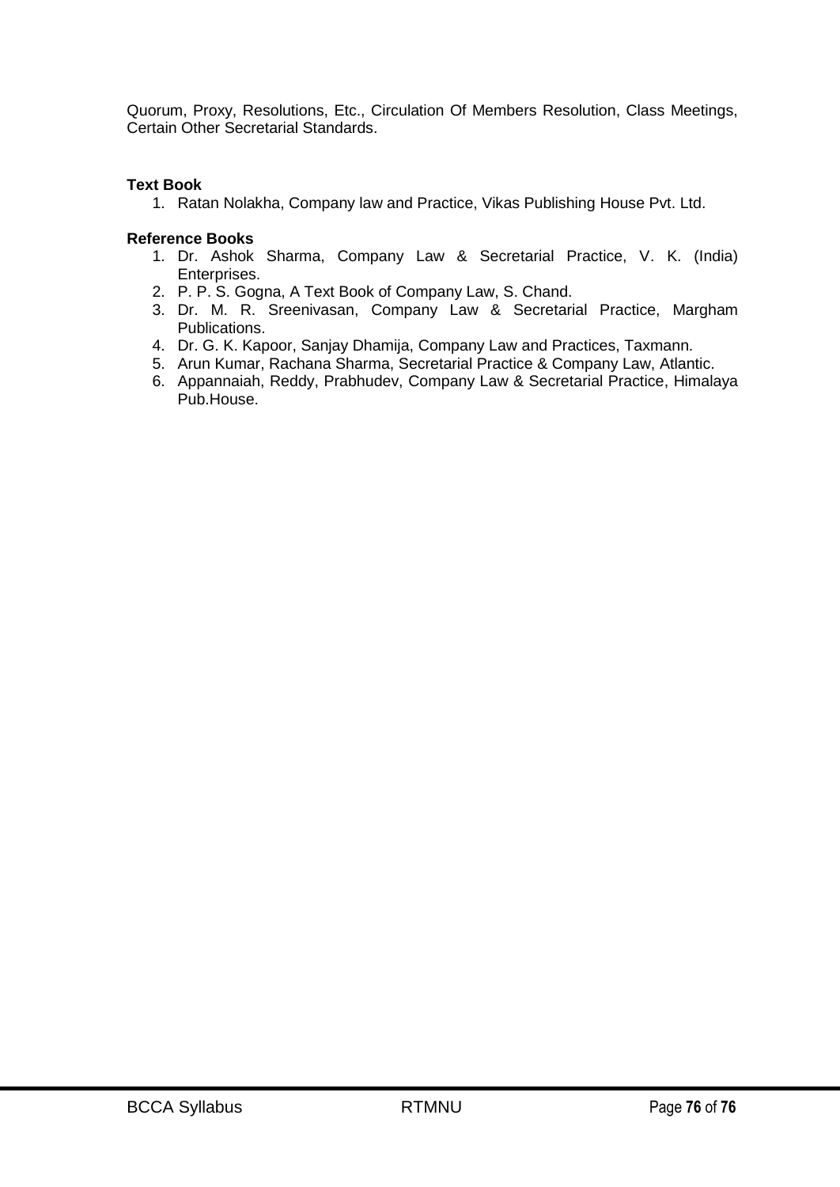Quorum, Proxy, Resolutions, Etc., Circulation Of Members Resolution, Class Meetings, Certain Other Secretarial Standards.

**Text Book**

1. Ratan Nolakha, Company law and Practice, Vikas Publishing House Pvt. Ltd.

**Reference Books**

1. Dr. Ashok Sharma, Company Law & Secretarial Practice, V. K. (India) Enterprises.
2. P. P. S. Gogna, A Text Book of Company Law, S. Chand.
3. Dr. M. R. Sreenivasan, Company Law & Secretarial Practice, Margham Publications.
4. Dr. G. K. Kapoor, Sanjay Dhamija, Company Law and Practices, Taxmann.
5. Arun Kumar, Rachana Sharma, Secretarial Practice & Company Law, Atlantic.
6. Appannaiah, Reddy, Prabhudev, Company Law & Secretarial Practice, Himalaya Pub.House.